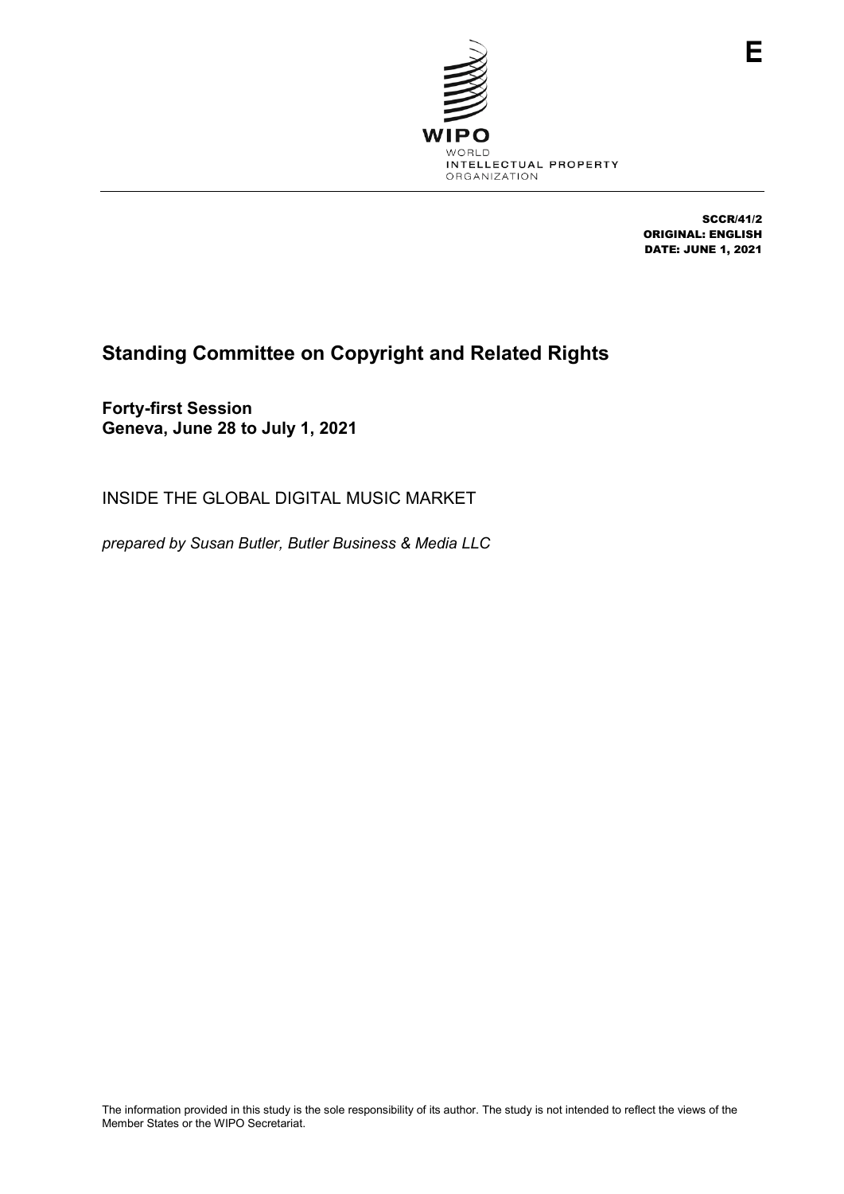E

WIPO
WORLD
INTELLECTUAL PROPERTY
ORGANIZATION

SCCR/41/2
ORIGINAL: ENGLISH
DATE: JUNE 1, 2021

# Standing Committee on Copyright and Related Rights

**Forty-first Session**
**Geneva, June 28 to July 1, 2021**

INSIDE THE GLOBAL DIGITAL MUSIC MARKET

*prepared by Susan Butler, Butler Business & Media LLC*

The information provided in this study is the sole responsibility of its author. The study is not intended to reflect the views of the Member States or the WIPO Secretariat.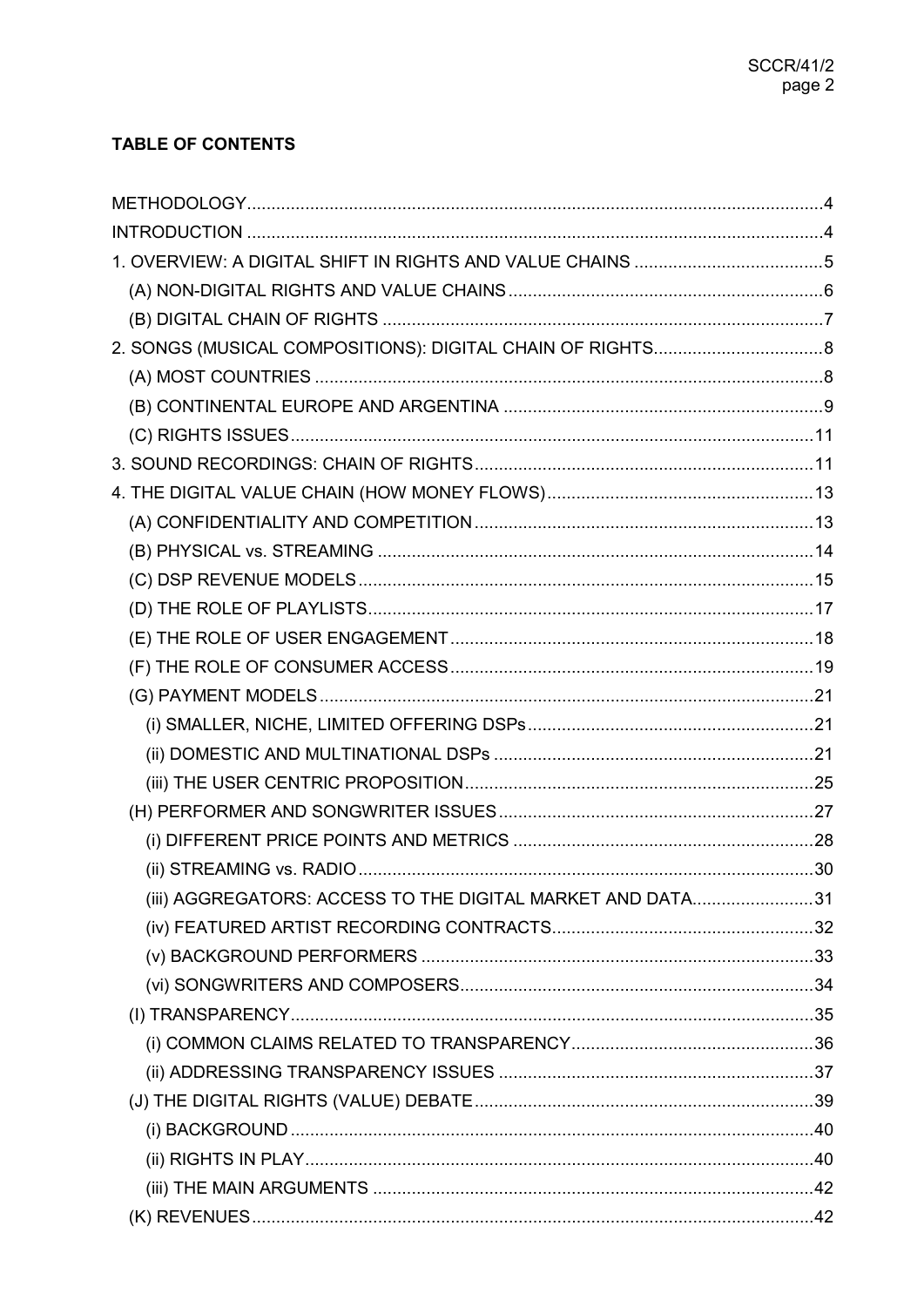**TABLE OF CONTENTS**

METHODOLOGY ..... 4

INTRODUCTION ..... 4

1. OVERVIEW: A DIGITAL SHIFT IN RIGHTS AND VALUE CHAINS ..... 5
   - (A) NON-DIGITAL RIGHTS AND VALUE CHAINS ..... 6
   - (B) DIGITAL CHAIN OF RIGHTS ..... 7

2. SONGS (MUSICAL COMPOSITIONS): DIGITAL CHAIN OF RIGHTS ..... 8
   - (A) MOST COUNTRIES ..... 8
   - (B) CONTINENTAL EUROPE AND ARGENTINA ..... 9
   - (C) RIGHTS ISSUES ..... 11

3. SOUND RECORDINGS: CHAIN OF RIGHTS ..... 11

4. THE DIGITAL VALUE CHAIN (HOW MONEY FLOWS) ..... 13
   - (A) CONFIDENTIALITY AND COMPETITION ..... 13
   - (B) PHYSICAL vs. STREAMING ..... 14
   - (C) DSP REVENUE MODELS ..... 15
   - (D) THE ROLE OF PLAYLISTS ..... 17
   - (E) THE ROLE OF USER ENGAGEMENT ..... 18
   - (F) THE ROLE OF CONSUMER ACCESS ..... 19
   - (G) PAYMENT MODELS ..... 21
     - (i) SMALLER, NICHE, LIMITED OFFERING DSPs ..... 21
     - (ii) DOMESTIC AND MULTINATIONAL DSPs ..... 21
     - (iii) THE USER CENTRIC PROPOSITION ..... 25
   - (H) PERFORMER AND SONGWRITER ISSUES ..... 27
     - (i) DIFFERENT PRICE POINTS AND METRICS ..... 28
     - (ii) STREAMING vs. RADIO ..... 30
     - (iii) AGGREGATORS: ACCESS TO THE DIGITAL MARKET AND DATA ..... 31
     - (iv) FEATURED ARTIST RECORDING CONTRACTS ..... 32
     - (v) BACKGROUND PERFORMERS ..... 33
     - (vi) SONGWRITERS AND COMPOSERS ..... 34
   - (I) TRANSPARENCY ..... 35
     - (i) COMMON CLAIMS RELATED TO TRANSPARENCY ..... 36
     - (ii) ADDRESSING TRANSPARENCY ISSUES ..... 37
   - (J) THE DIGITAL RIGHTS (VALUE) DEBATE ..... 39
     - (i) BACKGROUND ..... 40
     - (ii) RIGHTS IN PLAY ..... 40
     - (iii) THE MAIN ARGUMENTS ..... 42
   - (K) REVENUES ..... 42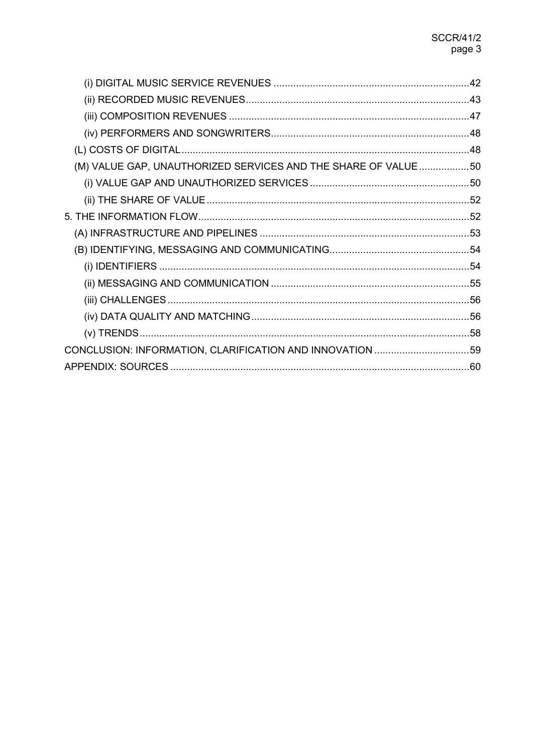- (i) DIGITAL MUSIC SERVICE REVENUES ..... 42
- (ii) RECORDED MUSIC REVENUES ..... 43
- (iii) COMPOSITION REVENUES ..... 47
- (iv) PERFORMERS AND SONGWRITERS ..... 48

(L) COSTS OF DIGITAL ..... 48

(M) VALUE GAP, UNAUTHORIZED SERVICES AND THE SHARE OF VALUE ..... 50

- (i) VALUE GAP AND UNAUTHORIZED SERVICES ..... 50
- (ii) THE SHARE OF VALUE ..... 52

5. THE INFORMATION FLOW ..... 52

(A) INFRASTRUCTURE AND PIPELINES ..... 53

(B) IDENTIFYING, MESSAGING AND COMMUNICATING ..... 54

- (i) IDENTIFIERS ..... 54
- (ii) MESSAGING AND COMMUNICATION ..... 55
- (iii) CHALLENGES ..... 56
- (iv) DATA QUALITY AND MATCHING ..... 56
- (v) TRENDS ..... 58

CONCLUSION: INFORMATION, CLARIFICATION AND INNOVATION ..... 59

APPENDIX: SOURCES ..... 60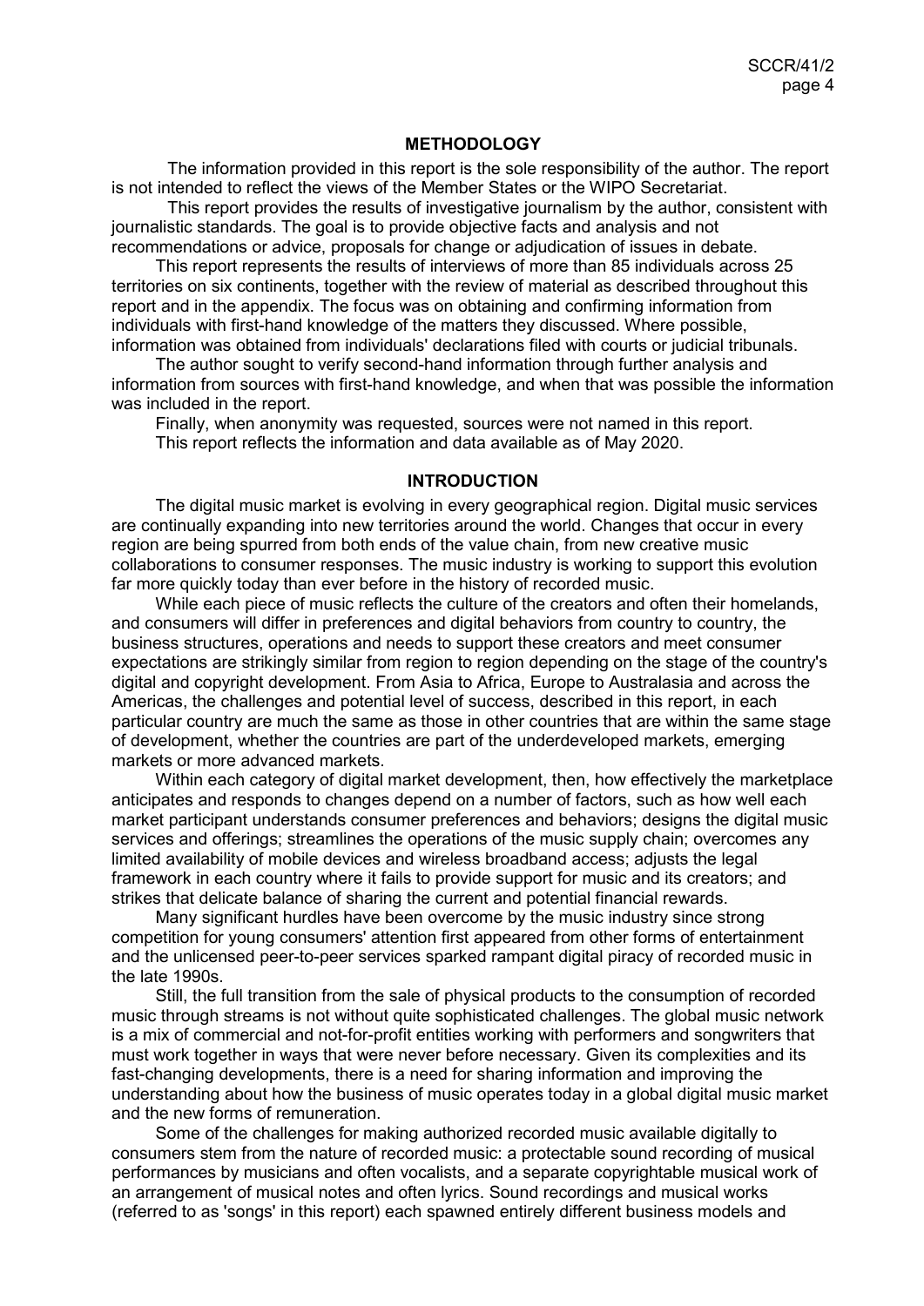## METHODOLOGY

The information provided in this report is the sole responsibility of the author. The report is not intended to reflect the views of the Member States or the WIPO Secretariat.

This report provides the results of investigative journalism by the author, consistent with journalistic standards. The goal is to provide objective facts and analysis and not recommendations or advice, proposals for change or adjudication of issues in debate.

This report represents the results of interviews of more than 85 individuals across 25 territories on six continents, together with the review of material as described throughout this report and in the appendix. The focus was on obtaining and confirming information from individuals with first-hand knowledge of the matters they discussed. Where possible, information was obtained from individuals' declarations filed with courts or judicial tribunals.

The author sought to verify second-hand information through further analysis and information from sources with first-hand knowledge, and when that was possible the information was included in the report.

Finally, when anonymity was requested, sources were not named in this report.

This report reflects the information and data available as of May 2020.

## INTRODUCTION

The digital music market is evolving in every geographical region. Digital music services are continually expanding into new territories around the world. Changes that occur in every region are being spurred from both ends of the value chain, from new creative music collaborations to consumer responses. The music industry is working to support this evolution far more quickly today than ever before in the history of recorded music.

While each piece of music reflects the culture of the creators and often their homelands, and consumers will differ in preferences and digital behaviors from country to country, the business structures, operations and needs to support these creators and meet consumer expectations are strikingly similar from region to region depending on the stage of the country's digital and copyright development. From Asia to Africa, Europe to Australasia and across the Americas, the challenges and potential level of success, described in this report, in each particular country are much the same as those in other countries that are within the same stage of development, whether the countries are part of the underdeveloped markets, emerging markets or more advanced markets.

Within each category of digital market development, then, how effectively the marketplace anticipates and responds to changes depend on a number of factors, such as how well each market participant understands consumer preferences and behaviors; designs the digital music services and offerings; streamlines the operations of the music supply chain; overcomes any limited availability of mobile devices and wireless broadband access; adjusts the legal framework in each country where it fails to provide support for music and its creators; and strikes that delicate balance of sharing the current and potential financial rewards.

Many significant hurdles have been overcome by the music industry since strong competition for young consumers' attention first appeared from other forms of entertainment and the unlicensed peer-to-peer services sparked rampant digital piracy of recorded music in the late 1990s.

Still, the full transition from the sale of physical products to the consumption of recorded music through streams is not without quite sophisticated challenges. The global music network is a mix of commercial and not-for-profit entities working with performers and songwriters that must work together in ways that were never before necessary. Given its complexities and its fast-changing developments, there is a need for sharing information and improving the understanding about how the business of music operates today in a global digital music market and the new forms of remuneration.

Some of the challenges for making authorized recorded music available digitally to consumers stem from the nature of recorded music: a protectable sound recording of musical performances by musicians and often vocalists, and a separate copyrightable musical work of an arrangement of musical notes and often lyrics. Sound recordings and musical works (referred to as 'songs' in this report) each spawned entirely different business models and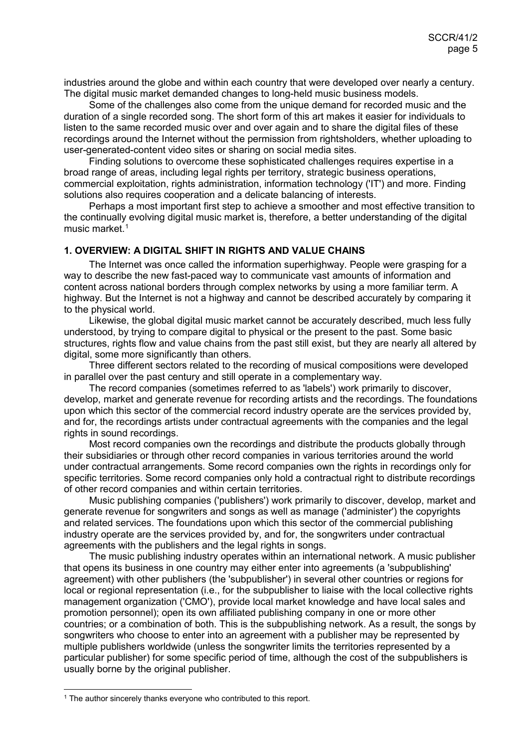industries around the globe and within each country that were developed over nearly a century. The digital music market demanded changes to long-held music business models.

Some of the challenges also come from the unique demand for recorded music and the duration of a single recorded song. The short form of this art makes it easier for individuals to listen to the same recorded music over and over again and to share the digital files of these recordings around the Internet without the permission from rightsholders, whether uploading to user-generated-content video sites or sharing on social media sites.

Finding solutions to overcome these sophisticated challenges requires expertise in a broad range of areas, including legal rights per territory, strategic business operations, commercial exploitation, rights administration, information technology ('IT') and more. Finding solutions also requires cooperation and a delicate balancing of interests.

Perhaps a most important first step to achieve a smoother and most effective transition to the continually evolving digital music market is, therefore, a better understanding of the digital music market.[1]

## 1. OVERVIEW: A DIGITAL SHIFT IN RIGHTS AND VALUE CHAINS

The Internet was once called the information superhighway. People were grasping for a way to describe the new fast-paced way to communicate vast amounts of information and content across national borders through complex networks by using a more familiar term. A highway. But the Internet is not a highway and cannot be described accurately by comparing it to the physical world.

Likewise, the global digital music market cannot be accurately described, much less fully understood, by trying to compare digital to physical or the present to the past. Some basic structures, rights flow and value chains from the past still exist, but they are nearly all altered by digital, some more significantly than others.

Three different sectors related to the recording of musical compositions were developed in parallel over the past century and still operate in a complementary way.

The record companies (sometimes referred to as 'labels') work primarily to discover, develop, market and generate revenue for recording artists and the recordings. The foundations upon which this sector of the commercial record industry operate are the services provided by, and for, the recordings artists under contractual agreements with the companies and the legal rights in sound recordings.

Most record companies own the recordings and distribute the products globally through their subsidiaries or through other record companies in various territories around the world under contractual arrangements. Some record companies own the rights in recordings only for specific territories. Some record companies only hold a contractual right to distribute recordings of other record companies and within certain territories.

Music publishing companies ('publishers') work primarily to discover, develop, market and generate revenue for songwriters and songs as well as manage ('administer') the copyrights and related services. The foundations upon which this sector of the commercial publishing industry operate are the services provided by, and for, the songwriters under contractual agreements with the publishers and the legal rights in songs.

The music publishing industry operates within an international network. A music publisher that opens its business in one country may either enter into agreements (a 'subpublishing' agreement) with other publishers (the 'subpublisher') in several other countries or regions for local or regional representation (i.e., for the subpublisher to liaise with the local collective rights management organization ('CMO'), provide local market knowledge and have local sales and promotion personnel); open its own affiliated publishing company in one or more other countries; or a combination of both. This is the subpublishing network. As a result, the songs by songwriters who choose to enter into an agreement with a publisher may be represented by multiple publishers worldwide (unless the songwriter limits the territories represented by a particular publisher) for some specific period of time, although the cost of the subpublishers is usually borne by the original publisher.

---

[1] The author sincerely thanks everyone who contributed to this report.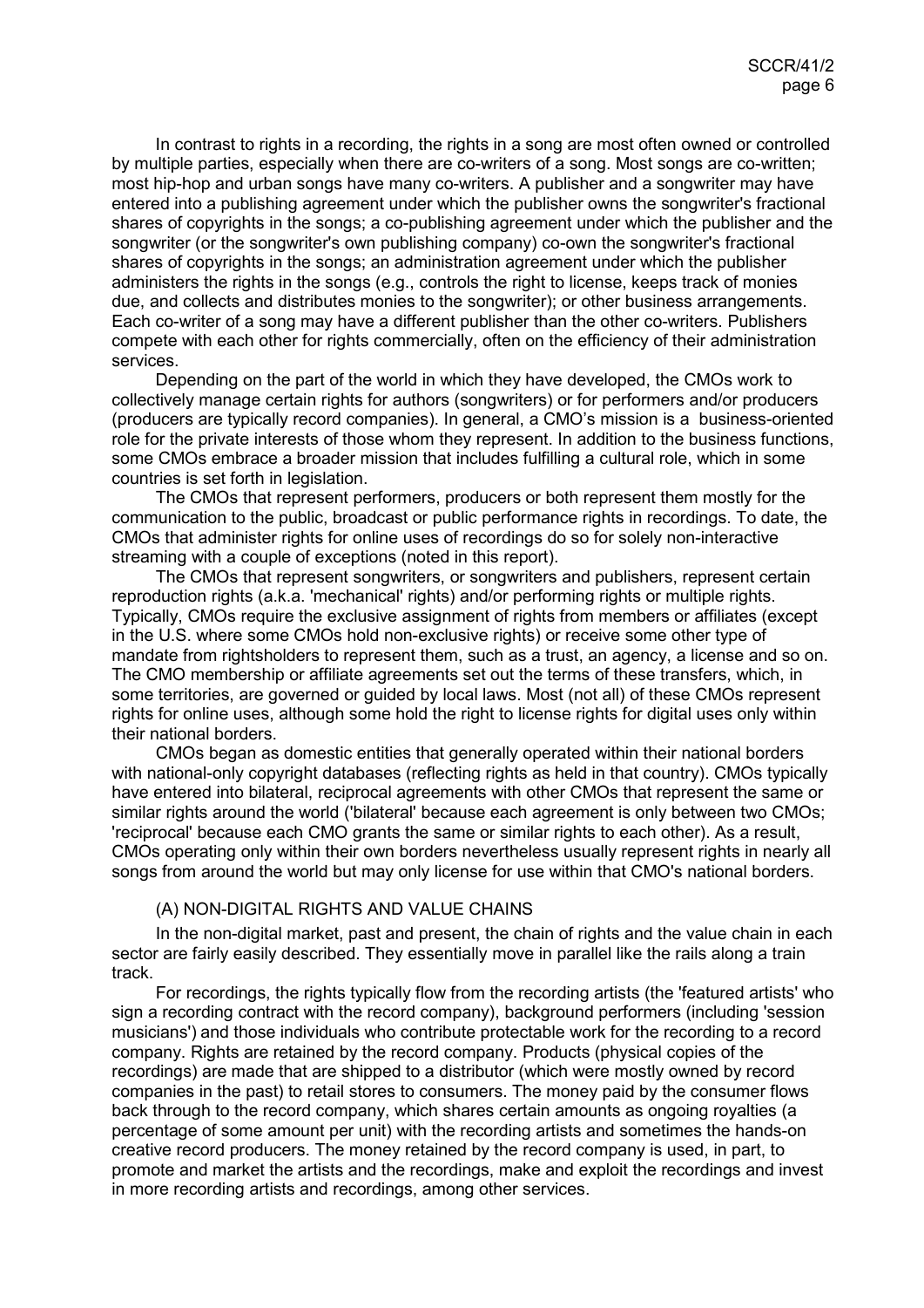In contrast to rights in a recording, the rights in a song are most often owned or controlled by multiple parties, especially when there are co-writers of a song. Most songs are co-written; most hip-hop and urban songs have many co-writers. A publisher and a songwriter may have entered into a publishing agreement under which the publisher owns the songwriter's fractional shares of copyrights in the songs; a co-publishing agreement under which the publisher and the songwriter (or the songwriter's own publishing company) co-own the songwriter's fractional shares of copyrights in the songs; an administration agreement under which the publisher administers the rights in the songs (e.g., controls the right to license, keeps track of monies due, and collects and distributes monies to the songwriter); or other business arrangements. Each co-writer of a song may have a different publisher than the other co-writers. Publishers compete with each other for rights commercially, often on the efficiency of their administration services.

Depending on the part of the world in which they have developed, the CMOs work to collectively manage certain rights for authors (songwriters) or for performers and/or producers (producers are typically record companies). In general, a CMO's mission is a business-oriented role for the private interests of those whom they represent. In addition to the business functions, some CMOs embrace a broader mission that includes fulfilling a cultural role, which in some countries is set forth in legislation.

The CMOs that represent performers, producers or both represent them mostly for the communication to the public, broadcast or public performance rights in recordings. To date, the CMOs that administer rights for online uses of recordings do so for solely non-interactive streaming with a couple of exceptions (noted in this report).

The CMOs that represent songwriters, or songwriters and publishers, represent certain reproduction rights (a.k.a. 'mechanical' rights) and/or performing rights or multiple rights. Typically, CMOs require the exclusive assignment of rights from members or affiliates (except in the U.S. where some CMOs hold non-exclusive rights) or receive some other type of mandate from rightsholders to represent them, such as a trust, an agency, a license and so on. The CMO membership or affiliate agreements set out the terms of these transfers, which, in some territories, are governed or guided by local laws. Most (not all) of these CMOs represent rights for online uses, although some hold the right to license rights for digital uses only within their national borders.

CMOs began as domestic entities that generally operated within their national borders with national-only copyright databases (reflecting rights as held in that country). CMOs typically have entered into bilateral, reciprocal agreements with other CMOs that represent the same or similar rights around the world ('bilateral' because each agreement is only between two CMOs; 'reciprocal' because each CMO grants the same or similar rights to each other). As a result, CMOs operating only within their own borders nevertheless usually represent rights in nearly all songs from around the world but may only license for use within that CMO's national borders.

### (A) NON-DIGITAL RIGHTS AND VALUE CHAINS

In the non-digital market, past and present, the chain of rights and the value chain in each sector are fairly easily described. They essentially move in parallel like the rails along a train track.

For recordings, the rights typically flow from the recording artists (the 'featured artists' who sign a recording contract with the record company), background performers (including 'session musicians') and those individuals who contribute protectable work for the recording to a record company. Rights are retained by the record company. Products (physical copies of the recordings) are made that are shipped to a distributor (which were mostly owned by record companies in the past) to retail stores to consumers. The money paid by the consumer flows back through to the record company, which shares certain amounts as ongoing royalties (a percentage of some amount per unit) with the recording artists and sometimes the hands-on creative record producers. The money retained by the record company is used, in part, to promote and market the artists and the recordings, make and exploit the recordings and invest in more recording artists and recordings, among other services.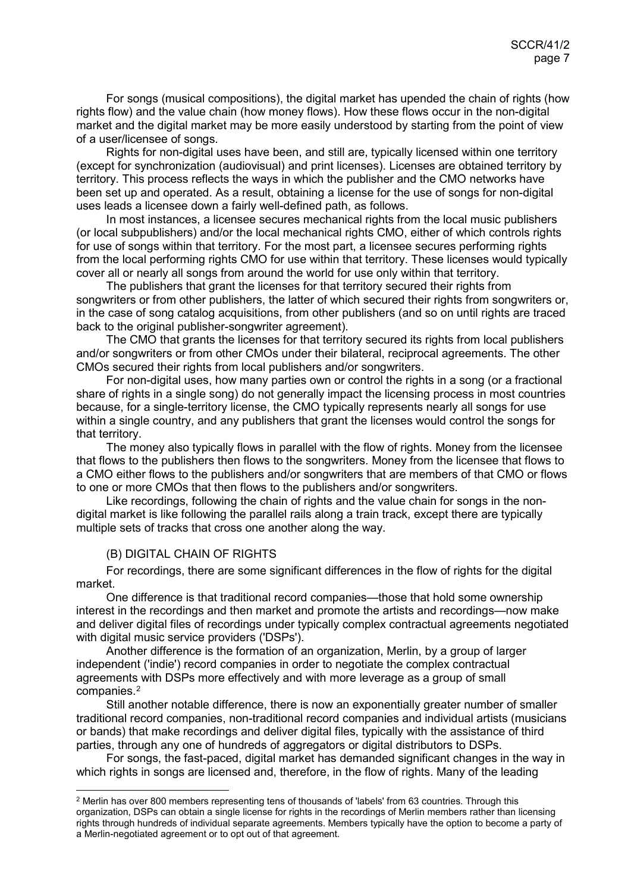For songs (musical compositions), the digital market has upended the chain of rights (how rights flow) and the value chain (how money flows). How these flows occur in the non-digital market and the digital market may be more easily understood by starting from the point of view of a user/licensee of songs.

Rights for non-digital uses have been, and still are, typically licensed within one territory (except for synchronization (audiovisual) and print licenses). Licenses are obtained territory by territory. This process reflects the ways in which the publisher and the CMO networks have been set up and operated. As a result, obtaining a license for the use of songs for non-digital uses leads a licensee down a fairly well-defined path, as follows.

In most instances, a licensee secures mechanical rights from the local music publishers (or local subpublishers) and/or the local mechanical rights CMO, either of which controls rights for use of songs within that territory. For the most part, a licensee secures performing rights from the local performing rights CMO for use within that territory. These licenses would typically cover all or nearly all songs from around the world for use only within that territory.

The publishers that grant the licenses for that territory secured their rights from songwriters or from other publishers, the latter of which secured their rights from songwriters or, in the case of song catalog acquisitions, from other publishers (and so on until rights are traced back to the original publisher-songwriter agreement).

The CMO that grants the licenses for that territory secured its rights from local publishers and/or songwriters or from other CMOs under their bilateral, reciprocal agreements. The other CMOs secured their rights from local publishers and/or songwriters.

For non-digital uses, how many parties own or control the rights in a song (or a fractional share of rights in a single song) do not generally impact the licensing process in most countries because, for a single-territory license, the CMO typically represents nearly all songs for use within a single country, and any publishers that grant the licenses would control the songs for that territory.

The money also typically flows in parallel with the flow of rights. Money from the licensee that flows to the publishers then flows to the songwriters. Money from the licensee that flows to a CMO either flows to the publishers and/or songwriters that are members of that CMO or flows to one or more CMOs that then flows to the publishers and/or songwriters.

Like recordings, following the chain of rights and the value chain for songs in the non-digital market is like following the parallel rails along a train track, except there are typically multiple sets of tracks that cross one another along the way.

## (B) DIGITAL CHAIN OF RIGHTS

For recordings, there are some significant differences in the flow of rights for the digital market.

One difference is that traditional record companies—those that hold some ownership interest in the recordings and then market and promote the artists and recordings—now make and deliver digital files of recordings under typically complex contractual agreements negotiated with digital music service providers ('DSPs').

Another difference is the formation of an organization, Merlin, by a group of larger independent ('indie') record companies in order to negotiate the complex contractual agreements with DSPs more effectively and with more leverage as a group of small companies.[2]

Still another notable difference, there is now an exponentially greater number of smaller traditional record companies, non-traditional record companies and individual artists (musicians or bands) that make recordings and deliver digital files, typically with the assistance of third parties, through any one of hundreds of aggregators or digital distributors to DSPs.

For songs, the fast-paced, digital market has demanded significant changes in the way in which rights in songs are licensed and, therefore, in the flow of rights. Many of the leading

[2] Merlin has over 800 members representing tens of thousands of 'labels' from 63 countries. Through this organization, DSPs can obtain a single license for rights in the recordings of Merlin members rather than licensing rights through hundreds of individual separate agreements. Members typically have the option to become a party of a Merlin-negotiated agreement or to opt out of that agreement.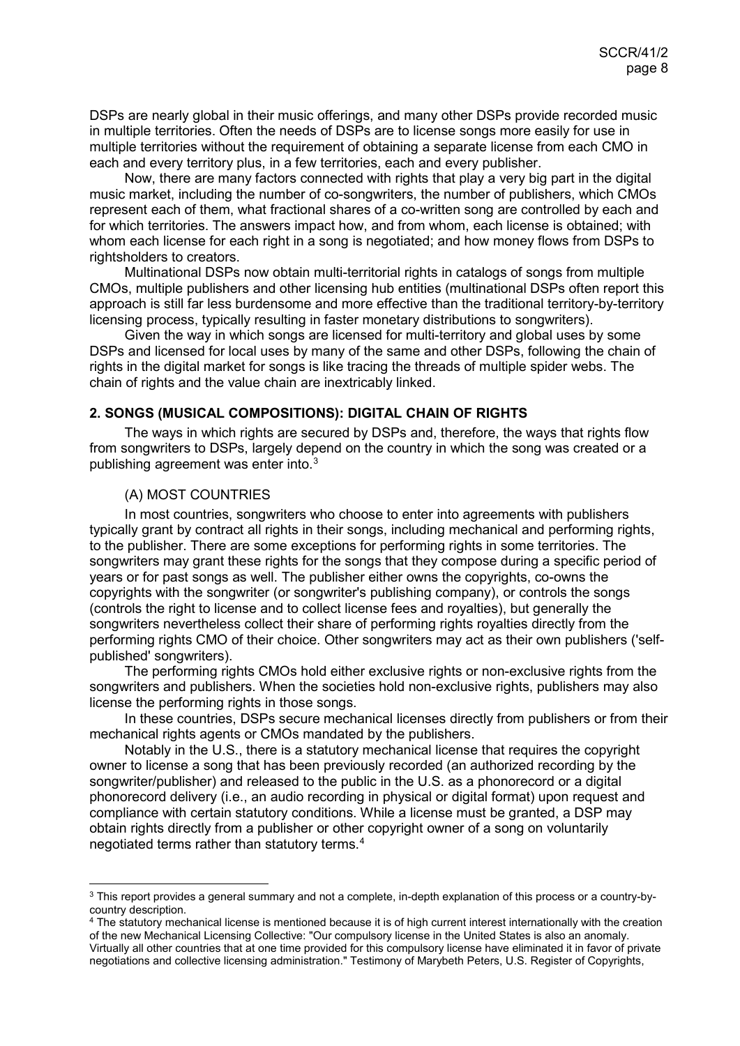DSPs are nearly global in their music offerings, and many other DSPs provide recorded music in multiple territories. Often the needs of DSPs are to license songs more easily for use in multiple territories without the requirement of obtaining a separate license from each CMO in each and every territory plus, in a few territories, each and every publisher.

Now, there are many factors connected with rights that play a very big part in the digital music market, including the number of co-songwriters, the number of publishers, which CMOs represent each of them, what fractional shares of a co-written song are controlled by each and for which territories. The answers impact how, and from whom, each license is obtained; with whom each license for each right in a song is negotiated; and how money flows from DSPs to rightsholders to creators.

Multinational DSPs now obtain multi-territorial rights in catalogs of songs from multiple CMOs, multiple publishers and other licensing hub entities (multinational DSPs often report this approach is still far less burdensome and more effective than the traditional territory-by-territory licensing process, typically resulting in faster monetary distributions to songwriters).

Given the way in which songs are licensed for multi-territory and global uses by some DSPs and licensed for local uses by many of the same and other DSPs, following the chain of rights in the digital market for songs is like tracing the threads of multiple spider webs. The chain of rights and the value chain are inextricably linked.

## 2. SONGS (MUSICAL COMPOSITIONS): DIGITAL CHAIN OF RIGHTS

The ways in which rights are secured by DSPs and, therefore, the ways that rights flow from songwriters to DSPs, largely depend on the country in which the song was created or a publishing agreement was enter into.[3]

### (A) MOST COUNTRIES

In most countries, songwriters who choose to enter into agreements with publishers typically grant by contract all rights in their songs, including mechanical and performing rights, to the publisher. There are some exceptions for performing rights in some territories. The songwriters may grant these rights for the songs that they compose during a specific period of years or for past songs as well. The publisher either owns the copyrights, co-owns the copyrights with the songwriter (or songwriter's publishing company), or controls the songs (controls the right to license and to collect license fees and royalties), but generally the songwriters nevertheless collect their share of performing rights royalties directly from the performing rights CMO of their choice. Other songwriters may act as their own publishers ('self-published' songwriters).

The performing rights CMOs hold either exclusive rights or non-exclusive rights from the songwriters and publishers. When the societies hold non-exclusive rights, publishers may also license the performing rights in those songs.

In these countries, DSPs secure mechanical licenses directly from publishers or from their mechanical rights agents or CMOs mandated by the publishers.

Notably in the U.S., there is a statutory mechanical license that requires the copyright owner to license a song that has been previously recorded (an authorized recording by the songwriter/publisher) and released to the public in the U.S. as a phonorecord or a digital phonorecord delivery (i.e., an audio recording in physical or digital format) upon request and compliance with certain statutory conditions. While a license must be granted, a DSP may obtain rights directly from a publisher or other copyright owner of a song on voluntarily negotiated terms rather than statutory terms.[4]

---

[3] This report provides a general summary and not a complete, in-depth explanation of this process or a country-by-country description.

[4] The statutory mechanical license is mentioned because it is of high current interest internationally with the creation of the new Mechanical Licensing Collective: "Our compulsory license in the United States is also an anomaly. Virtually all other countries that at one time provided for this compulsory license have eliminated it in favor of private negotiations and collective licensing administration." Testimony of Marybeth Peters, U.S. Register of Copyrights,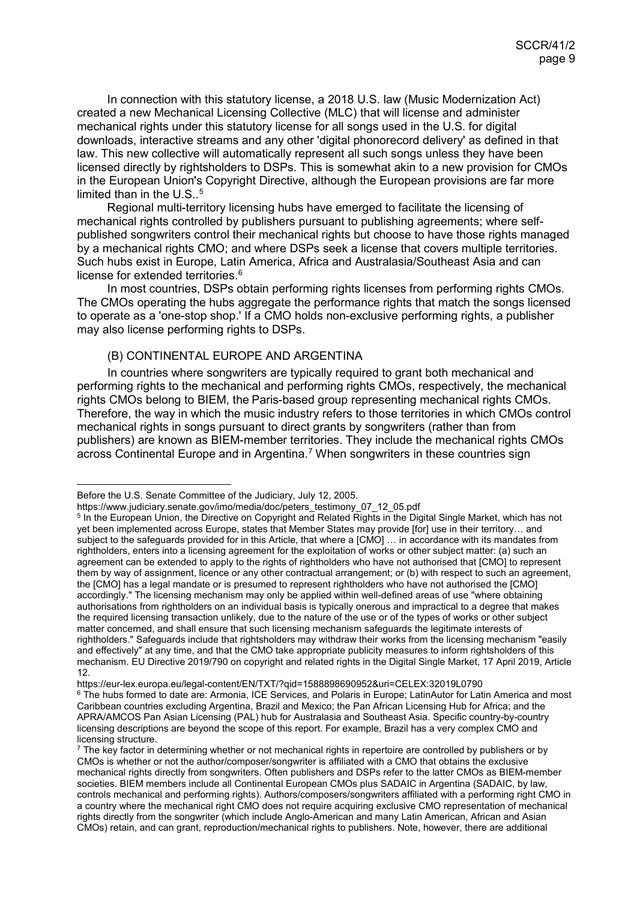In connection with this statutory license, a 2018 U.S. law (Music Modernization Act) created a new Mechanical Licensing Collective (MLC) that will license and administer mechanical rights under this statutory license for all songs used in the U.S. for digital downloads, interactive streams and any other 'digital phonorecord delivery' as defined in that law. This new collective will automatically represent all such songs unless they have been licensed directly by rightsholders to DSPs. This is somewhat akin to a new provision for CMOs in the European Union's Copyright Directive, although the European provisions are far more limited than in the U.S..[5]

Regional multi-territory licensing hubs have emerged to facilitate the licensing of mechanical rights controlled by publishers pursuant to publishing agreements; where self-published songwriters control their mechanical rights but choose to have those rights managed by a mechanical rights CMO; and where DSPs seek a license that covers multiple territories. Such hubs exist in Europe, Latin America, Africa and Australasia/Southeast Asia and can license for extended territories.[6]

In most countries, DSPs obtain performing rights licenses from performing rights CMOs. The CMOs operating the hubs aggregate the performance rights that match the songs licensed to operate as a 'one-stop shop.' If a CMO holds non-exclusive performing rights, a publisher may also license performing rights to DSPs.

### (B) CONTINENTAL EUROPE AND ARGENTINA

In countries where songwriters are typically required to grant both mechanical and performing rights to the mechanical and performing rights CMOs, respectively, the mechanical rights CMOs belong to BIEM, the Paris-based group representing mechanical rights CMOs. Therefore, the way in which the music industry refers to those territories in which CMOs control mechanical rights in songs pursuant to direct grants by songwriters (rather than from publishers) are known as BIEM-member territories. They include the mechanical rights CMOs across Continental Europe and in Argentina.[7] When songwriters in these countries sign

---

Before the U.S. Senate Committee of the Judiciary, July 12, 2005.
https://www.judiciary.senate.gov/imo/media/doc/peters_testimony_07_12_05.pdf

[5] In the European Union, the Directive on Copyright and Related Rights in the Digital Single Market, which has not yet been implemented across Europe, states that Member States may provide [for] use in their territory… and subject to the safeguards provided for in this Article, that where a [CMO] … in accordance with its mandates from rightholders, enters into a licensing agreement for the exploitation of works or other subject matter: (a) such an agreement can be extended to apply to the rights of rightholders who have not authorised that [CMO] to represent them by way of assignment, licence or any other contractual arrangement; or (b) with respect to such an agreement, the [CMO] has a legal mandate or is presumed to represent rightholders who have not authorised the [CMO] accordingly." The licensing mechanism may only be applied within well-defined areas of use "where obtaining authorisations from rightholders on an individual basis is typically onerous and impractical to a degree that makes the required licensing transaction unlikely, due to the nature of the use or of the types of works or other subject matter concerned, and shall ensure that such licensing mechanism safeguards the legitimate interests of rightholders." Safeguards include that rightsholders may withdraw their works from the licensing mechanism "easily and effectively" at any time, and that the CMO take appropriate publicity measures to inform rightsholders of this mechanism. EU Directive 2019/790 on copyright and related rights in the Digital Single Market, 17 April 2019, Article 12.
https://eur-lex.europa.eu/legal-content/EN/TXT/?qid=1588898690952&uri=CELEX:32019L0790

[6] The hubs formed to date are: Armonia, ICE Services, and Polaris in Europe; LatinAutor for Latin America and most Caribbean countries excluding Argentina, Brazil and Mexico; the Pan African Licensing Hub for Africa; and the APRA/AMCOS Pan Asian Licensing (PAL) hub for Australasia and Southeast Asia. Specific country-by-country licensing descriptions are beyond the scope of this report. For example, Brazil has a very complex CMO and licensing structure.

[7] The key factor in determining whether or not mechanical rights in repertoire are controlled by publishers or by CMOs is whether or not the author/composer/songwriter is affiliated with a CMO that obtains the exclusive mechanical rights directly from songwriters. Often publishers and DSPs refer to the latter CMOs as BIEM-member societies. BIEM members include all Continental European CMOs plus SADAIC in Argentina (SADAIC, by law, controls mechanical and performing rights). Authors/composers/songwriters affiliated with a performing right CMO in a country where the mechanical right CMO does not require acquiring exclusive CMO representation of mechanical rights directly from the songwriter (which include Anglo-American and many Latin American, African and Asian CMOs) retain, and can grant, reproduction/mechanical rights to publishers. Note, however, there are additional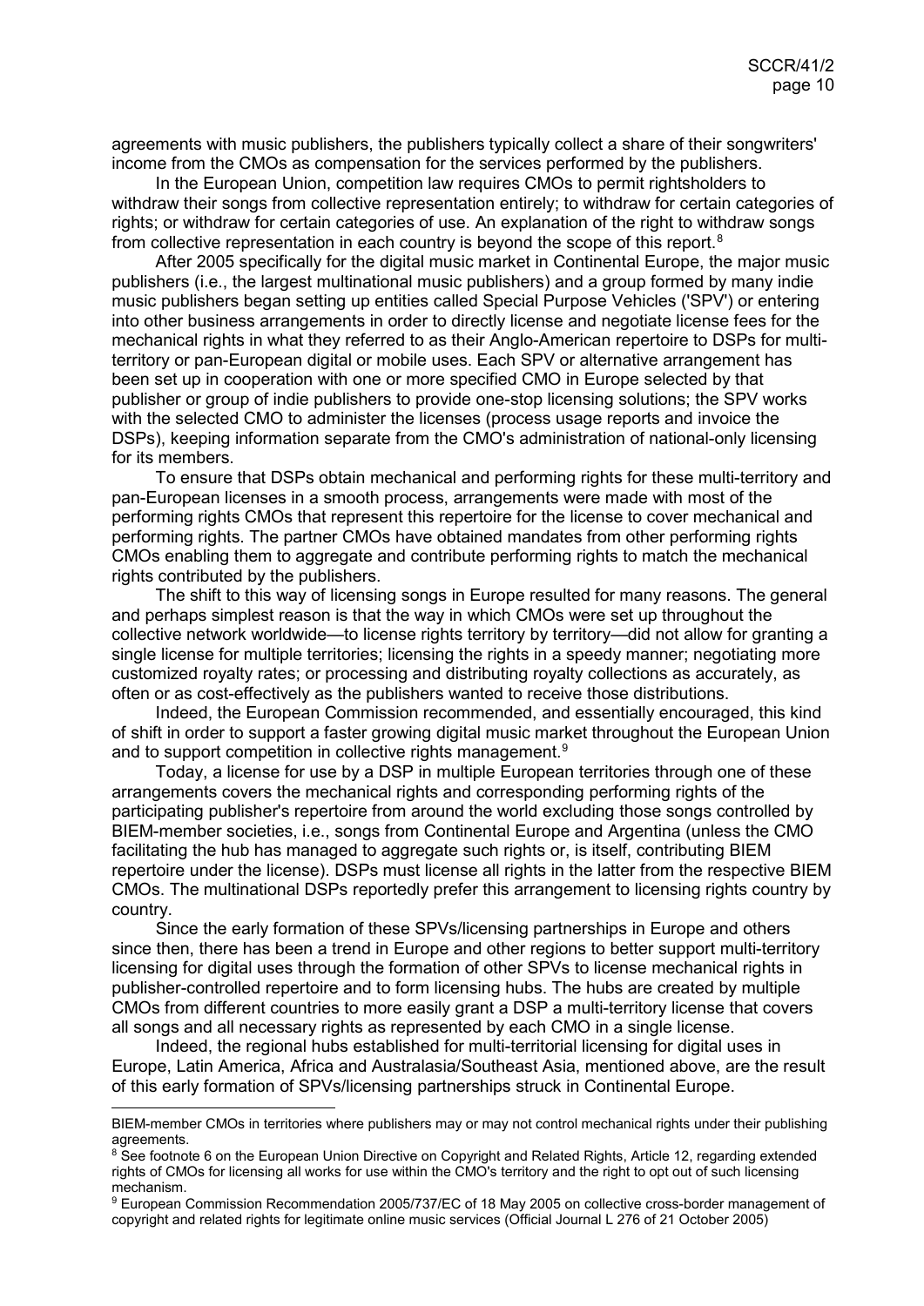agreements with music publishers, the publishers typically collect a share of their songwriters' income from the CMOs as compensation for the services performed by the publishers.

In the European Union, competition law requires CMOs to permit rightsholders to withdraw their songs from collective representation entirely; to withdraw for certain categories of rights; or withdraw for certain categories of use. An explanation of the right to withdraw songs from collective representation in each country is beyond the scope of this report.[8]

After 2005 specifically for the digital music market in Continental Europe, the major music publishers (i.e., the largest multinational music publishers) and a group formed by many indie music publishers began setting up entities called Special Purpose Vehicles ('SPV') or entering into other business arrangements in order to directly license and negotiate license fees for the mechanical rights in what they referred to as their Anglo-American repertoire to DSPs for multi-territory or pan-European digital or mobile uses. Each SPV or alternative arrangement has been set up in cooperation with one or more specified CMO in Europe selected by that publisher or group of indie publishers to provide one-stop licensing solutions; the SPV works with the selected CMO to administer the licenses (process usage reports and invoice the DSPs), keeping information separate from the CMO's administration of national-only licensing for its members.

To ensure that DSPs obtain mechanical and performing rights for these multi-territory and pan-European licenses in a smooth process, arrangements were made with most of the performing rights CMOs that represent this repertoire for the license to cover mechanical and performing rights. The partner CMOs have obtained mandates from other performing rights CMOs enabling them to aggregate and contribute performing rights to match the mechanical rights contributed by the publishers.

The shift to this way of licensing songs in Europe resulted for many reasons. The general and perhaps simplest reason is that the way in which CMOs were set up throughout the collective network worldwide—to license rights territory by territory—did not allow for granting a single license for multiple territories; licensing the rights in a speedy manner; negotiating more customized royalty rates; or processing and distributing royalty collections as accurately, as often or as cost-effectively as the publishers wanted to receive those distributions.

Indeed, the European Commission recommended, and essentially encouraged, this kind of shift in order to support a faster growing digital music market throughout the European Union and to support competition in collective rights management.[9]

Today, a license for use by a DSP in multiple European territories through one of these arrangements covers the mechanical rights and corresponding performing rights of the participating publisher's repertoire from around the world excluding those songs controlled by BIEM-member societies, i.e., songs from Continental Europe and Argentina (unless the CMO facilitating the hub has managed to aggregate such rights or, is itself, contributing BIEM repertoire under the license). DSPs must license all rights in the latter from the respective BIEM CMOs. The multinational DSPs reportedly prefer this arrangement to licensing rights country by country.

Since the early formation of these SPVs/licensing partnerships in Europe and others since then, there has been a trend in Europe and other regions to better support multi-territory licensing for digital uses through the formation of other SPVs to license mechanical rights in publisher-controlled repertoire and to form licensing hubs. The hubs are created by multiple CMOs from different countries to more easily grant a DSP a multi-territory license that covers all songs and all necessary rights as represented by each CMO in a single license.

Indeed, the regional hubs established for multi-territorial licensing for digital uses in Europe, Latin America, Africa and Australasia/Southeast Asia, mentioned above, are the result of this early formation of SPVs/licensing partnerships struck in Continental Europe.

---

BIEM-member CMOs in territories where publishers may or may not control mechanical rights under their publishing agreements.

[8] See footnote 6 on the European Union Directive on Copyright and Related Rights, Article 12, regarding extended rights of CMOs for licensing all works for use within the CMO's territory and the right to opt out of such licensing mechanism.

[9] European Commission Recommendation 2005/737/EC of 18 May 2005 on collective cross-border management of copyright and related rights for legitimate online music services (Official Journal L 276 of 21 October 2005)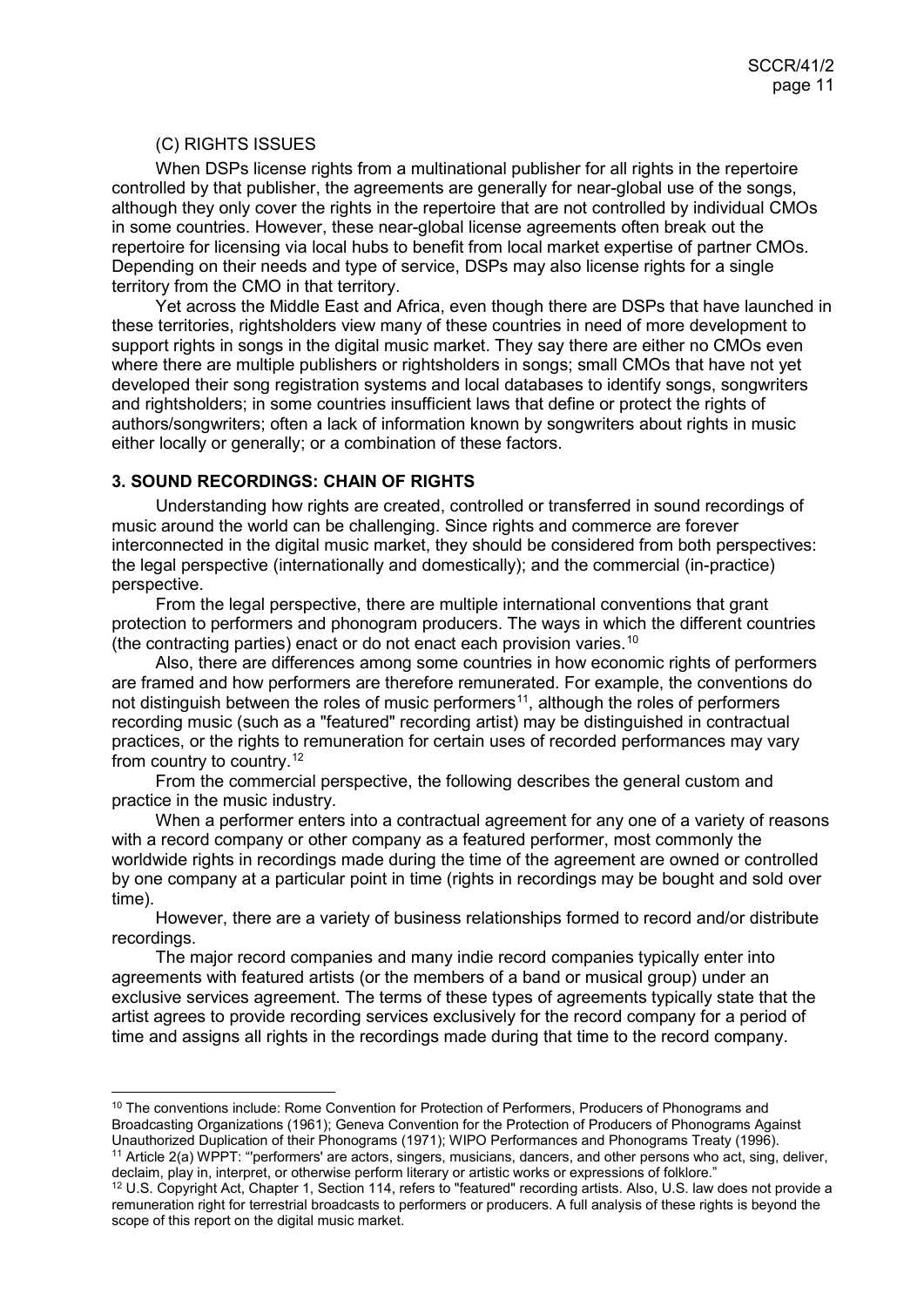(C) RIGHTS ISSUES

When DSPs license rights from a multinational publisher for all rights in the repertoire controlled by that publisher, the agreements are generally for near-global use of the songs, although they only cover the rights in the repertoire that are not controlled by individual CMOs in some countries. However, these near-global license agreements often break out the repertoire for licensing via local hubs to benefit from local market expertise of partner CMOs. Depending on their needs and type of service, DSPs may also license rights for a single territory from the CMO in that territory.

Yet across the Middle East and Africa, even though there are DSPs that have launched in these territories, rightsholders view many of these countries in need of more development to support rights in songs in the digital music market. They say there are either no CMOs even where there are multiple publishers or rightsholders in songs; small CMOs that have not yet developed their song registration systems and local databases to identify songs, songwriters and rightsholders; in some countries insufficient laws that define or protect the rights of authors/songwriters; often a lack of information known by songwriters about rights in music either locally or generally; or a combination of these factors.

## 3. SOUND RECORDINGS: CHAIN OF RIGHTS

Understanding how rights are created, controlled or transferred in sound recordings of music around the world can be challenging. Since rights and commerce are forever interconnected in the digital music market, they should be considered from both perspectives: the legal perspective (internationally and domestically); and the commercial (in-practice) perspective.

From the legal perspective, there are multiple international conventions that grant protection to performers and phonogram producers. The ways in which the different countries (the contracting parties) enact or do not enact each provision varies.[10]

Also, there are differences among some countries in how economic rights of performers are framed and how performers are therefore remunerated. For example, the conventions do not distinguish between the roles of music performers[11], although the roles of performers recording music (such as a "featured" recording artist) may be distinguished in contractual practices, or the rights to remuneration for certain uses of recorded performances may vary from country to country.[12]

From the commercial perspective, the following describes the general custom and practice in the music industry.

When a performer enters into a contractual agreement for any one of a variety of reasons with a record company or other company as a featured performer, most commonly the worldwide rights in recordings made during the time of the agreement are owned or controlled by one company at a particular point in time (rights in recordings may be bought and sold over time).

However, there are a variety of business relationships formed to record and/or distribute recordings.

The major record companies and many indie record companies typically enter into agreements with featured artists (or the members of a band or musical group) under an exclusive services agreement. The terms of these types of agreements typically state that the artist agrees to provide recording services exclusively for the record company for a period of time and assigns all rights in the recordings made during that time to the record company.

---

[10] The conventions include: Rome Convention for Protection of Performers, Producers of Phonograms and Broadcasting Organizations (1961); Geneva Convention for the Protection of Producers of Phonograms Against Unauthorized Duplication of their Phonograms (1971); WIPO Performances and Phonograms Treaty (1996).

[11] Article 2(a) WPPT: "'performers' are actors, singers, musicians, dancers, and other persons who act, sing, deliver, declaim, play in, interpret, or otherwise perform literary or artistic works or expressions of folklore."

[12] U.S. Copyright Act, Chapter 1, Section 114, refers to "featured" recording artists. Also, U.S. law does not provide a remuneration right for terrestrial broadcasts to performers or producers. A full analysis of these rights is beyond the scope of this report on the digital music market.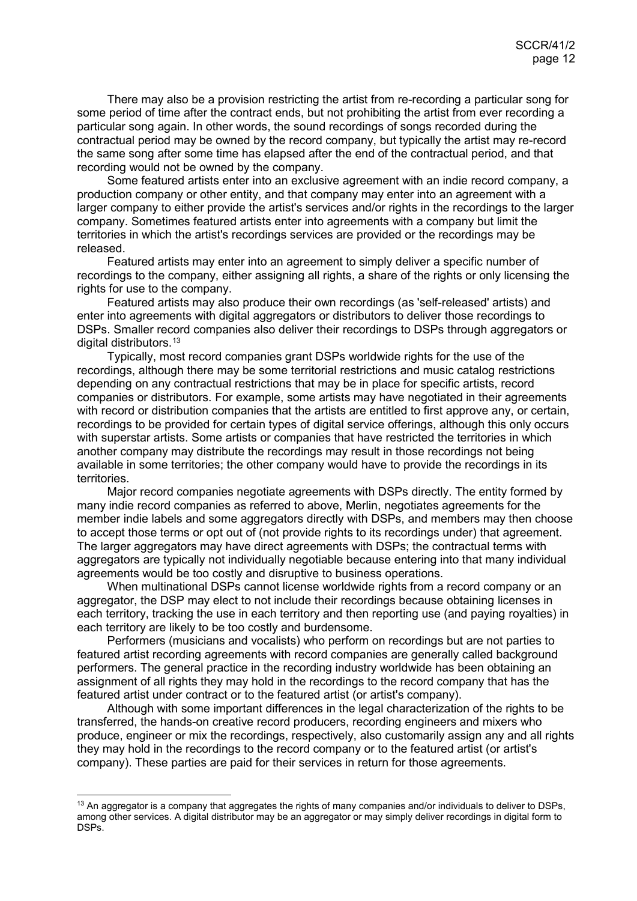There may also be a provision restricting the artist from re-recording a particular song for some period of time after the contract ends, but not prohibiting the artist from ever recording a particular song again. In other words, the sound recordings of songs recorded during the contractual period may be owned by the record company, but typically the artist may re-record the same song after some time has elapsed after the end of the contractual period, and that recording would not be owned by the company.

Some featured artists enter into an exclusive agreement with an indie record company, a production company or other entity, and that company may enter into an agreement with a larger company to either provide the artist's services and/or rights in the recordings to the larger company. Sometimes featured artists enter into agreements with a company but limit the territories in which the artist's recordings services are provided or the recordings may be released.

Featured artists may enter into an agreement to simply deliver a specific number of recordings to the company, either assigning all rights, a share of the rights or only licensing the rights for use to the company.

Featured artists may also produce their own recordings (as 'self-released' artists) and enter into agreements with digital aggregators or distributors to deliver those recordings to DSPs. Smaller record companies also deliver their recordings to DSPs through aggregators or digital distributors.[13]

Typically, most record companies grant DSPs worldwide rights for the use of the recordings, although there may be some territorial restrictions and music catalog restrictions depending on any contractual restrictions that may be in place for specific artists, record companies or distributors. For example, some artists may have negotiated in their agreements with record or distribution companies that the artists are entitled to first approve any, or certain, recordings to be provided for certain types of digital service offerings, although this only occurs with superstar artists. Some artists or companies that have restricted the territories in which another company may distribute the recordings may result in those recordings not being available in some territories; the other company would have to provide the recordings in its territories.

Major record companies negotiate agreements with DSPs directly. The entity formed by many indie record companies as referred to above, Merlin, negotiates agreements for the member indie labels and some aggregators directly with DSPs, and members may then choose to accept those terms or opt out of (not provide rights to its recordings under) that agreement. The larger aggregators may have direct agreements with DSPs; the contractual terms with aggregators are typically not individually negotiable because entering into that many individual agreements would be too costly and disruptive to business operations.

When multinational DSPs cannot license worldwide rights from a record company or an aggregator, the DSP may elect to not include their recordings because obtaining licenses in each territory, tracking the use in each territory and then reporting use (and paying royalties) in each territory are likely to be too costly and burdensome.

Performers (musicians and vocalists) who perform on recordings but are not parties to featured artist recording agreements with record companies are generally called background performers. The general practice in the recording industry worldwide has been obtaining an assignment of all rights they may hold in the recordings to the record company that has the featured artist under contract or to the featured artist (or artist's company).

Although with some important differences in the legal characterization of the rights to be transferred, the hands-on creative record producers, recording engineers and mixers who produce, engineer or mix the recordings, respectively, also customarily assign any and all rights they may hold in the recordings to the record company or to the featured artist (or artist's company). These parties are paid for their services in return for those agreements.

---

[13] An aggregator is a company that aggregates the rights of many companies and/or individuals to deliver to DSPs, among other services. A digital distributor may be an aggregator or may simply deliver recordings in digital form to DSPs.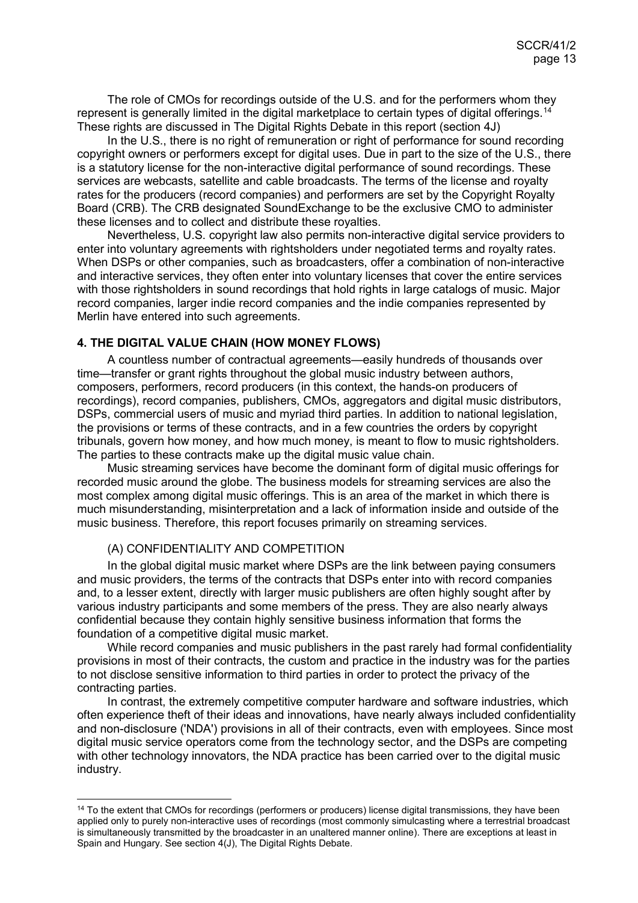The role of CMOs for recordings outside of the U.S. and for the performers whom they represent is generally limited in the digital marketplace to certain types of digital offerings.[14] These rights are discussed in The Digital Rights Debate in this report (section 4J)

In the U.S., there is no right of remuneration or right of performance for sound recording copyright owners or performers except for digital uses. Due in part to the size of the U.S., there is a statutory license for the non-interactive digital performance of sound recordings. These services are webcasts, satellite and cable broadcasts. The terms of the license and royalty rates for the producers (record companies) and performers are set by the Copyright Royalty Board (CRB). The CRB designated SoundExchange to be the exclusive CMO to administer these licenses and to collect and distribute these royalties.

Nevertheless, U.S. copyright law also permits non-interactive digital service providers to enter into voluntary agreements with rightsholders under negotiated terms and royalty rates. When DSPs or other companies, such as broadcasters, offer a combination of non-interactive and interactive services, they often enter into voluntary licenses that cover the entire services with those rightsholders in sound recordings that hold rights in large catalogs of music. Major record companies, larger indie record companies and the indie companies represented by Merlin have entered into such agreements.

## 4. THE DIGITAL VALUE CHAIN (HOW MONEY FLOWS)

A countless number of contractual agreements—easily hundreds of thousands over time—transfer or grant rights throughout the global music industry between authors, composers, performers, record producers (in this context, the hands-on producers of recordings), record companies, publishers, CMOs, aggregators and digital music distributors, DSPs, commercial users of music and myriad third parties. In addition to national legislation, the provisions or terms of these contracts, and in a few countries the orders by copyright tribunals, govern how money, and how much money, is meant to flow to music rightsholders. The parties to these contracts make up the digital music value chain.

Music streaming services have become the dominant form of digital music offerings for recorded music around the globe. The business models for streaming services are also the most complex among digital music offerings. This is an area of the market in which there is much misunderstanding, misinterpretation and a lack of information inside and outside of the music business. Therefore, this report focuses primarily on streaming services.

### (A) CONFIDENTIALITY AND COMPETITION

In the global digital music market where DSPs are the link between paying consumers and music providers, the terms of the contracts that DSPs enter into with record companies and, to a lesser extent, directly with larger music publishers are often highly sought after by various industry participants and some members of the press. They are also nearly always confidential because they contain highly sensitive business information that forms the foundation of a competitive digital music market.

While record companies and music publishers in the past rarely had formal confidentiality provisions in most of their contracts, the custom and practice in the industry was for the parties to not disclose sensitive information to third parties in order to protect the privacy of the contracting parties.

In contrast, the extremely competitive computer hardware and software industries, which often experience theft of their ideas and innovations, have nearly always included confidentiality and non-disclosure ('NDA') provisions in all of their contracts, even with employees. Since most digital music service operators come from the technology sector, and the DSPs are competing with other technology innovators, the NDA practice has been carried over to the digital music industry.

---

[14] To the extent that CMOs for recordings (performers or producers) license digital transmissions, they have been applied only to purely non-interactive uses of recordings (most commonly simulcasting where a terrestrial broadcast is simultaneously transmitted by the broadcaster in an unaltered manner online). There are exceptions at least in Spain and Hungary. See section 4(J), The Digital Rights Debate.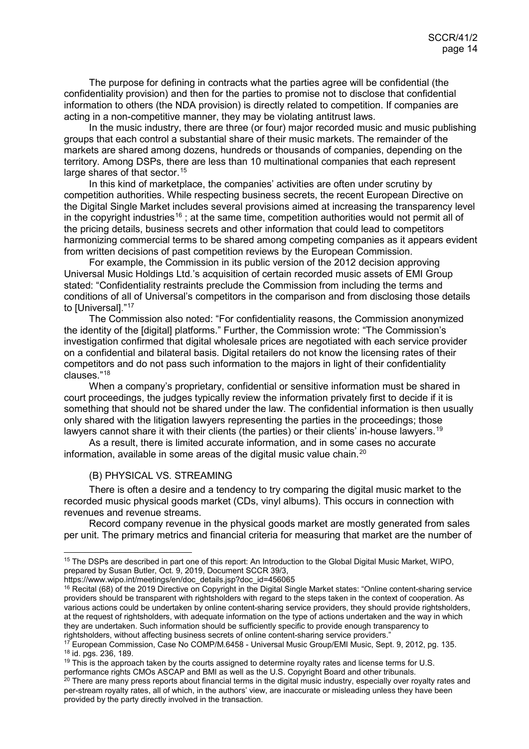The purpose for defining in contracts what the parties agree will be confidential (the confidentiality provision) and then for the parties to promise not to disclose that confidential information to others (the NDA provision) is directly related to competition. If companies are acting in a non-competitive manner, they may be violating antitrust laws.

In the music industry, there are three (or four) major recorded music and music publishing groups that each control a substantial share of their music markets. The remainder of the markets are shared among dozens, hundreds or thousands of companies, depending on the territory. Among DSPs, there are less than 10 multinational companies that each represent large shares of that sector.[15]

In this kind of marketplace, the companies' activities are often under scrutiny by competition authorities. While respecting business secrets, the recent European Directive on the Digital Single Market includes several provisions aimed at increasing the transparency level in the copyright industries[16] ; at the same time, competition authorities would not permit all of the pricing details, business secrets and other information that could lead to competitors harmonizing commercial terms to be shared among competing companies as it appears evident from written decisions of past competition reviews by the European Commission.

For example, the Commission in its public version of the 2012 decision approving Universal Music Holdings Ltd.'s acquisition of certain recorded music assets of EMI Group stated: "Confidentiality restraints preclude the Commission from including the terms and conditions of all of Universal's competitors in the comparison and from disclosing those details to [Universal]."[17]

The Commission also noted: "For confidentiality reasons, the Commission anonymized the identity of the [digital] platforms." Further, the Commission wrote: "The Commission's investigation confirmed that digital wholesale prices are negotiated with each service provider on a confidential and bilateral basis. Digital retailers do not know the licensing rates of their competitors and do not pass such information to the majors in light of their confidentiality clauses."[18]

When a company's proprietary, confidential or sensitive information must be shared in court proceedings, the judges typically review the information privately first to decide if it is something that should not be shared under the law. The confidential information is then usually only shared with the litigation lawyers representing the parties in the proceedings; those lawyers cannot share it with their clients (the parties) or their clients' in-house lawyers.[19]

As a result, there is limited accurate information, and in some cases no accurate information, available in some areas of the digital music value chain.[20]

(B) PHYSICAL VS. STREAMING

There is often a desire and a tendency to try comparing the digital music market to the recorded music physical goods market (CDs, vinyl albums). This occurs in connection with revenues and revenue streams.

Record company revenue in the physical goods market are mostly generated from sales per unit. The primary metrics and financial criteria for measuring that market are the number of

---

[15] The DSPs are described in part one of this report: An Introduction to the Global Digital Music Market, WIPO, prepared by Susan Butler, Oct. 9, 2019, Document SCCR 39/3, https://www.wipo.int/meetings/en/doc_details.jsp?doc_id=456065

[16] Recital (68) of the 2019 Directive on Copyright in the Digital Single Market states: "Online content-sharing service providers should be transparent with rightsholders with regard to the steps taken in the context of cooperation. As various actions could be undertaken by online content-sharing service providers, they should provide rightsholders, at the request of rightsholders, with adequate information on the type of actions undertaken and the way in which they are undertaken. Such information should be sufficiently specific to provide enough transparency to rightsholders, without affecting business secrets of online content-sharing service providers."

[17] European Commission, Case No COMP/M.6458 - Universal Music Group/EMI Music, Sept. 9, 2012, pg. 135.

[18] id. pgs. 236, 189.

[19] This is the approach taken by the courts assigned to determine royalty rates and license terms for U.S. performance rights CMOs ASCAP and BMI as well as the U.S. Copyright Board and other tribunals.

[20] There are many press reports about financial terms in the digital music industry, especially over royalty rates and per-stream royalty rates, all of which, in the authors' view, are inaccurate or misleading unless they have been provided by the party directly involved in the transaction.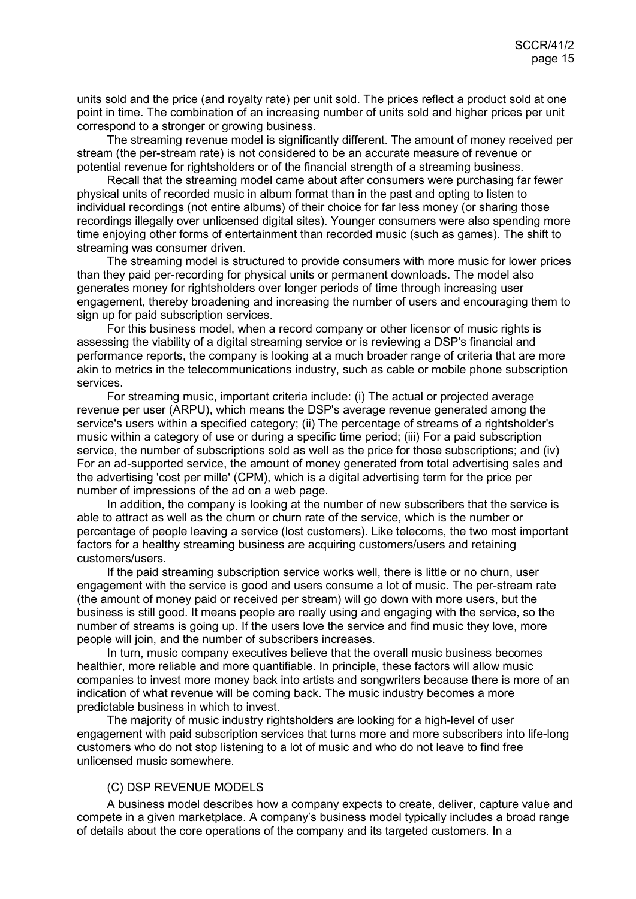units sold and the price (and royalty rate) per unit sold. The prices reflect a product sold at one point in time. The combination of an increasing number of units sold and higher prices per unit correspond to a stronger or growing business.

The streaming revenue model is significantly different. The amount of money received per stream (the per-stream rate) is not considered to be an accurate measure of revenue or potential revenue for rightsholders or of the financial strength of a streaming business.

Recall that the streaming model came about after consumers were purchasing far fewer physical units of recorded music in album format than in the past and opting to listen to individual recordings (not entire albums) of their choice for far less money (or sharing those recordings illegally over unlicensed digital sites). Younger consumers were also spending more time enjoying other forms of entertainment than recorded music (such as games). The shift to streaming was consumer driven.

The streaming model is structured to provide consumers with more music for lower prices than they paid per-recording for physical units or permanent downloads. The model also generates money for rightsholders over longer periods of time through increasing user engagement, thereby broadening and increasing the number of users and encouraging them to sign up for paid subscription services.

For this business model, when a record company or other licensor of music rights is assessing the viability of a digital streaming service or is reviewing a DSP's financial and performance reports, the company is looking at a much broader range of criteria that are more akin to metrics in the telecommunications industry, such as cable or mobile phone subscription services.

For streaming music, important criteria include: (i) The actual or projected average revenue per user (ARPU), which means the DSP's average revenue generated among the service's users within a specified category; (ii) The percentage of streams of a rightsholder's music within a category of use or during a specific time period; (iii) For a paid subscription service, the number of subscriptions sold as well as the price for those subscriptions; and (iv) For an ad-supported service, the amount of money generated from total advertising sales and the advertising 'cost per mille' (CPM), which is a digital advertising term for the price per number of impressions of the ad on a web page.

In addition, the company is looking at the number of new subscribers that the service is able to attract as well as the churn or churn rate of the service, which is the number or percentage of people leaving a service (lost customers). Like telecoms, the two most important factors for a healthy streaming business are acquiring customers/users and retaining customers/users.

If the paid streaming subscription service works well, there is little or no churn, user engagement with the service is good and users consume a lot of music. The per-stream rate (the amount of money paid or received per stream) will go down with more users, but the business is still good. It means people are really using and engaging with the service, so the number of streams is going up. If the users love the service and find music they love, more people will join, and the number of subscribers increases.

In turn, music company executives believe that the overall music business becomes healthier, more reliable and more quantifiable. In principle, these factors will allow music companies to invest more money back into artists and songwriters because there is more of an indication of what revenue will be coming back. The music industry becomes a more predictable business in which to invest.

The majority of music industry rightsholders are looking for a high-level of user engagement with paid subscription services that turns more and more subscribers into life-long customers who do not stop listening to a lot of music and who do not leave to find free unlicensed music somewhere.

### (C) DSP REVENUE MODELS

A business model describes how a company expects to create, deliver, capture value and compete in a given marketplace. A company's business model typically includes a broad range of details about the core operations of the company and its targeted customers. In a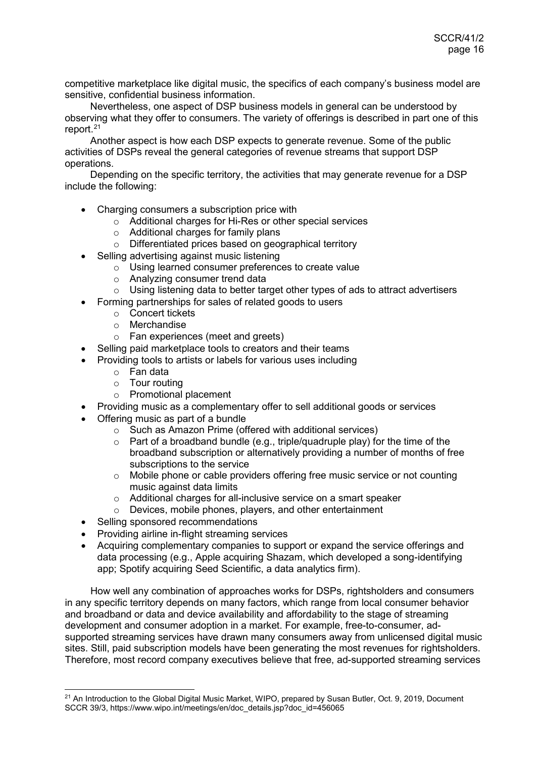competitive marketplace like digital music, the specifics of each company's business model are sensitive, confidential business information.

Nevertheless, one aspect of DSP business models in general can be understood by observing what they offer to consumers. The variety of offerings is described in part one of this report.[21]

Another aspect is how each DSP expects to generate revenue. Some of the public activities of DSPs reveal the general categories of revenue streams that support DSP operations.

Depending on the specific territory, the activities that may generate revenue for a DSP include the following:

- Charging consumers a subscription price with
  - Additional charges for Hi-Res or other special services
  - Additional charges for family plans
  - Differentiated prices based on geographical territory
- Selling advertising against music listening
  - Using learned consumer preferences to create value
  - Analyzing consumer trend data
  - Using listening data to better target other types of ads to attract advertisers
- Forming partnerships for sales of related goods to users
  - Concert tickets
  - Merchandise
  - Fan experiences (meet and greets)
- Selling paid marketplace tools to creators and their teams
- Providing tools to artists or labels for various uses including
  - Fan data
  - Tour routing
  - Promotional placement
- Providing music as a complementary offer to sell additional goods or services
- Offering music as part of a bundle
  - Such as Amazon Prime (offered with additional services)
  - Part of a broadband bundle (e.g., triple/quadruple play) for the time of the broadband subscription or alternatively providing a number of months of free subscriptions to the service
  - Mobile phone or cable providers offering free music service or not counting music against data limits
  - Additional charges for all-inclusive service on a smart speaker
  - Devices, mobile phones, players, and other entertainment
- Selling sponsored recommendations
- Providing airline in-flight streaming services
- Acquiring complementary companies to support or expand the service offerings and data processing (e.g., Apple acquiring Shazam, which developed a song-identifying app; Spotify acquiring Seed Scientific, a data analytics firm).

How well any combination of approaches works for DSPs, rightsholders and consumers in any specific territory depends on many factors, which range from local consumer behavior and broadband or data and device availability and affordability to the stage of streaming development and consumer adoption in a market. For example, free-to-consumer, ad-supported streaming services have drawn many consumers away from unlicensed digital music sites. Still, paid subscription models have been generating the most revenues for rightsholders. Therefore, most record company executives believe that free, ad-supported streaming services

---

[21] An Introduction to the Global Digital Music Market, WIPO, prepared by Susan Butler, Oct. 9, 2019, Document SCCR 39/3, https://www.wipo.int/meetings/en/doc_details.jsp?doc_id=456065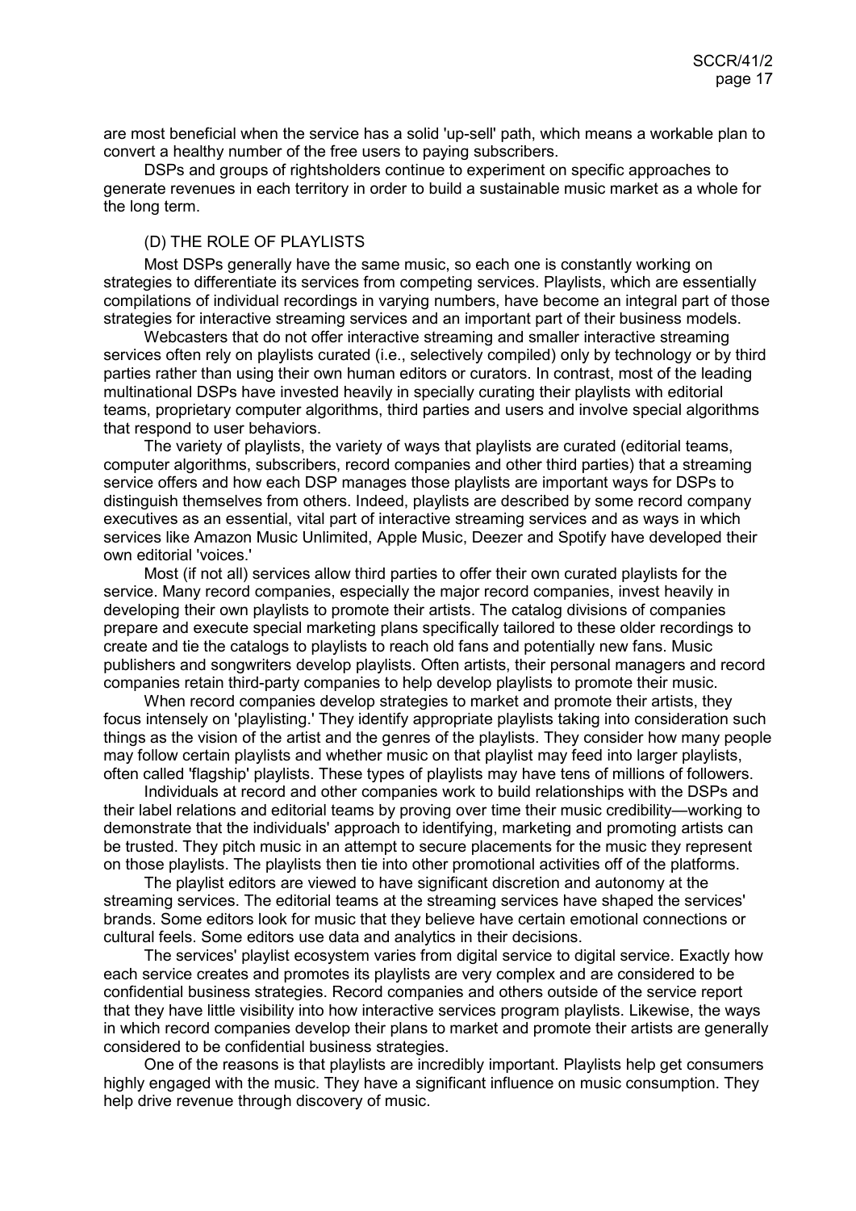are most beneficial when the service has a solid 'up-sell' path, which means a workable plan to convert a healthy number of the free users to paying subscribers.

DSPs and groups of rightsholders continue to experiment on specific approaches to generate revenues in each territory in order to build a sustainable music market as a whole for the long term.

### (D) THE ROLE OF PLAYLISTS

Most DSPs generally have the same music, so each one is constantly working on strategies to differentiate its services from competing services. Playlists, which are essentially compilations of individual recordings in varying numbers, have become an integral part of those strategies for interactive streaming services and an important part of their business models.

Webcasters that do not offer interactive streaming and smaller interactive streaming services often rely on playlists curated (i.e., selectively compiled) only by technology or by third parties rather than using their own human editors or curators. In contrast, most of the leading multinational DSPs have invested heavily in specially curating their playlists with editorial teams, proprietary computer algorithms, third parties and users and involve special algorithms that respond to user behaviors.

The variety of playlists, the variety of ways that playlists are curated (editorial teams, computer algorithms, subscribers, record companies and other third parties) that a streaming service offers and how each DSP manages those playlists are important ways for DSPs to distinguish themselves from others. Indeed, playlists are described by some record company executives as an essential, vital part of interactive streaming services and as ways in which services like Amazon Music Unlimited, Apple Music, Deezer and Spotify have developed their own editorial 'voices.'

Most (if not all) services allow third parties to offer their own curated playlists for the service. Many record companies, especially the major record companies, invest heavily in developing their own playlists to promote their artists. The catalog divisions of companies prepare and execute special marketing plans specifically tailored to these older recordings to create and tie the catalogs to playlists to reach old fans and potentially new fans. Music publishers and songwriters develop playlists. Often artists, their personal managers and record companies retain third-party companies to help develop playlists to promote their music.

When record companies develop strategies to market and promote their artists, they focus intensely on 'playlisting.' They identify appropriate playlists taking into consideration such things as the vision of the artist and the genres of the playlists. They consider how many people may follow certain playlists and whether music on that playlist may feed into larger playlists, often called 'flagship' playlists. These types of playlists may have tens of millions of followers.

Individuals at record and other companies work to build relationships with the DSPs and their label relations and editorial teams by proving over time their music credibility—working to demonstrate that the individuals' approach to identifying, marketing and promoting artists can be trusted. They pitch music in an attempt to secure placements for the music they represent on those playlists. The playlists then tie into other promotional activities off of the platforms.

The playlist editors are viewed to have significant discretion and autonomy at the streaming services. The editorial teams at the streaming services have shaped the services' brands. Some editors look for music that they believe have certain emotional connections or cultural feels. Some editors use data and analytics in their decisions.

The services' playlist ecosystem varies from digital service to digital service. Exactly how each service creates and promotes its playlists are very complex and are considered to be confidential business strategies. Record companies and others outside of the service report that they have little visibility into how interactive services program playlists. Likewise, the ways in which record companies develop their plans to market and promote their artists are generally considered to be confidential business strategies.

One of the reasons is that playlists are incredibly important. Playlists help get consumers highly engaged with the music. They have a significant influence on music consumption. They help drive revenue through discovery of music.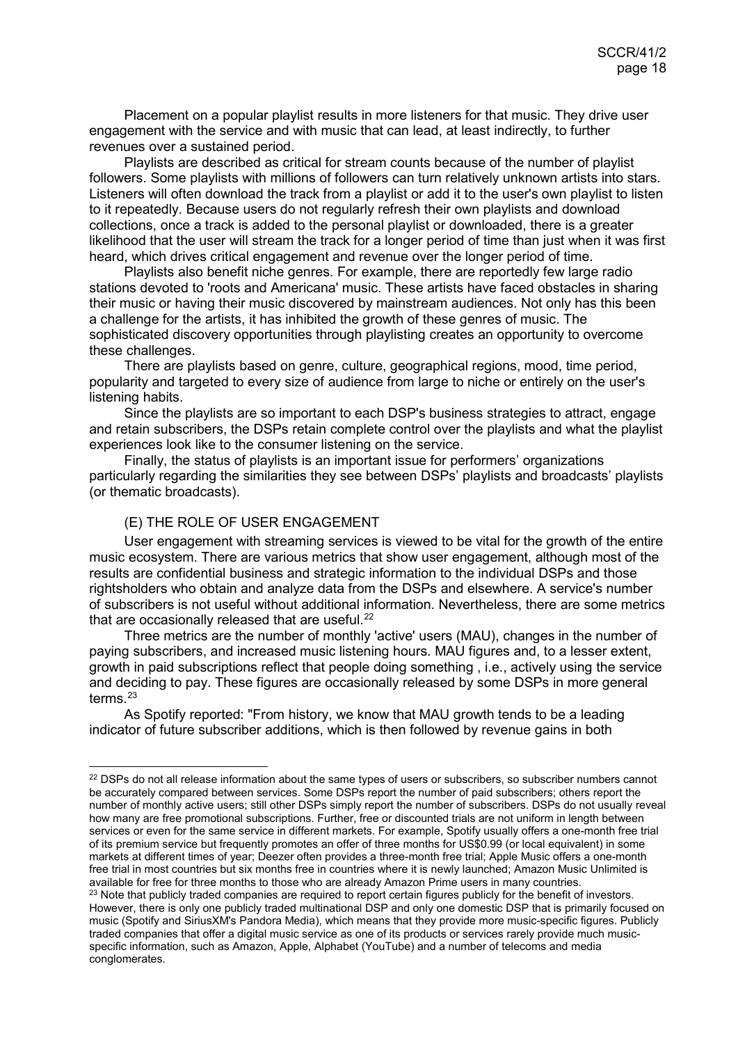Placement on a popular playlist results in more listeners for that music. They drive user engagement with the service and with music that can lead, at least indirectly, to further revenues over a sustained period.

Playlists are described as critical for stream counts because of the number of playlist followers. Some playlists with millions of followers can turn relatively unknown artists into stars. Listeners will often download the track from a playlist or add it to the user's own playlist to listen to it repeatedly. Because users do not regularly refresh their own playlists and download collections, once a track is added to the personal playlist or downloaded, there is a greater likelihood that the user will stream the track for a longer period of time than just when it was first heard, which drives critical engagement and revenue over the longer period of time.

Playlists also benefit niche genres. For example, there are reportedly few large radio stations devoted to 'roots and Americana' music. These artists have faced obstacles in sharing their music or having their music discovered by mainstream audiences. Not only has this been a challenge for the artists, it has inhibited the growth of these genres of music. The sophisticated discovery opportunities through playlisting creates an opportunity to overcome these challenges.

There are playlists based on genre, culture, geographical regions, mood, time period, popularity and targeted to every size of audience from large to niche or entirely on the user's listening habits.

Since the playlists are so important to each DSP's business strategies to attract, engage and retain subscribers, the DSPs retain complete control over the playlists and what the playlist experiences look like to the consumer listening on the service.

Finally, the status of playlists is an important issue for performers' organizations particularly regarding the similarities they see between DSPs' playlists and broadcasts' playlists (or thematic broadcasts).

### (E) THE ROLE OF USER ENGAGEMENT

User engagement with streaming services is viewed to be vital for the growth of the entire music ecosystem. There are various metrics that show user engagement, although most of the results are confidential business and strategic information to the individual DSPs and those rightsholders who obtain and analyze data from the DSPs and elsewhere. A service's number of subscribers is not useful without additional information. Nevertheless, there are some metrics that are occasionally released that are useful.[22]

Three metrics are the number of monthly 'active' users (MAU), changes in the number of paying subscribers, and increased music listening hours. MAU figures and, to a lesser extent, growth in paid subscriptions reflect that people doing something , i.e., actively using the service and deciding to pay. These figures are occasionally released by some DSPs in more general terms.[23]

As Spotify reported: "From history, we know that MAU growth tends to be a leading indicator of future subscriber additions, which is then followed by revenue gains in both

---

[22] DSPs do not all release information about the same types of users or subscribers, so subscriber numbers cannot be accurately compared between services. Some DSPs report the number of paid subscribers; others report the number of monthly active users; still other DSPs simply report the number of subscribers. DSPs do not usually reveal how many are free promotional subscriptions. Further, free or discounted trials are not uniform in length between services or even for the same service in different markets. For example, Spotify usually offers a one-month free trial of its premium service but frequently promotes an offer of three months for US$0.99 (or local equivalent) in some markets at different times of year; Deezer often provides a three-month free trial; Apple Music offers a one-month free trial in most countries but six months free in countries where it is newly launched; Amazon Music Unlimited is available for free for three months to those who are already Amazon Prime users in many countries.

[23] Note that publicly traded companies are required to report certain figures publicly for the benefit of investors. However, there is only one publicly traded multinational DSP and only one domestic DSP that is primarily focused on music (Spotify and SiriusXM's Pandora Media), which means that they provide more music-specific figures. Publicly traded companies that offer a digital music service as one of its products or services rarely provide much music-specific information, such as Amazon, Apple, Alphabet (YouTube) and a number of telecoms and media conglomerates.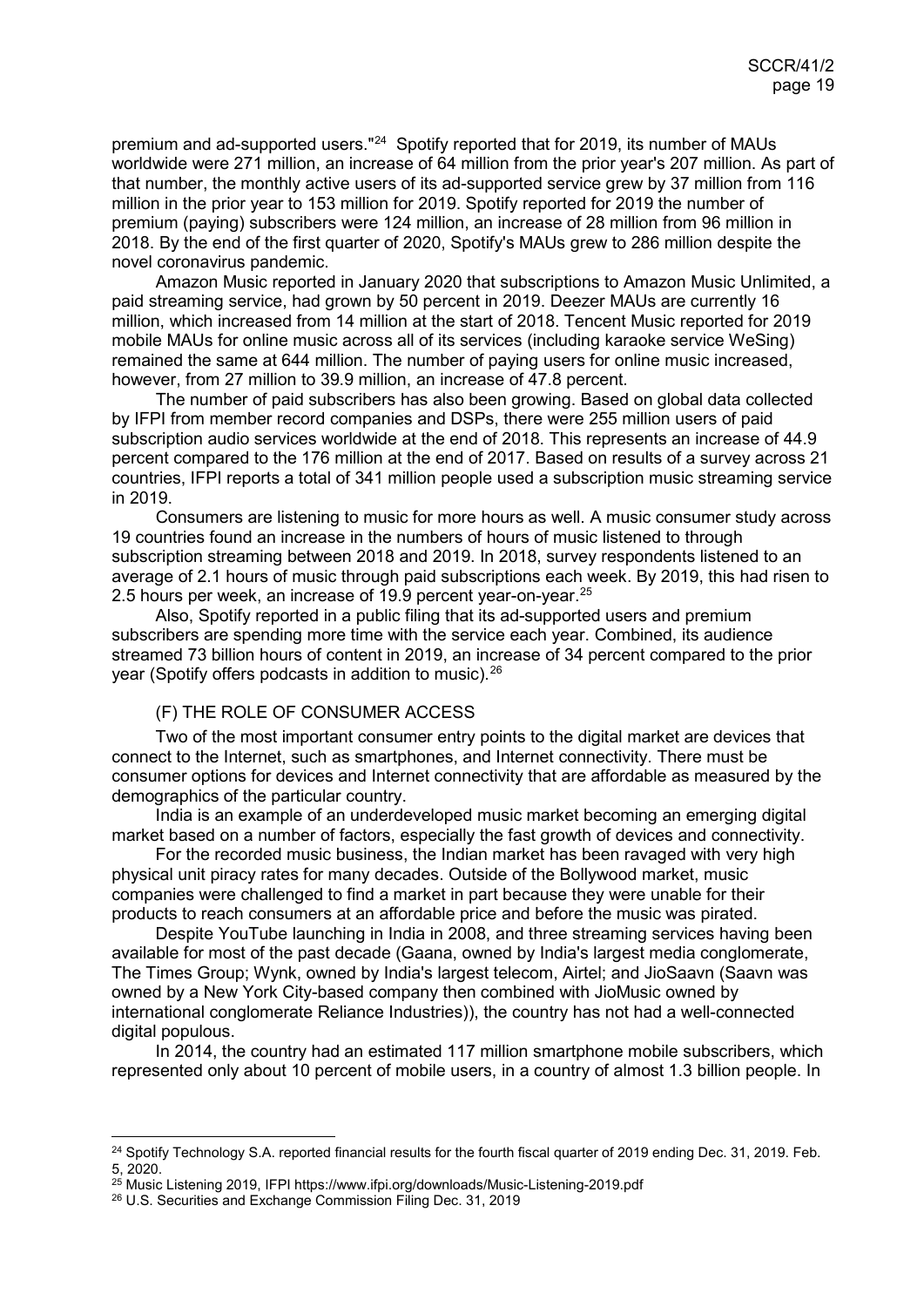premium and ad-supported users."[24] Spotify reported that for 2019, its number of MAUs worldwide were 271 million, an increase of 64 million from the prior year's 207 million. As part of that number, the monthly active users of its ad-supported service grew by 37 million from 116 million in the prior year to 153 million for 2019. Spotify reported for 2019 the number of premium (paying) subscribers were 124 million, an increase of 28 million from 96 million in 2018. By the end of the first quarter of 2020, Spotify's MAUs grew to 286 million despite the novel coronavirus pandemic.

Amazon Music reported in January 2020 that subscriptions to Amazon Music Unlimited, a paid streaming service, had grown by 50 percent in 2019. Deezer MAUs are currently 16 million, which increased from 14 million at the start of 2018. Tencent Music reported for 2019 mobile MAUs for online music across all of its services (including karaoke service WeSing) remained the same at 644 million. The number of paying users for online music increased, however, from 27 million to 39.9 million, an increase of 47.8 percent.

The number of paid subscribers has also been growing. Based on global data collected by IFPI from member record companies and DSPs, there were 255 million users of paid subscription audio services worldwide at the end of 2018. This represents an increase of 44.9 percent compared to the 176 million at the end of 2017. Based on results of a survey across 21 countries, IFPI reports a total of 341 million people used a subscription music streaming service in 2019.

Consumers are listening to music for more hours as well. A music consumer study across 19 countries found an increase in the numbers of hours of music listened to through subscription streaming between 2018 and 2019. In 2018, survey respondents listened to an average of 2.1 hours of music through paid subscriptions each week. By 2019, this had risen to 2.5 hours per week, an increase of 19.9 percent year-on-year.[25]

Also, Spotify reported in a public filing that its ad-supported users and premium subscribers are spending more time with the service each year. Combined, its audience streamed 73 billion hours of content in 2019, an increase of 34 percent compared to the prior year (Spotify offers podcasts in addition to music).[26]

## (F) THE ROLE OF CONSUMER ACCESS

Two of the most important consumer entry points to the digital market are devices that connect to the Internet, such as smartphones, and Internet connectivity. There must be consumer options for devices and Internet connectivity that are affordable as measured by the demographics of the particular country.

India is an example of an underdeveloped music market becoming an emerging digital market based on a number of factors, especially the fast growth of devices and connectivity.

For the recorded music business, the Indian market has been ravaged with very high physical unit piracy rates for many decades. Outside of the Bollywood market, music companies were challenged to find a market in part because they were unable for their products to reach consumers at an affordable price and before the music was pirated.

Despite YouTube launching in India in 2008, and three streaming services having been available for most of the past decade (Gaana, owned by India's largest media conglomerate, The Times Group; Wynk, owned by India's largest telecom, Airtel; and JioSaavn (Saavn was owned by a New York City-based company then combined with JioMusic owned by international conglomerate Reliance Industries)), the country has not had a well-connected digital populous.

In 2014, the country had an estimated 117 million smartphone mobile subscribers, which represented only about 10 percent of mobile users, in a country of almost 1.3 billion people. In

---

[24] Spotify Technology S.A. reported financial results for the fourth fiscal quarter of 2019 ending Dec. 31, 2019. Feb. 5, 2020.

[25] Music Listening 2019, IFPI https://www.ifpi.org/downloads/Music-Listening-2019.pdf

[26] U.S. Securities and Exchange Commission Filing Dec. 31, 2019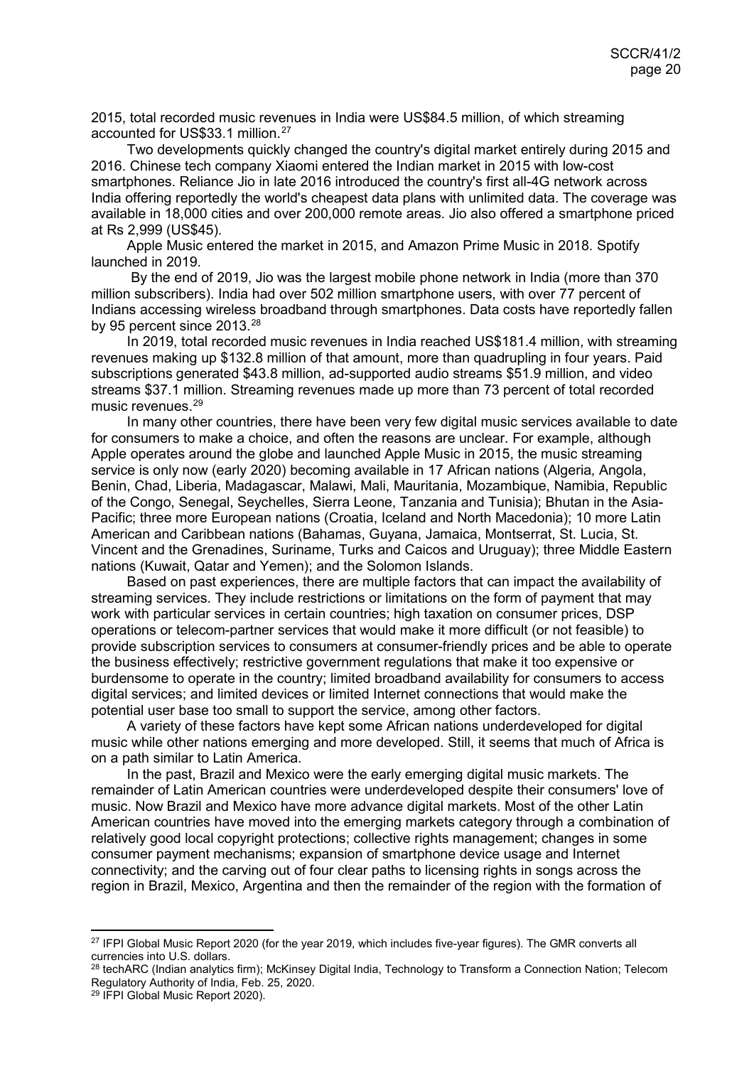2015, total recorded music revenues in India were US$84.5 million, of which streaming accounted for US$33.1 million.[27]

Two developments quickly changed the country's digital market entirely during 2015 and 2016. Chinese tech company Xiaomi entered the Indian market in 2015 with low-cost smartphones. Reliance Jio in late 2016 introduced the country's first all-4G network across India offering reportedly the world's cheapest data plans with unlimited data. The coverage was available in 18,000 cities and over 200,000 remote areas. Jio also offered a smartphone priced at Rs 2,999 (US$45).

Apple Music entered the market in 2015, and Amazon Prime Music in 2018. Spotify launched in 2019.

By the end of 2019, Jio was the largest mobile phone network in India (more than 370 million subscribers). India had over 502 million smartphone users, with over 77 percent of Indians accessing wireless broadband through smartphones. Data costs have reportedly fallen by 95 percent since 2013.[28]

In 2019, total recorded music revenues in India reached US$181.4 million, with streaming revenues making up $132.8 million of that amount, more than quadrupling in four years. Paid subscriptions generated $43.8 million, ad-supported audio streams $51.9 million, and video streams $37.1 million. Streaming revenues made up more than 73 percent of total recorded music revenues.[29]

In many other countries, there have been very few digital music services available to date for consumers to make a choice, and often the reasons are unclear. For example, although Apple operates around the globe and launched Apple Music in 2015, the music streaming service is only now (early 2020) becoming available in 17 African nations (Algeria, Angola, Benin, Chad, Liberia, Madagascar, Malawi, Mali, Mauritania, Mozambique, Namibia, Republic of the Congo, Senegal, Seychelles, Sierra Leone, Tanzania and Tunisia); Bhutan in the Asia-Pacific; three more European nations (Croatia, Iceland and North Macedonia); 10 more Latin American and Caribbean nations (Bahamas, Guyana, Jamaica, Montserrat, St. Lucia, St. Vincent and the Grenadines, Suriname, Turks and Caicos and Uruguay); three Middle Eastern nations (Kuwait, Qatar and Yemen); and the Solomon Islands.

Based on past experiences, there are multiple factors that can impact the availability of streaming services. They include restrictions or limitations on the form of payment that may work with particular services in certain countries; high taxation on consumer prices, DSP operations or telecom-partner services that would make it more difficult (or not feasible) to provide subscription services to consumers at consumer-friendly prices and be able to operate the business effectively; restrictive government regulations that make it too expensive or burdensome to operate in the country; limited broadband availability for consumers to access digital services; and limited devices or limited Internet connections that would make the potential user base too small to support the service, among other factors.

A variety of these factors have kept some African nations underdeveloped for digital music while other nations emerging and more developed. Still, it seems that much of Africa is on a path similar to Latin America.

In the past, Brazil and Mexico were the early emerging digital music markets. The remainder of Latin American countries were underdeveloped despite their consumers' love of music. Now Brazil and Mexico have more advance digital markets. Most of the other Latin American countries have moved into the emerging markets category through a combination of relatively good local copyright protections; collective rights management; changes in some consumer payment mechanisms; expansion of smartphone device usage and Internet connectivity; and the carving out of four clear paths to licensing rights in songs across the region in Brazil, Mexico, Argentina and then the remainder of the region with the formation of

---

[27] IFPI Global Music Report 2020 (for the year 2019, which includes five-year figures). The GMR converts all currencies into U.S. dollars.

[28] techARC (Indian analytics firm); McKinsey Digital India, Technology to Transform a Connection Nation; Telecom Regulatory Authority of India, Feb. 25, 2020.

[29] IFPI Global Music Report 2020).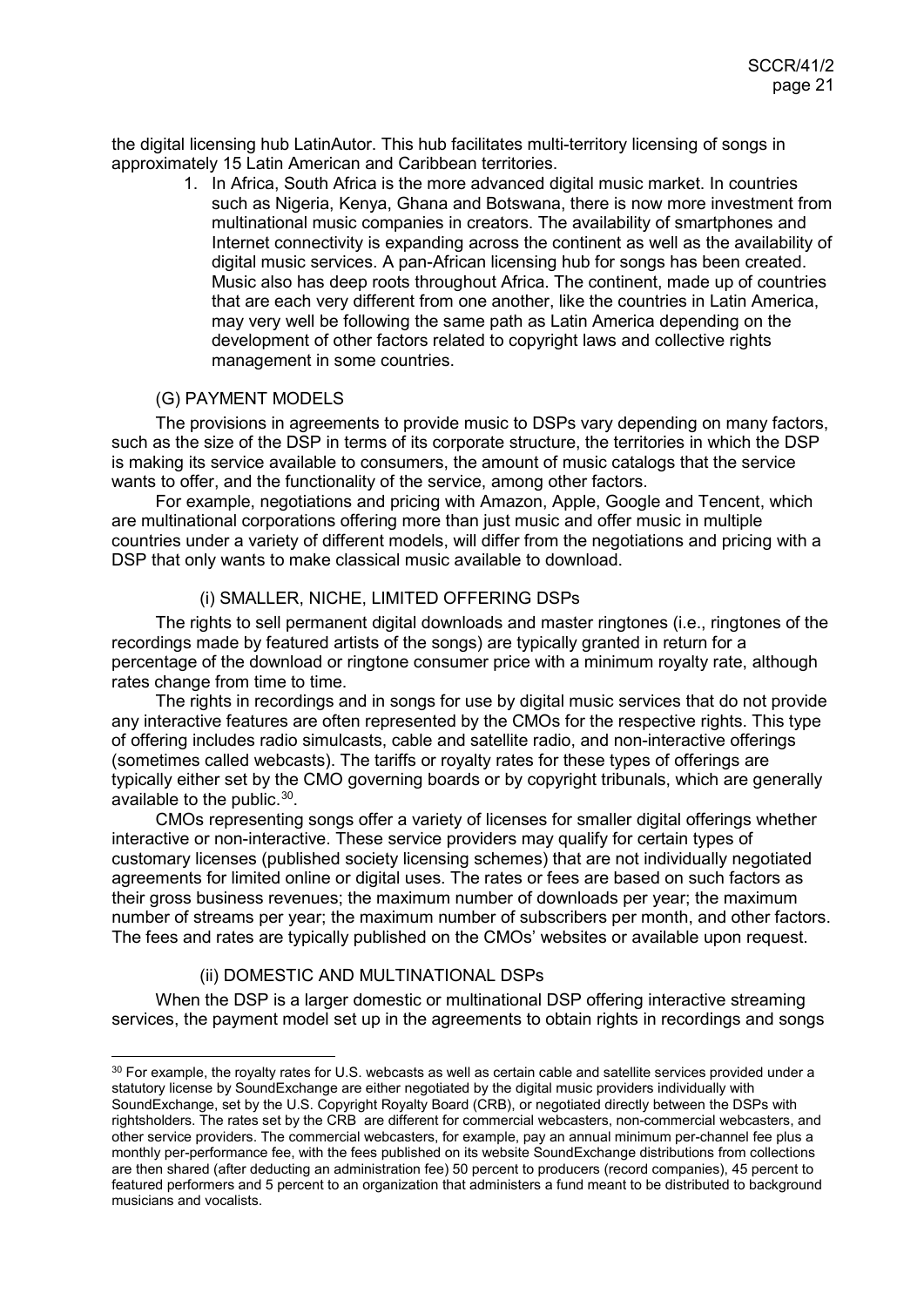the digital licensing hub LatinAutor. This hub facilitates multi-territory licensing of songs in approximately 15 Latin American and Caribbean territories.

1. In Africa, South Africa is the more advanced digital music market. In countries such as Nigeria, Kenya, Ghana and Botswana, there is now more investment from multinational music companies in creators. The availability of smartphones and Internet connectivity is expanding across the continent as well as the availability of digital music services. A pan-African licensing hub for songs has been created. Music also has deep roots throughout Africa. The continent, made up of countries that are each very different from one another, like the countries in Latin America, may very well be following the same path as Latin America depending on the development of other factors related to copyright laws and collective rights management in some countries.

## (G) PAYMENT MODELS

The provisions in agreements to provide music to DSPs vary depending on many factors, such as the size of the DSP in terms of its corporate structure, the territories in which the DSP is making its service available to consumers, the amount of music catalogs that the service wants to offer, and the functionality of the service, among other factors.

For example, negotiations and pricing with Amazon, Apple, Google and Tencent, which are multinational corporations offering more than just music and offer music in multiple countries under a variety of different models, will differ from the negotiations and pricing with a DSP that only wants to make classical music available to download.

### (i) SMALLER, NICHE, LIMITED OFFERING DSPs

The rights to sell permanent digital downloads and master ringtones (i.e., ringtones of the recordings made by featured artists of the songs) are typically granted in return for a percentage of the download or ringtone consumer price with a minimum royalty rate, although rates change from time to time.

The rights in recordings and in songs for use by digital music services that do not provide any interactive features are often represented by the CMOs for the respective rights. This type of offering includes radio simulcasts, cable and satellite radio, and non-interactive offerings (sometimes called webcasts). The tariffs or royalty rates for these types of offerings are typically either set by the CMO governing boards or by copyright tribunals, which are generally available to the public.[30].

CMOs representing songs offer a variety of licenses for smaller digital offerings whether interactive or non-interactive. These service providers may qualify for certain types of customary licenses (published society licensing schemes) that are not individually negotiated agreements for limited online or digital uses. The rates or fees are based on such factors as their gross business revenues; the maximum number of downloads per year; the maximum number of streams per year; the maximum number of subscribers per month, and other factors. The fees and rates are typically published on the CMOs' websites or available upon request.

### (ii) DOMESTIC AND MULTINATIONAL DSPs

When the DSP is a larger domestic or multinational DSP offering interactive streaming services, the payment model set up in the agreements to obtain rights in recordings and songs

---

[30] For example, the royalty rates for U.S. webcasts as well as certain cable and satellite services provided under a statutory license by SoundExchange are either negotiated by the digital music providers individually with SoundExchange, set by the U.S. Copyright Royalty Board (CRB), or negotiated directly between the DSPs with rightsholders. The rates set by the CRB are different for commercial webcasters, non-commercial webcasters, and other service providers. The commercial webcasters, for example, pay an annual minimum per-channel fee plus a monthly per-performance fee, with the fees published on its website SoundExchange distributions from collections are then shared (after deducting an administration fee) 50 percent to producers (record companies), 45 percent to featured performers and 5 percent to an organization that administers a fund meant to be distributed to background musicians and vocalists.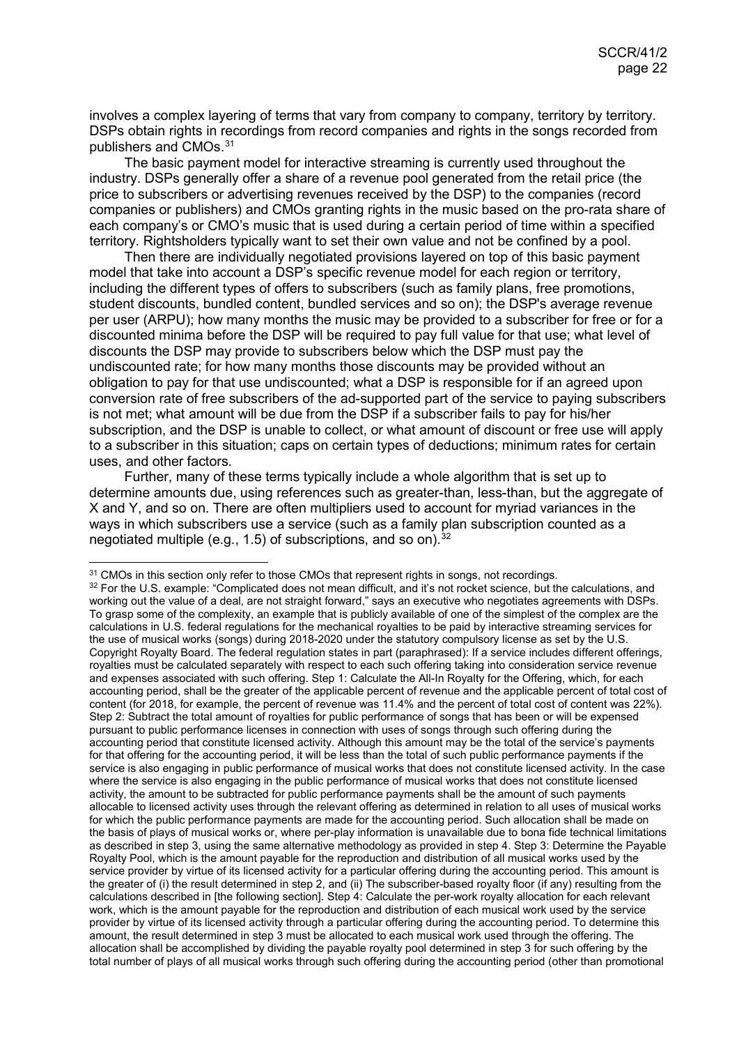involves a complex layering of terms that vary from company to company, territory by territory. DSPs obtain rights in recordings from record companies and rights in the songs recorded from publishers and CMOs.[31]

The basic payment model for interactive streaming is currently used throughout the industry. DSPs generally offer a share of a revenue pool generated from the retail price (the price to subscribers or advertising revenues received by the DSP) to the companies (record companies or publishers) and CMOs granting rights in the music based on the pro-rata share of each company's or CMO's music that is used during a certain period of time within a specified territory. Rightsholders typically want to set their own value and not be confined by a pool.

Then there are individually negotiated provisions layered on top of this basic payment model that take into account a DSP's specific revenue model for each region or territory, including the different types of offers to subscribers (such as family plans, free promotions, student discounts, bundled content, bundled services and so on); the DSP's average revenue per user (ARPU); how many months the music may be provided to a subscriber for free or for a discounted minima before the DSP will be required to pay full value for that use; what level of discounts the DSP may provide to subscribers below which the DSP must pay the undiscounted rate; for how many months those discounts may be provided without an obligation to pay for that use undiscounted; what a DSP is responsible for if an agreed upon conversion rate of free subscribers of the ad-supported part of the service to paying subscribers is not met; what amount will be due from the DSP if a subscriber fails to pay for his/her subscription, and the DSP is unable to collect, or what amount of discount or free use will apply to a subscriber in this situation; caps on certain types of deductions; minimum rates for certain uses, and other factors.

Further, many of these terms typically include a whole algorithm that is set up to determine amounts due, using references such as greater-than, less-than, but the aggregate of X and Y, and so on. There are often multipliers used to account for myriad variances in the ways in which subscribers use a service (such as a family plan subscription counted as a negotiated multiple (e.g., 1.5) of subscriptions, and so on).[32]

---

[31] CMOs in this section only refer to those CMOs that represent rights in songs, not recordings.

[32] For the U.S. example: "Complicated does not mean difficult, and it's not rocket science, but the calculations, and working out the value of a deal, are not straight forward," says an executive who negotiates agreements with DSPs. To grasp some of the complexity, an example that is publicly available of one of the simplest of the complex are the calculations in U.S. federal regulations for the mechanical royalties to be paid by interactive streaming services for the use of musical works (songs) during 2018-2020 under the statutory compulsory license as set by the U.S. Copyright Royalty Board. The federal regulation states in part (paraphrased): If a service includes different offerings, royalties must be calculated separately with respect to each such offering taking into consideration service revenue and expenses associated with such offering. Step 1: Calculate the All-In Royalty for the Offering, which, for each accounting period, shall be the greater of the applicable percent of revenue and the applicable percent of total cost of content (for 2018, for example, the percent of revenue was 11.4% and the percent of total cost of content was 22%). Step 2: Subtract the total amount of royalties for public performance of songs that has been or will be expensed pursuant to public performance licenses in connection with uses of songs through such offering during the accounting period that constitute licensed activity. Although this amount may be the total of the service's payments for that offering for the accounting period, it will be less than the total of such public performance payments if the service is also engaging in public performance of musical works that does not constitute licensed activity. In the case where the service is also engaging in the public performance of musical works that does not constitute licensed activity, the amount to be subtracted for public performance payments shall be the amount of such payments allocable to licensed activity uses through the relevant offering as determined in relation to all uses of musical works for which the public performance payments are made for the accounting period. Such allocation shall be made on the basis of plays of musical works or, where per-play information is unavailable due to bona fide technical limitations as described in step 3, using the same alternative methodology as provided in step 4. Step 3: Determine the Payable Royalty Pool, which is the amount payable for the reproduction and distribution of all musical works used by the service provider by virtue of its licensed activity for a particular offering during the accounting period. This amount is the greater of (i) the result determined in step 2, and (ii) The subscriber-based royalty floor (if any) resulting from the calculations described in [the following section]. Step 4: Calculate the per-work royalty allocation for each relevant work, which is the amount payable for the reproduction and distribution of each musical work used by the service provider by virtue of its licensed activity through a particular offering during the accounting period. To determine this amount, the result determined in step 3 must be allocated to each musical work used through the offering. The allocation shall be accomplished by dividing the payable royalty pool determined in step 3 for such offering by the total number of plays of all musical works through such offering during the accounting period (other than promotional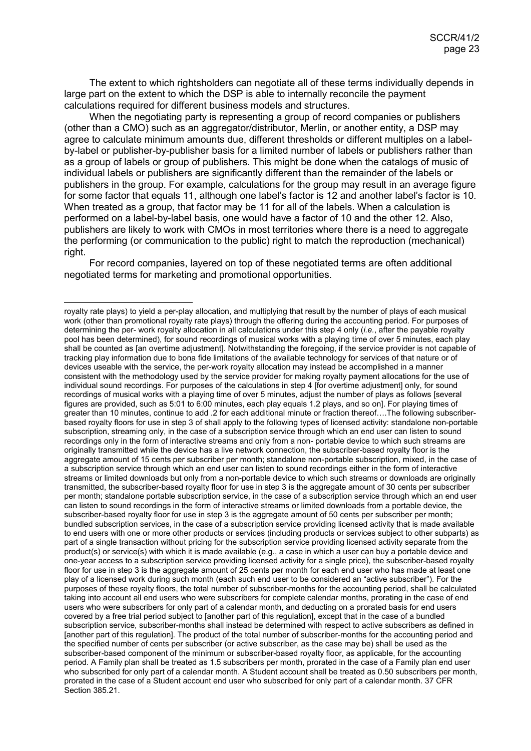The extent to which rightsholders can negotiate all of these terms individually depends in large part on the extent to which the DSP is able to internally reconcile the payment calculations required for different business models and structures.

When the negotiating party is representing a group of record companies or publishers (other than a CMO) such as an aggregator/distributor, Merlin, or another entity, a DSP may agree to calculate minimum amounts due, different thresholds or different multiples on a label-by-label or publisher-by-publisher basis for a limited number of labels or publishers rather than as a group of labels or group of publishers. This might be done when the catalogs of music of individual labels or publishers are significantly different than the remainder of the labels or publishers in the group. For example, calculations for the group may result in an average figure for some factor that equals 11, although one label's factor is 12 and another label's factor is 10. When treated as a group, that factor may be 11 for all of the labels. When a calculation is performed on a label-by-label basis, one would have a factor of 10 and the other 12. Also, publishers are likely to work with CMOs in most territories where there is a need to aggregate the performing (or communication to the public) right to match the reproduction (mechanical) right.

For record companies, layered on top of these negotiated terms are often additional negotiated terms for marketing and promotional opportunities.

---

royalty rate plays) to yield a per-play allocation, and multiplying that result by the number of plays of each musical work (other than promotional royalty rate plays) through the offering during the accounting period. For purposes of determining the per- work royalty allocation in all calculations under this step 4 only (*i.e.*, after the payable royalty pool has been determined), for sound recordings of musical works with a playing time of over 5 minutes, each play shall be counted as [an overtime adjustment]. Notwithstanding the foregoing, if the service provider is not capable of tracking play information due to bona fide limitations of the available technology for services of that nature or of devices useable with the service, the per-work royalty allocation may instead be accomplished in a manner consistent with the methodology used by the service provider for making royalty payment allocations for the use of individual sound recordings. For purposes of the calculations in step 4 [for overtime adjustment] only, for sound recordings of musical works with a playing time of over 5 minutes, adjust the number of plays as follows [several figures are provided, such as 5:01 to 6:00 minutes, each play equals 1.2 plays, and so on]. For playing times of greater than 10 minutes, continue to add .2 for each additional minute or fraction thereof….The following subscriber-based royalty floors for use in step 3 of shall apply to the following types of licensed activity: standalone non-portable subscription, streaming only, in the case of a subscription service through which an end user can listen to sound recordings only in the form of interactive streams and only from a non- portable device to which such streams are originally transmitted while the device has a live network connection, the subscriber-based royalty floor is the aggregate amount of 15 cents per subscriber per month; standalone non-portable subscription, mixed, in the case of a subscription service through which an end user can listen to sound recordings either in the form of interactive streams or limited downloads but only from a non-portable device to which such streams or downloads are originally transmitted, the subscriber-based royalty floor for use in step 3 is the aggregate amount of 30 cents per subscriber per month; standalone portable subscription service, in the case of a subscription service through which an end user can listen to sound recordings in the form of interactive streams or limited downloads from a portable device, the subscriber-based royalty floor for use in step 3 is the aggregate amount of 50 cents per subscriber per month; bundled subscription services, in the case of a subscription service providing licensed activity that is made available to end users with one or more other products or services (including products or services subject to other subparts) as part of a single transaction without pricing for the subscription service providing licensed activity separate from the product(s) or service(s) with which it is made available (e.g., a case in which a user can buy a portable device and one-year access to a subscription service providing licensed activity for a single price), the subscriber-based royalty floor for use in step 3 is the aggregate amount of 25 cents per month for each end user who has made at least one play of a licensed work during such month (each such end user to be considered an "active subscriber"). For the purposes of these royalty floors, the total number of subscriber-months for the accounting period, shall be calculated taking into account all end users who were subscribers for complete calendar months, prorating in the case of end users who were subscribers for only part of a calendar month, and deducting on a prorated basis for end users covered by a free trial period subject to [another part of this regulation], except that in the case of a bundled subscription service, subscriber-months shall instead be determined with respect to active subscribers as defined in [another part of this regulation]. The product of the total number of subscriber-months for the accounting period and the specified number of cents per subscriber (or active subscriber, as the case may be) shall be used as the subscriber-based component of the minimum or subscriber-based royalty floor, as applicable, for the accounting period. A Family plan shall be treated as 1.5 subscribers per month, prorated in the case of a Family plan end user who subscribed for only part of a calendar month. A Student account shall be treated as 0.50 subscribers per month, prorated in the case of a Student account end user who subscribed for only part of a calendar month. 37 CFR Section 385.21.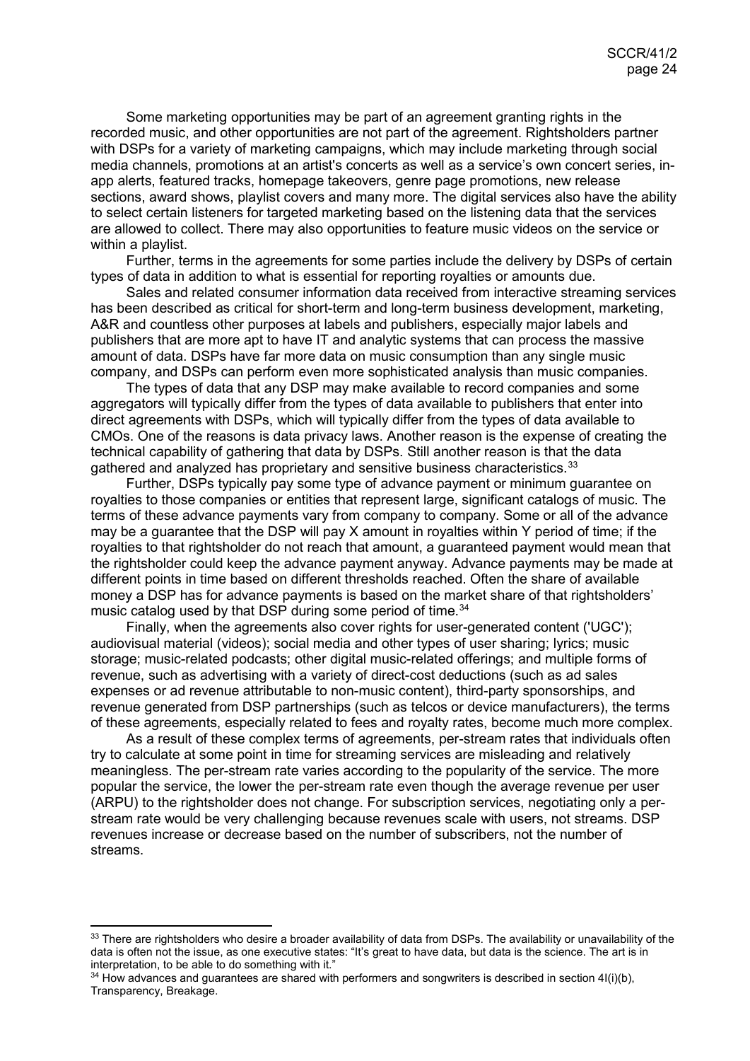Some marketing opportunities may be part of an agreement granting rights in the recorded music, and other opportunities are not part of the agreement. Rightsholders partner with DSPs for a variety of marketing campaigns, which may include marketing through social media channels, promotions at an artist's concerts as well as a service's own concert series, in-app alerts, featured tracks, homepage takeovers, genre page promotions, new release sections, award shows, playlist covers and many more. The digital services also have the ability to select certain listeners for targeted marketing based on the listening data that the services are allowed to collect. There may also opportunities to feature music videos on the service or within a playlist.

Further, terms in the agreements for some parties include the delivery by DSPs of certain types of data in addition to what is essential for reporting royalties or amounts due.

Sales and related consumer information data received from interactive streaming services has been described as critical for short-term and long-term business development, marketing, A&R and countless other purposes at labels and publishers, especially major labels and publishers that are more apt to have IT and analytic systems that can process the massive amount of data. DSPs have far more data on music consumption than any single music company, and DSPs can perform even more sophisticated analysis than music companies.

The types of data that any DSP may make available to record companies and some aggregators will typically differ from the types of data available to publishers that enter into direct agreements with DSPs, which will typically differ from the types of data available to CMOs. One of the reasons is data privacy laws. Another reason is the expense of creating the technical capability of gathering that data by DSPs. Still another reason is that the data gathered and analyzed has proprietary and sensitive business characteristics.[33]

Further, DSPs typically pay some type of advance payment or minimum guarantee on royalties to those companies or entities that represent large, significant catalogs of music. The terms of these advance payments vary from company to company. Some or all of the advance may be a guarantee that the DSP will pay X amount in royalties within Y period of time; if the royalties to that rightsholder do not reach that amount, a guaranteed payment would mean that the rightsholder could keep the advance payment anyway. Advance payments may be made at different points in time based on different thresholds reached. Often the share of available money a DSP has for advance payments is based on the market share of that rightsholders' music catalog used by that DSP during some period of time.[34]

Finally, when the agreements also cover rights for user-generated content ('UGC'); audiovisual material (videos); social media and other types of user sharing; lyrics; music storage; music-related podcasts; other digital music-related offerings; and multiple forms of revenue, such as advertising with a variety of direct-cost deductions (such as ad sales expenses or ad revenue attributable to non-music content), third-party sponsorships, and revenue generated from DSP partnerships (such as telcos or device manufacturers), the terms of these agreements, especially related to fees and royalty rates, become much more complex.

As a result of these complex terms of agreements, per-stream rates that individuals often try to calculate at some point in time for streaming services are misleading and relatively meaningless. The per-stream rate varies according to the popularity of the service. The more popular the service, the lower the per-stream rate even though the average revenue per user (ARPU) to the rightsholder does not change. For subscription services, negotiating only a per-stream rate would be very challenging because revenues scale with users, not streams. DSP revenues increase or decrease based on the number of subscribers, not the number of streams.

---

[33] There are rightsholders who desire a broader availability of data from DSPs. The availability or unavailability of the data is often not the issue, as one executive states: "It's great to have data, but data is the science. The art is in interpretation, to be able to do something with it."

[34] How advances and guarantees are shared with performers and songwriters is described in section 4I(i)(b), Transparency, Breakage.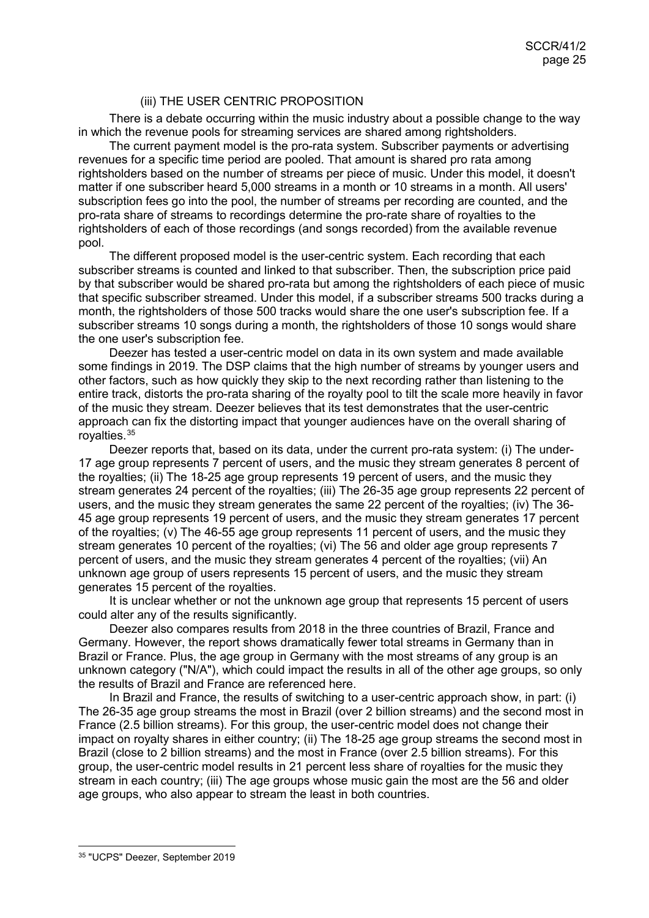### (iii) THE USER CENTRIC PROPOSITION

There is a debate occurring within the music industry about a possible change to the way in which the revenue pools for streaming services are shared among rightsholders.

The current payment model is the pro-rata system. Subscriber payments or advertising revenues for a specific time period are pooled. That amount is shared pro rata among rightsholders based on the number of streams per piece of music. Under this model, it doesn't matter if one subscriber heard 5,000 streams in a month or 10 streams in a month. All users' subscription fees go into the pool, the number of streams per recording are counted, and the pro-rata share of streams to recordings determine the pro-rate share of royalties to the rightsholders of each of those recordings (and songs recorded) from the available revenue pool.

The different proposed model is the user-centric system. Each recording that each subscriber streams is counted and linked to that subscriber. Then, the subscription price paid by that subscriber would be shared pro-rata but among the rightsholders of each piece of music that specific subscriber streamed. Under this model, if a subscriber streams 500 tracks during a month, the rightsholders of those 500 tracks would share the one user's subscription fee. If a subscriber streams 10 songs during a month, the rightsholders of those 10 songs would share the one user's subscription fee.

Deezer has tested a user-centric model on data in its own system and made available some findings in 2019. The DSP claims that the high number of streams by younger users and other factors, such as how quickly they skip to the next recording rather than listening to the entire track, distorts the pro-rata sharing of the royalty pool to tilt the scale more heavily in favor of the music they stream. Deezer believes that its test demonstrates that the user-centric approach can fix the distorting impact that younger audiences have on the overall sharing of royalties.[35]

Deezer reports that, based on its data, under the current pro-rata system: (i) The under-17 age group represents 7 percent of users, and the music they stream generates 8 percent of the royalties; (ii) The 18-25 age group represents 19 percent of users, and the music they stream generates 24 percent of the royalties; (iii) The 26-35 age group represents 22 percent of users, and the music they stream generates the same 22 percent of the royalties; (iv) The 36-45 age group represents 19 percent of users, and the music they stream generates 17 percent of the royalties; (v) The 46-55 age group represents 11 percent of users, and the music they stream generates 10 percent of the royalties; (vi) The 56 and older age group represents 7 percent of users, and the music they stream generates 4 percent of the royalties; (vii) An unknown age group of users represents 15 percent of users, and the music they stream generates 15 percent of the royalties.

It is unclear whether or not the unknown age group that represents 15 percent of users could alter any of the results significantly.

Deezer also compares results from 2018 in the three countries of Brazil, France and Germany. However, the report shows dramatically fewer total streams in Germany than in Brazil or France. Plus, the age group in Germany with the most streams of any group is an unknown category ("N/A"), which could impact the results in all of the other age groups, so only the results of Brazil and France are referenced here.

In Brazil and France, the results of switching to a user-centric approach show, in part: (i) The 26-35 age group streams the most in Brazil (over 2 billion streams) and the second most in France (2.5 billion streams). For this group, the user-centric model does not change their impact on royalty shares in either country; (ii) The 18-25 age group streams the second most in Brazil (close to 2 billion streams) and the most in France (over 2.5 billion streams). For this group, the user-centric model results in 21 percent less share of royalties for the music they stream in each country; (iii) The age groups whose music gain the most are the 56 and older age groups, who also appear to stream the least in both countries.

---

[35] "UCPS" Deezer, September 2019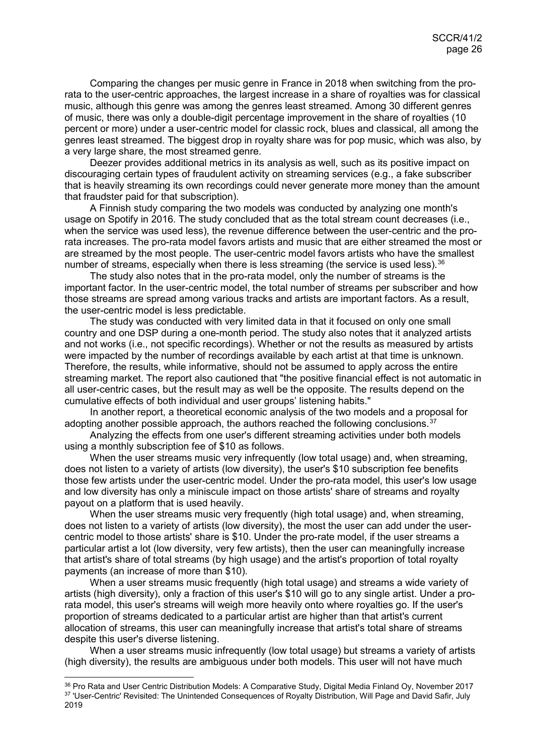Comparing the changes per music genre in France in 2018 when switching from the pro-rata to the user-centric approaches, the largest increase in a share of royalties was for classical music, although this genre was among the genres least streamed. Among 30 different genres of music, there was only a double-digit percentage improvement in the share of royalties (10 percent or more) under a user-centric model for classic rock, blues and classical, all among the genres least streamed. The biggest drop in royalty share was for pop music, which was also, by a very large share, the most streamed genre.

Deezer provides additional metrics in its analysis as well, such as its positive impact on discouraging certain types of fraudulent activity on streaming services (e.g., a fake subscriber that is heavily streaming its own recordings could never generate more money than the amount that fraudster paid for that subscription).

A Finnish study comparing the two models was conducted by analyzing one month's usage on Spotify in 2016. The study concluded that as the total stream count decreases (i.e., when the service was used less), the revenue difference between the user-centric and the pro-rata increases. The pro-rata model favors artists and music that are either streamed the most or are streamed by the most people. The user-centric model favors artists who have the smallest number of streams, especially when there is less streaming (the service is used less).[36]

The study also notes that in the pro-rata model, only the number of streams is the important factor. In the user-centric model, the total number of streams per subscriber and how those streams are spread among various tracks and artists are important factors. As a result, the user-centric model is less predictable.

The study was conducted with very limited data in that it focused on only one small country and one DSP during a one-month period. The study also notes that it analyzed artists and not works (i.e., not specific recordings). Whether or not the results as measured by artists were impacted by the number of recordings available by each artist at that time is unknown. Therefore, the results, while informative, should not be assumed to apply across the entire streaming market. The report also cautioned that "the positive financial effect is not automatic in all user-centric cases, but the result may as well be the opposite. The results depend on the cumulative effects of both individual and user groups' listening habits."

In another report, a theoretical economic analysis of the two models and a proposal for adopting another possible approach, the authors reached the following conclusions.[37]

Analyzing the effects from one user's different streaming activities under both models using a monthly subscription fee of $10 as follows.

When the user streams music very infrequently (low total usage) and, when streaming, does not listen to a variety of artists (low diversity), the user's $10 subscription fee benefits those few artists under the user-centric model. Under the pro-rata model, this user's low usage and low diversity has only a miniscule impact on those artists' share of streams and royalty payout on a platform that is used heavily.

When the user streams music very frequently (high total usage) and, when streaming, does not listen to a variety of artists (low diversity), the most the user can add under the user-centric model to those artists' share is $10. Under the pro-rate model, if the user streams a particular artist a lot (low diversity, very few artists), then the user can meaningfully increase that artist's share of total streams (by high usage) and the artist's proportion of total royalty payments (an increase of more than $10).

When a user streams music frequently (high total usage) and streams a wide variety of artists (high diversity), only a fraction of this user's $10 will go to any single artist. Under a pro-rata model, this user's streams will weigh more heavily onto where royalties go. If the user's proportion of streams dedicated to a particular artist are higher than that artist's current allocation of streams, this user can meaningfully increase that artist's total share of streams despite this user's diverse listening.

When a user streams music infrequently (low total usage) but streams a variety of artists (high diversity), the results are ambiguous under both models. This user will not have much

---

[36] Pro Rata and User Centric Distribution Models: A Comparative Study, Digital Media Finland Oy, November 2017

[37] 'User-Centric' Revisited: The Unintended Consequences of Royalty Distribution, Will Page and David Safir, July 2019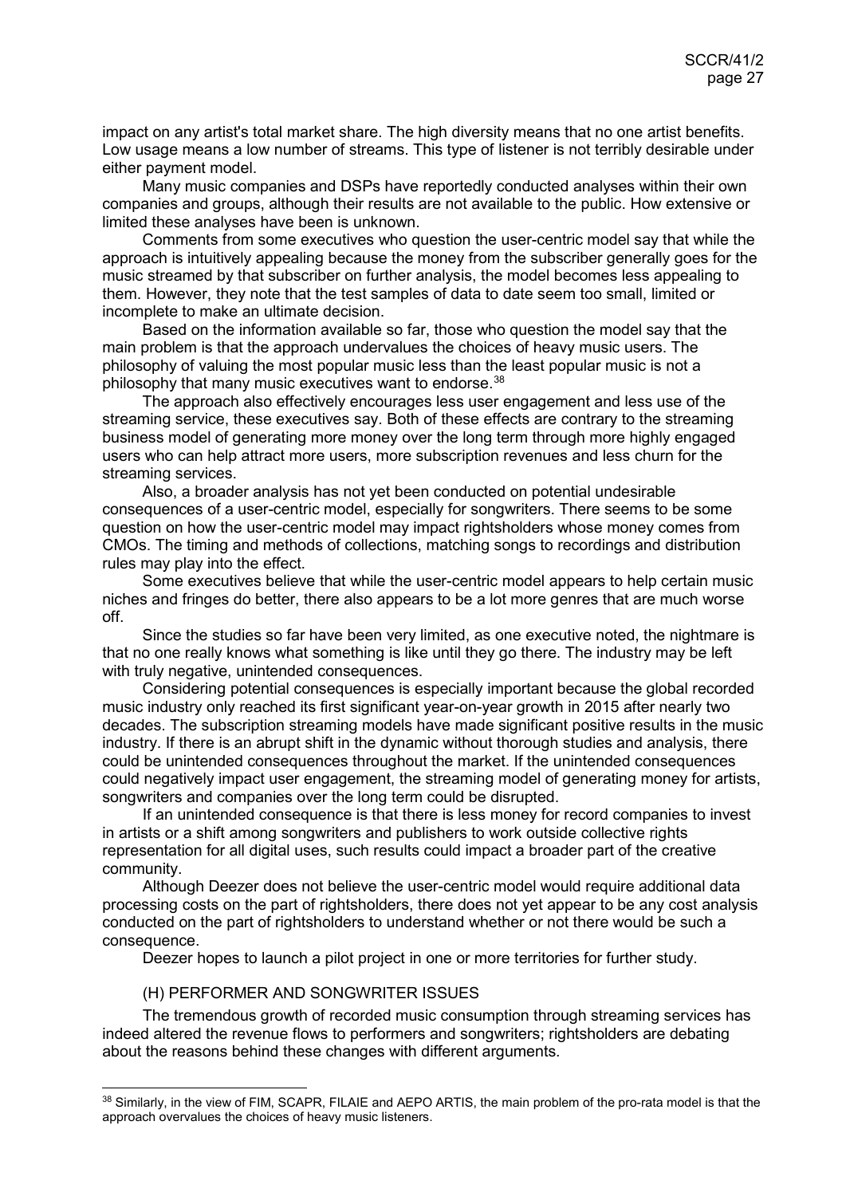impact on any artist's total market share. The high diversity means that no one artist benefits. Low usage means a low number of streams. This type of listener is not terribly desirable under either payment model.

Many music companies and DSPs have reportedly conducted analyses within their own companies and groups, although their results are not available to the public. How extensive or limited these analyses have been is unknown.

Comments from some executives who question the user-centric model say that while the approach is intuitively appealing because the money from the subscriber generally goes for the music streamed by that subscriber on further analysis, the model becomes less appealing to them. However, they note that the test samples of data to date seem too small, limited or incomplete to make an ultimate decision.

Based on the information available so far, those who question the model say that the main problem is that the approach undervalues the choices of heavy music users. The philosophy of valuing the most popular music less than the least popular music is not a philosophy that many music executives want to endorse.[38]

The approach also effectively encourages less user engagement and less use of the streaming service, these executives say. Both of these effects are contrary to the streaming business model of generating more money over the long term through more highly engaged users who can help attract more users, more subscription revenues and less churn for the streaming services.

Also, a broader analysis has not yet been conducted on potential undesirable consequences of a user-centric model, especially for songwriters. There seems to be some question on how the user-centric model may impact rightsholders whose money comes from CMOs. The timing and methods of collections, matching songs to recordings and distribution rules may play into the effect.

Some executives believe that while the user-centric model appears to help certain music niches and fringes do better, there also appears to be a lot more genres that are much worse off.

Since the studies so far have been very limited, as one executive noted, the nightmare is that no one really knows what something is like until they go there. The industry may be left with truly negative, unintended consequences.

Considering potential consequences is especially important because the global recorded music industry only reached its first significant year-on-year growth in 2015 after nearly two decades. The subscription streaming models have made significant positive results in the music industry. If there is an abrupt shift in the dynamic without thorough studies and analysis, there could be unintended consequences throughout the market. If the unintended consequences could negatively impact user engagement, the streaming model of generating money for artists, songwriters and companies over the long term could be disrupted.

If an unintended consequence is that there is less money for record companies to invest in artists or a shift among songwriters and publishers to work outside collective rights representation for all digital uses, such results could impact a broader part of the creative community.

Although Deezer does not believe the user-centric model would require additional data processing costs on the part of rightsholders, there does not yet appear to be any cost analysis conducted on the part of rightsholders to understand whether or not there would be such a consequence.

Deezer hopes to launch a pilot project in one or more territories for further study.

### (H) PERFORMER AND SONGWRITER ISSUES

The tremendous growth of recorded music consumption through streaming services has indeed altered the revenue flows to performers and songwriters; rightsholders are debating about the reasons behind these changes with different arguments.

---

[38] Similarly, in the view of FIM, SCAPR, FILAIE and AEPO ARTIS, the main problem of the pro-rata model is that the approach overvalues the choices of heavy music listeners.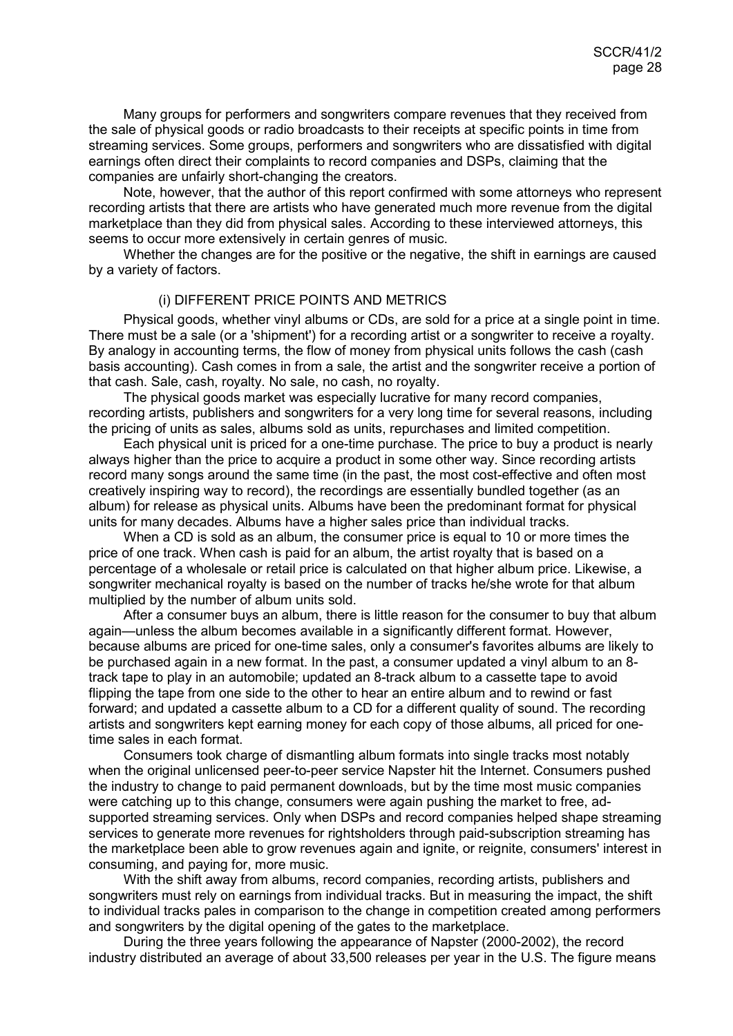Many groups for performers and songwriters compare revenues that they received from the sale of physical goods or radio broadcasts to their receipts at specific points in time from streaming services. Some groups, performers and songwriters who are dissatisfied with digital earnings often direct their complaints to record companies and DSPs, claiming that the companies are unfairly short-changing the creators.

Note, however, that the author of this report confirmed with some attorneys who represent recording artists that there are artists who have generated much more revenue from the digital marketplace than they did from physical sales. According to these interviewed attorneys, this seems to occur more extensively in certain genres of music.

Whether the changes are for the positive or the negative, the shift in earnings are caused by a variety of factors.

### (i) DIFFERENT PRICE POINTS AND METRICS

Physical goods, whether vinyl albums or CDs, are sold for a price at a single point in time. There must be a sale (or a 'shipment') for a recording artist or a songwriter to receive a royalty. By analogy in accounting terms, the flow of money from physical units follows the cash (cash basis accounting). Cash comes in from a sale, the artist and the songwriter receive a portion of that cash. Sale, cash, royalty. No sale, no cash, no royalty.

The physical goods market was especially lucrative for many record companies, recording artists, publishers and songwriters for a very long time for several reasons, including the pricing of units as sales, albums sold as units, repurchases and limited competition.

Each physical unit is priced for a one-time purchase. The price to buy a product is nearly always higher than the price to acquire a product in some other way. Since recording artists record many songs around the same time (in the past, the most cost-effective and often most creatively inspiring way to record), the recordings are essentially bundled together (as an album) for release as physical units. Albums have been the predominant format for physical units for many decades. Albums have a higher sales price than individual tracks.

When a CD is sold as an album, the consumer price is equal to 10 or more times the price of one track. When cash is paid for an album, the artist royalty that is based on a percentage of a wholesale or retail price is calculated on that higher album price. Likewise, a songwriter mechanical royalty is based on the number of tracks he/she wrote for that album multiplied by the number of album units sold.

After a consumer buys an album, there is little reason for the consumer to buy that album again—unless the album becomes available in a significantly different format. However, because albums are priced for one-time sales, only a consumer's favorites albums are likely to be purchased again in a new format. In the past, a consumer updated a vinyl album to an 8-track tape to play in an automobile; updated an 8-track album to a cassette tape to avoid flipping the tape from one side to the other to hear an entire album and to rewind or fast forward; and updated a cassette album to a CD for a different quality of sound. The recording artists and songwriters kept earning money for each copy of those albums, all priced for one-time sales in each format.

Consumers took charge of dismantling album formats into single tracks most notably when the original unlicensed peer-to-peer service Napster hit the Internet. Consumers pushed the industry to change to paid permanent downloads, but by the time most music companies were catching up to this change, consumers were again pushing the market to free, ad-supported streaming services. Only when DSPs and record companies helped shape streaming services to generate more revenues for rightsholders through paid-subscription streaming has the marketplace been able to grow revenues again and ignite, or reignite, consumers' interest in consuming, and paying for, more music.

With the shift away from albums, record companies, recording artists, publishers and songwriters must rely on earnings from individual tracks. But in measuring the impact, the shift to individual tracks pales in comparison to the change in competition created among performers and songwriters by the digital opening of the gates to the marketplace.

During the three years following the appearance of Napster (2000-2002), the record industry distributed an average of about 33,500 releases per year in the U.S. The figure means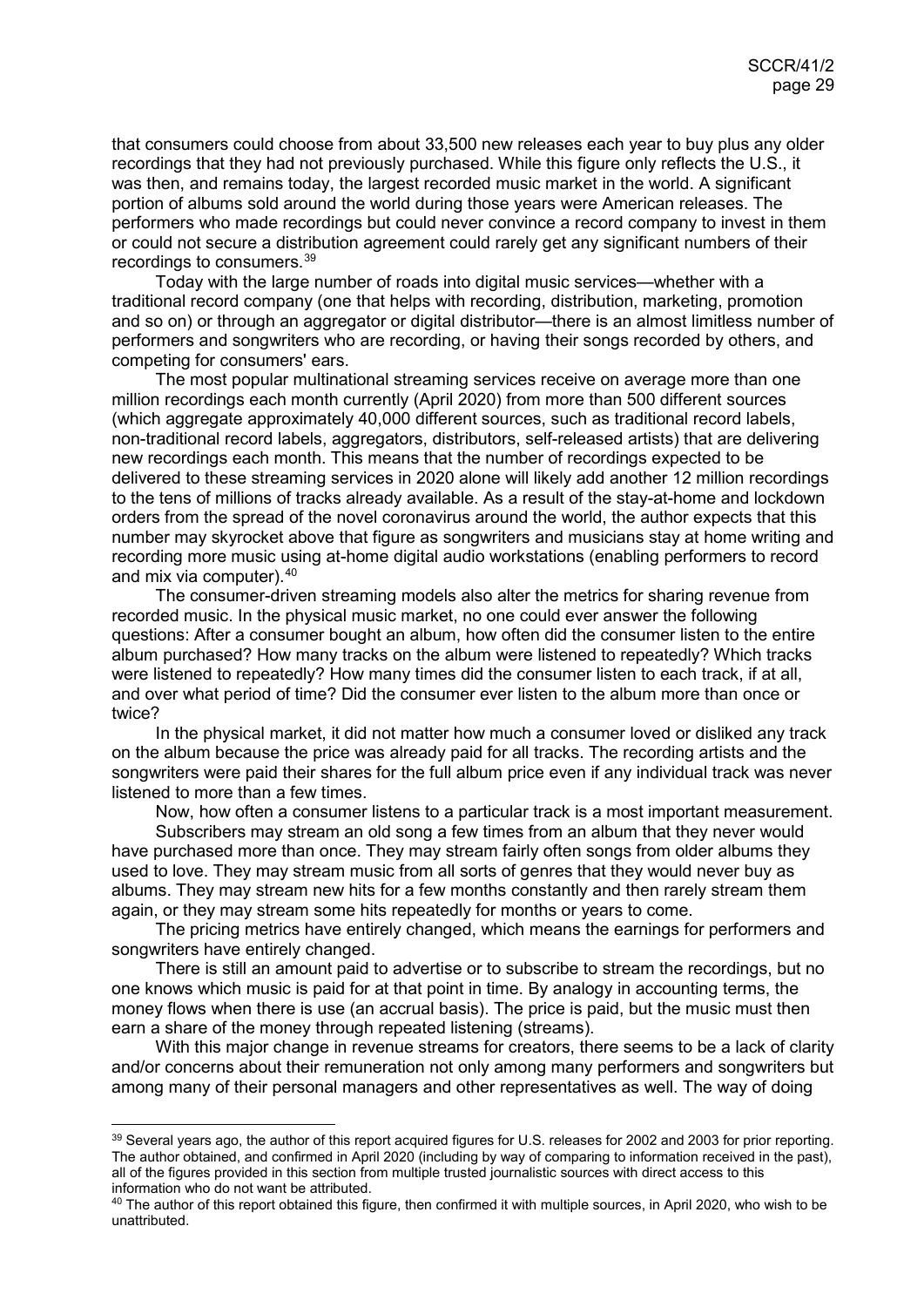that consumers could choose from about 33,500 new releases each year to buy plus any older recordings that they had not previously purchased. While this figure only reflects the U.S., it was then, and remains today, the largest recorded music market in the world. A significant portion of albums sold around the world during those years were American releases. The performers who made recordings but could never convince a record company to invest in them or could not secure a distribution agreement could rarely get any significant numbers of their recordings to consumers.[39]

Today with the large number of roads into digital music services—whether with a traditional record company (one that helps with recording, distribution, marketing, promotion and so on) or through an aggregator or digital distributor—there is an almost limitless number of performers and songwriters who are recording, or having their songs recorded by others, and competing for consumers' ears.

The most popular multinational streaming services receive on average more than one million recordings each month currently (April 2020) from more than 500 different sources (which aggregate approximately 40,000 different sources, such as traditional record labels, non-traditional record labels, aggregators, distributors, self-released artists) that are delivering new recordings each month. This means that the number of recordings expected to be delivered to these streaming services in 2020 alone will likely add another 12 million recordings to the tens of millions of tracks already available. As a result of the stay-at-home and lockdown orders from the spread of the novel coronavirus around the world, the author expects that this number may skyrocket above that figure as songwriters and musicians stay at home writing and recording more music using at-home digital audio workstations (enabling performers to record and mix via computer).[40]

The consumer-driven streaming models also alter the metrics for sharing revenue from recorded music. In the physical music market, no one could ever answer the following questions: After a consumer bought an album, how often did the consumer listen to the entire album purchased? How many tracks on the album were listened to repeatedly? Which tracks were listened to repeatedly? How many times did the consumer listen to each track, if at all, and over what period of time? Did the consumer ever listen to the album more than once or twice?

In the physical market, it did not matter how much a consumer loved or disliked any track on the album because the price was already paid for all tracks. The recording artists and the songwriters were paid their shares for the full album price even if any individual track was never listened to more than a few times.

Now, how often a consumer listens to a particular track is a most important measurement.

Subscribers may stream an old song a few times from an album that they never would have purchased more than once. They may stream fairly often songs from older albums they used to love. They may stream music from all sorts of genres that they would never buy as albums. They may stream new hits for a few months constantly and then rarely stream them again, or they may stream some hits repeatedly for months or years to come.

The pricing metrics have entirely changed, which means the earnings for performers and songwriters have entirely changed.

There is still an amount paid to advertise or to subscribe to stream the recordings, but no one knows which music is paid for at that point in time. By analogy in accounting terms, the money flows when there is use (an accrual basis). The price is paid, but the music must then earn a share of the money through repeated listening (streams).

With this major change in revenue streams for creators, there seems to be a lack of clarity and/or concerns about their remuneration not only among many performers and songwriters but among many of their personal managers and other representatives as well. The way of doing

---

[39] Several years ago, the author of this report acquired figures for U.S. releases for 2002 and 2003 for prior reporting. The author obtained, and confirmed in April 2020 (including by way of comparing to information received in the past), all of the figures provided in this section from multiple trusted journalistic sources with direct access to this information who do not want be attributed.

[40] The author of this report obtained this figure, then confirmed it with multiple sources, in April 2020, who wish to be unattributed.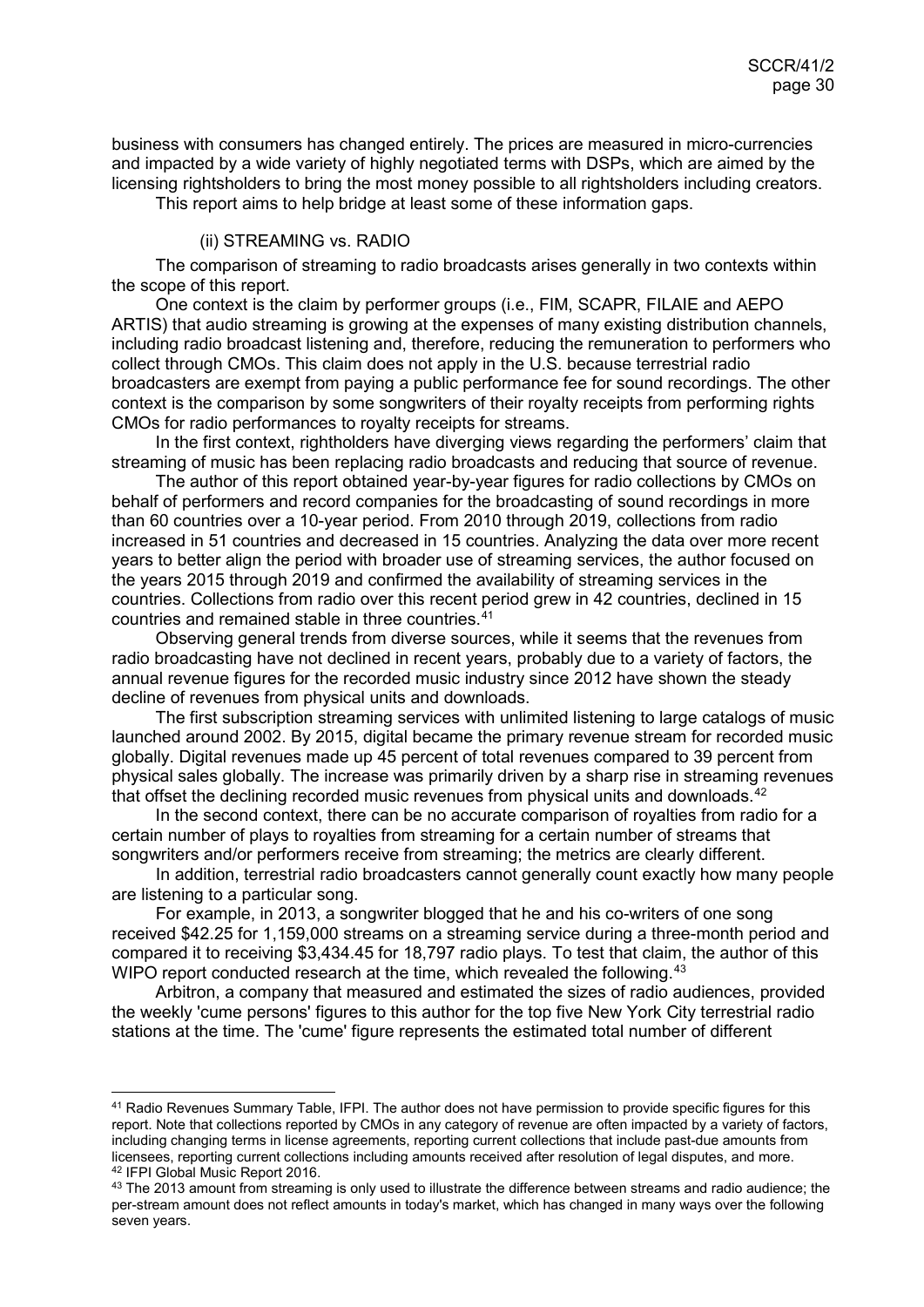business with consumers has changed entirely. The prices are measured in micro-currencies and impacted by a wide variety of highly negotiated terms with DSPs, which are aimed by the licensing rightsholders to bring the most money possible to all rightsholders including creators.

This report aims to help bridge at least some of these information gaps.

(ii) STREAMING vs. RADIO

The comparison of streaming to radio broadcasts arises generally in two contexts within the scope of this report.

One context is the claim by performer groups (i.e., FIM, SCAPR, FILAIE and AEPO ARTIS) that audio streaming is growing at the expenses of many existing distribution channels, including radio broadcast listening and, therefore, reducing the remuneration to performers who collect through CMOs. This claim does not apply in the U.S. because terrestrial radio broadcasters are exempt from paying a public performance fee for sound recordings. The other context is the comparison by some songwriters of their royalty receipts from performing rights CMOs for radio performances to royalty receipts for streams.

In the first context, rightholders have diverging views regarding the performers' claim that streaming of music has been replacing radio broadcasts and reducing that source of revenue.

The author of this report obtained year-by-year figures for radio collections by CMOs on behalf of performers and record companies for the broadcasting of sound recordings in more than 60 countries over a 10-year period. From 2010 through 2019, collections from radio increased in 51 countries and decreased in 15 countries. Analyzing the data over more recent years to better align the period with broader use of streaming services, the author focused on the years 2015 through 2019 and confirmed the availability of streaming services in the countries. Collections from radio over this recent period grew in 42 countries, declined in 15 countries and remained stable in three countries.[41]

Observing general trends from diverse sources, while it seems that the revenues from radio broadcasting have not declined in recent years, probably due to a variety of factors, the annual revenue figures for the recorded music industry since 2012 have shown the steady decline of revenues from physical units and downloads.

The first subscription streaming services with unlimited listening to large catalogs of music launched around 2002. By 2015, digital became the primary revenue stream for recorded music globally. Digital revenues made up 45 percent of total revenues compared to 39 percent from physical sales globally. The increase was primarily driven by a sharp rise in streaming revenues that offset the declining recorded music revenues from physical units and downloads.[42]

In the second context, there can be no accurate comparison of royalties from radio for a certain number of plays to royalties from streaming for a certain number of streams that songwriters and/or performers receive from streaming; the metrics are clearly different.

In addition, terrestrial radio broadcasters cannot generally count exactly how many people are listening to a particular song.

For example, in 2013, a songwriter blogged that he and his co-writers of one song received $42.25 for 1,159,000 streams on a streaming service during a three-month period and compared it to receiving $3,434.45 for 18,797 radio plays. To test that claim, the author of this WIPO report conducted research at the time, which revealed the following.[43]

Arbitron, a company that measured and estimated the sizes of radio audiences, provided the weekly 'cume persons' figures to this author for the top five New York City terrestrial radio stations at the time. The 'cume' figure represents the estimated total number of different

---

[41] Radio Revenues Summary Table, IFPI. The author does not have permission to provide specific figures for this report. Note that collections reported by CMOs in any category of revenue are often impacted by a variety of factors, including changing terms in license agreements, reporting current collections that include past-due amounts from licensees, reporting current collections including amounts received after resolution of legal disputes, and more.

[42] IFPI Global Music Report 2016.

[43] The 2013 amount from streaming is only used to illustrate the difference between streams and radio audience; the per-stream amount does not reflect amounts in today's market, which has changed in many ways over the following seven years.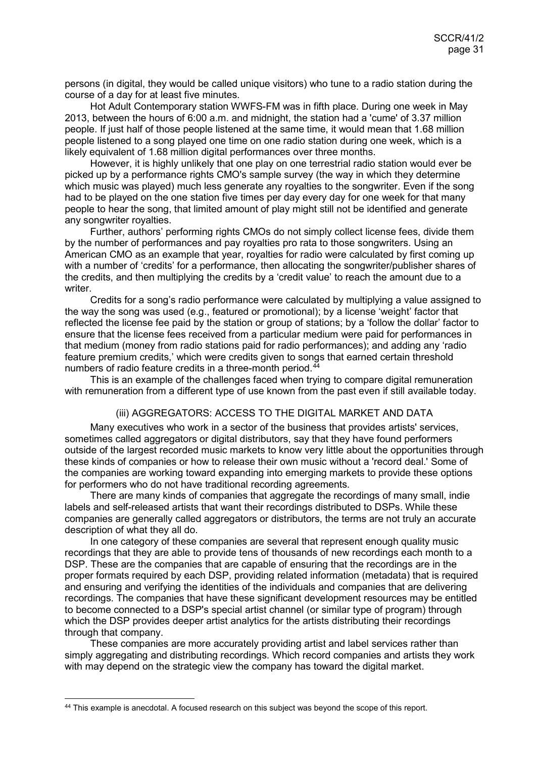persons (in digital, they would be called unique visitors) who tune to a radio station during the course of a day for at least five minutes.

Hot Adult Contemporary station WWFS-FM was in fifth place. During one week in May 2013, between the hours of 6:00 a.m. and midnight, the station had a 'cume' of 3.37 million people. If just half of those people listened at the same time, it would mean that 1.68 million people listened to a song played one time on one radio station during one week, which is a likely equivalent of 1.68 million digital performances over three months.

However, it is highly unlikely that one play on one terrestrial radio station would ever be picked up by a performance rights CMO's sample survey (the way in which they determine which music was played) much less generate any royalties to the songwriter. Even if the song had to be played on the one station five times per day every day for one week for that many people to hear the song, that limited amount of play might still not be identified and generate any songwriter royalties.

Further, authors' performing rights CMOs do not simply collect license fees, divide them by the number of performances and pay royalties pro rata to those songwriters. Using an American CMO as an example that year, royalties for radio were calculated by first coming up with a number of 'credits' for a performance, then allocating the songwriter/publisher shares of the credits, and then multiplying the credits by a 'credit value' to reach the amount due to a writer.

Credits for a song's radio performance were calculated by multiplying a value assigned to the way the song was used (e.g., featured or promotional); by a license 'weight' factor that reflected the license fee paid by the station or group of stations; by a 'follow the dollar' factor to ensure that the license fees received from a particular medium were paid for performances in that medium (money from radio stations paid for radio performances); and adding any 'radio feature premium credits,' which were credits given to songs that earned certain threshold numbers of radio feature credits in a three-month period.[44]

This is an example of the challenges faced when trying to compare digital remuneration with remuneration from a different type of use known from the past even if still available today.

### (iii) AGGREGATORS: ACCESS TO THE DIGITAL MARKET AND DATA

Many executives who work in a sector of the business that provides artists' services, sometimes called aggregators or digital distributors, say that they have found performers outside of the largest recorded music markets to know very little about the opportunities through these kinds of companies or how to release their own music without a 'record deal.' Some of the companies are working toward expanding into emerging markets to provide these options for performers who do not have traditional recording agreements.

There are many kinds of companies that aggregate the recordings of many small, indie labels and self-released artists that want their recordings distributed to DSPs. While these companies are generally called aggregators or distributors, the terms are not truly an accurate description of what they all do.

In one category of these companies are several that represent enough quality music recordings that they are able to provide tens of thousands of new recordings each month to a DSP. These are the companies that are capable of ensuring that the recordings are in the proper formats required by each DSP, providing related information (metadata) that is required and ensuring and verifying the identities of the individuals and companies that are delivering recordings. The companies that have these significant development resources may be entitled to become connected to a DSP's special artist channel (or similar type of program) through which the DSP provides deeper artist analytics for the artists distributing their recordings through that company.

These companies are more accurately providing artist and label services rather than simply aggregating and distributing recordings. Which record companies and artists they work with may depend on the strategic view the company has toward the digital market.

---

[44] This example is anecdotal. A focused research on this subject was beyond the scope of this report.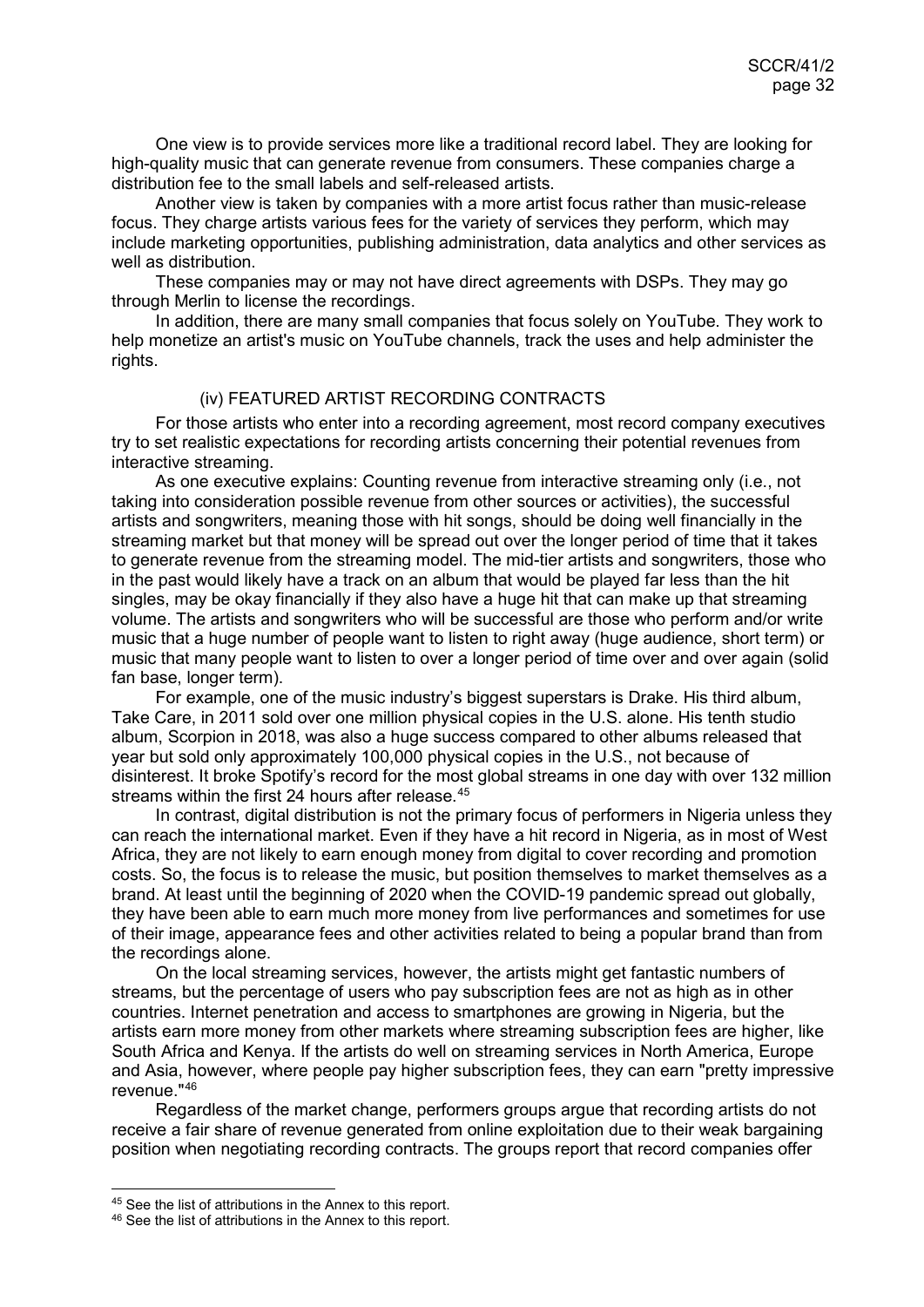One view is to provide services more like a traditional record label. They are looking for high-quality music that can generate revenue from consumers. These companies charge a distribution fee to the small labels and self-released artists.

Another view is taken by companies with a more artist focus rather than music-release focus. They charge artists various fees for the variety of services they perform, which may include marketing opportunities, publishing administration, data analytics and other services as well as distribution.

These companies may or may not have direct agreements with DSPs. They may go through Merlin to license the recordings.

In addition, there are many small companies that focus solely on YouTube. They work to help monetize an artist's music on YouTube channels, track the uses and help administer the rights.

### (iv) FEATURED ARTIST RECORDING CONTRACTS

For those artists who enter into a recording agreement, most record company executives try to set realistic expectations for recording artists concerning their potential revenues from interactive streaming.

As one executive explains: Counting revenue from interactive streaming only (i.e., not taking into consideration possible revenue from other sources or activities), the successful artists and songwriters, meaning those with hit songs, should be doing well financially in the streaming market but that money will be spread out over the longer period of time that it takes to generate revenue from the streaming model. The mid-tier artists and songwriters, those who in the past would likely have a track on an album that would be played far less than the hit singles, may be okay financially if they also have a huge hit that can make up that streaming volume. The artists and songwriters who will be successful are those who perform and/or write music that a huge number of people want to listen to right away (huge audience, short term) or music that many people want to listen to over a longer period of time over and over again (solid fan base, longer term).

For example, one of the music industry's biggest superstars is Drake. His third album, Take Care, in 2011 sold over one million physical copies in the U.S. alone. His tenth studio album, Scorpion in 2018, was also a huge success compared to other albums released that year but sold only approximately 100,000 physical copies in the U.S., not because of disinterest. It broke Spotify's record for the most global streams in one day with over 132 million streams within the first 24 hours after release.[45]

In contrast, digital distribution is not the primary focus of performers in Nigeria unless they can reach the international market. Even if they have a hit record in Nigeria, as in most of West Africa, they are not likely to earn enough money from digital to cover recording and promotion costs. So, the focus is to release the music, but position themselves to market themselves as a brand. At least until the beginning of 2020 when the COVID-19 pandemic spread out globally, they have been able to earn much more money from live performances and sometimes for use of their image, appearance fees and other activities related to being a popular brand than from the recordings alone.

On the local streaming services, however, the artists might get fantastic numbers of streams, but the percentage of users who pay subscription fees are not as high as in other countries. Internet penetration and access to smartphones are growing in Nigeria, but the artists earn more money from other markets where streaming subscription fees are higher, like South Africa and Kenya. If the artists do well on streaming services in North America, Europe and Asia, however, where people pay higher subscription fees, they can earn "pretty impressive revenue."[46]

Regardless of the market change, performers groups argue that recording artists do not receive a fair share of revenue generated from online exploitation due to their weak bargaining position when negotiating recording contracts. The groups report that record companies offer

---

[45] See the list of attributions in the Annex to this report.

[46] See the list of attributions in the Annex to this report.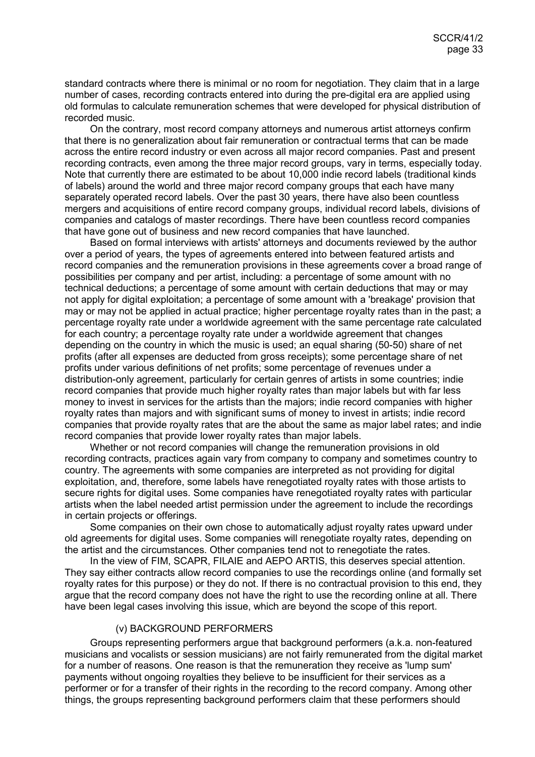standard contracts where there is minimal or no room for negotiation. They claim that in a large number of cases, recording contracts entered into during the pre-digital era are applied using old formulas to calculate remuneration schemes that were developed for physical distribution of recorded music.

On the contrary, most record company attorneys and numerous artist attorneys confirm that there is no generalization about fair remuneration or contractual terms that can be made across the entire record industry or even across all major record companies. Past and present recording contracts, even among the three major record groups, vary in terms, especially today. Note that currently there are estimated to be about 10,000 indie record labels (traditional kinds of labels) around the world and three major record company groups that each have many separately operated record labels. Over the past 30 years, there have also been countless mergers and acquisitions of entire record company groups, individual record labels, divisions of companies and catalogs of master recordings. There have been countless record companies that have gone out of business and new record companies that have launched.

Based on formal interviews with artists' attorneys and documents reviewed by the author over a period of years, the types of agreements entered into between featured artists and record companies and the remuneration provisions in these agreements cover a broad range of possibilities per company and per artist, including: a percentage of some amount with no technical deductions; a percentage of some amount with certain deductions that may or may not apply for digital exploitation; a percentage of some amount with a 'breakage' provision that may or may not be applied in actual practice; higher percentage royalty rates than in the past; a percentage royalty rate under a worldwide agreement with the same percentage rate calculated for each country; a percentage royalty rate under a worldwide agreement that changes depending on the country in which the music is used; an equal sharing (50-50) share of net profits (after all expenses are deducted from gross receipts); some percentage share of net profits under various definitions of net profits; some percentage of revenues under a distribution-only agreement, particularly for certain genres of artists in some countries; indie record companies that provide much higher royalty rates than major labels but with far less money to invest in services for the artists than the majors; indie record companies with higher royalty rates than majors and with significant sums of money to invest in artists; indie record companies that provide royalty rates that are the about the same as major label rates; and indie record companies that provide lower royalty rates than major labels.

Whether or not record companies will change the remuneration provisions in old recording contracts, practices again vary from company to company and sometimes country to country. The agreements with some companies are interpreted as not providing for digital exploitation, and, therefore, some labels have renegotiated royalty rates with those artists to secure rights for digital uses. Some companies have renegotiated royalty rates with particular artists when the label needed artist permission under the agreement to include the recordings in certain projects or offerings.

Some companies on their own chose to automatically adjust royalty rates upward under old agreements for digital uses. Some companies will renegotiate royalty rates, depending on the artist and the circumstances. Other companies tend not to renegotiate the rates.

In the view of FIM, SCAPR, FILAIE and AEPO ARTIS, this deserves special attention. They say either contracts allow record companies to use the recordings online (and formally set royalty rates for this purpose) or they do not. If there is no contractual provision to this end, they argue that the record company does not have the right to use the recording online at all. There have been legal cases involving this issue, which are beyond the scope of this report.

### (v) BACKGROUND PERFORMERS

Groups representing performers argue that background performers (a.k.a. non-featured musicians and vocalists or session musicians) are not fairly remunerated from the digital market for a number of reasons. One reason is that the remuneration they receive as 'lump sum' payments without ongoing royalties they believe to be insufficient for their services as a performer or for a transfer of their rights in the recording to the record company. Among other things, the groups representing background performers claim that these performers should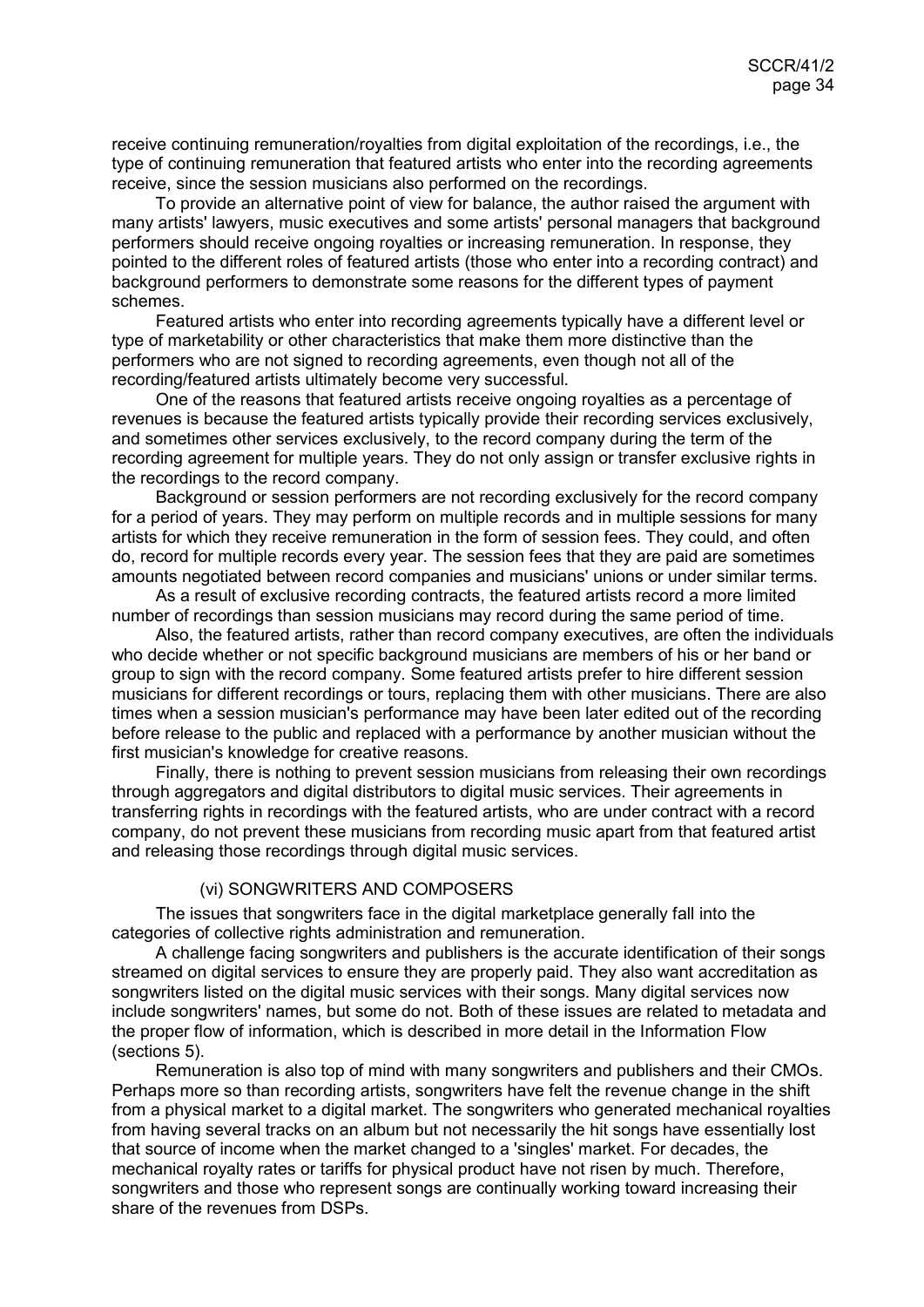receive continuing remuneration/royalties from digital exploitation of the recordings, i.e., the type of continuing remuneration that featured artists who enter into the recording agreements receive, since the session musicians also performed on the recordings.

To provide an alternative point of view for balance, the author raised the argument with many artists' lawyers, music executives and some artists' personal managers that background performers should receive ongoing royalties or increasing remuneration. In response, they pointed to the different roles of featured artists (those who enter into a recording contract) and background performers to demonstrate some reasons for the different types of payment schemes.

Featured artists who enter into recording agreements typically have a different level or type of marketability or other characteristics that make them more distinctive than the performers who are not signed to recording agreements, even though not all of the recording/featured artists ultimately become very successful.

One of the reasons that featured artists receive ongoing royalties as a percentage of revenues is because the featured artists typically provide their recording services exclusively, and sometimes other services exclusively, to the record company during the term of the recording agreement for multiple years. They do not only assign or transfer exclusive rights in the recordings to the record company.

Background or session performers are not recording exclusively for the record company for a period of years. They may perform on multiple records and in multiple sessions for many artists for which they receive remuneration in the form of session fees. They could, and often do, record for multiple records every year. The session fees that they are paid are sometimes amounts negotiated between record companies and musicians' unions or under similar terms.

As a result of exclusive recording contracts, the featured artists record a more limited number of recordings than session musicians may record during the same period of time.

Also, the featured artists, rather than record company executives, are often the individuals who decide whether or not specific background musicians are members of his or her band or group to sign with the record company. Some featured artists prefer to hire different session musicians for different recordings or tours, replacing them with other musicians. There are also times when a session musician's performance may have been later edited out of the recording before release to the public and replaced with a performance by another musician without the first musician's knowledge for creative reasons.

Finally, there is nothing to prevent session musicians from releasing their own recordings through aggregators and digital distributors to digital music services. Their agreements in transferring rights in recordings with the featured artists, who are under contract with a record company, do not prevent these musicians from recording music apart from that featured artist and releasing those recordings through digital music services.

#### (vi) SONGWRITERS AND COMPOSERS

The issues that songwriters face in the digital marketplace generally fall into the categories of collective rights administration and remuneration.

A challenge facing songwriters and publishers is the accurate identification of their songs streamed on digital services to ensure they are properly paid. They also want accreditation as songwriters listed on the digital music services with their songs. Many digital services now include songwriters' names, but some do not. Both of these issues are related to metadata and the proper flow of information, which is described in more detail in the Information Flow (sections 5).

Remuneration is also top of mind with many songwriters and publishers and their CMOs. Perhaps more so than recording artists, songwriters have felt the revenue change in the shift from a physical market to a digital market. The songwriters who generated mechanical royalties from having several tracks on an album but not necessarily the hit songs have essentially lost that source of income when the market changed to a 'singles' market. For decades, the mechanical royalty rates or tariffs for physical product have not risen by much. Therefore, songwriters and those who represent songs are continually working toward increasing their share of the revenues from DSPs.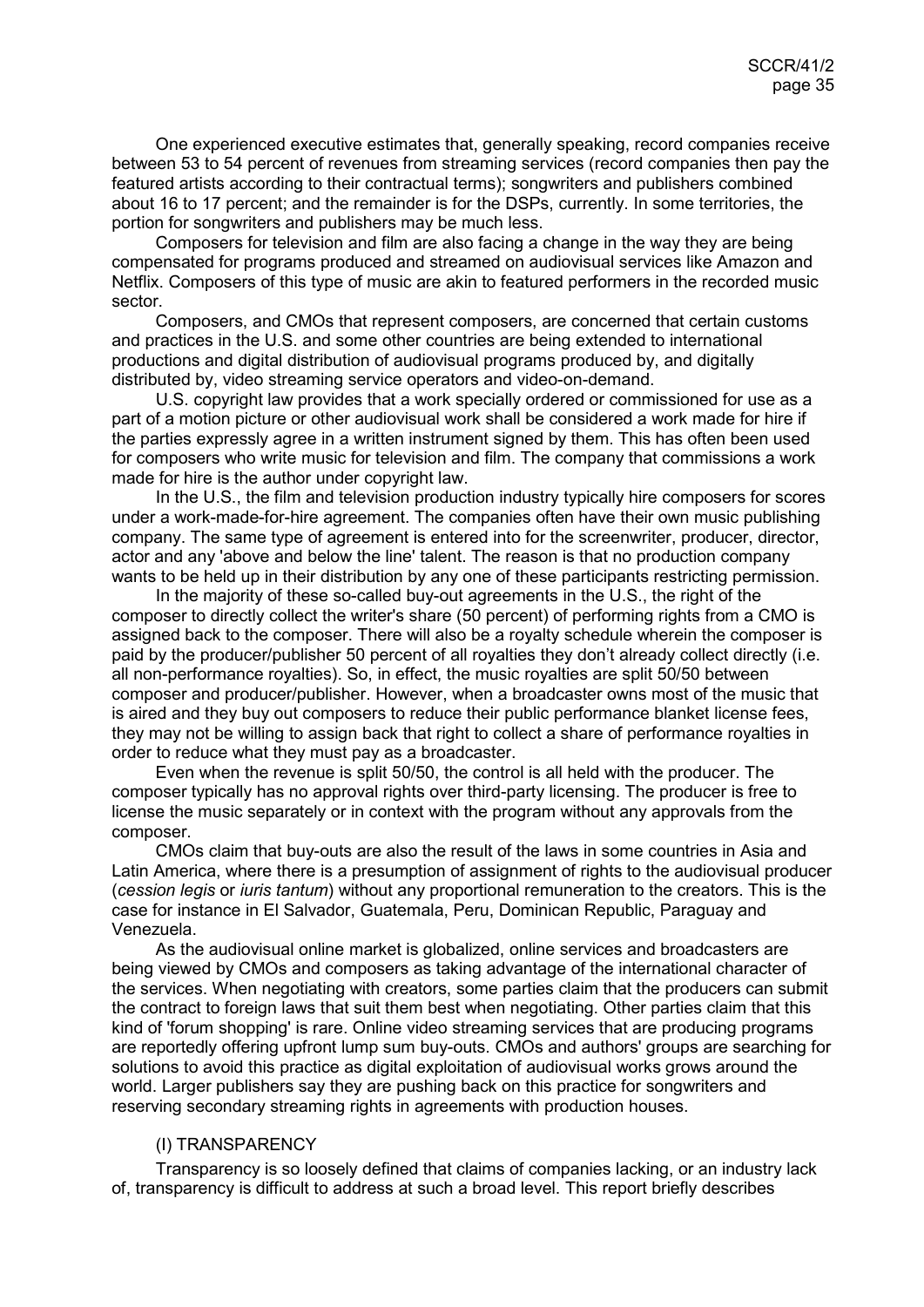One experienced executive estimates that, generally speaking, record companies receive between 53 to 54 percent of revenues from streaming services (record companies then pay the featured artists according to their contractual terms); songwriters and publishers combined about 16 to 17 percent; and the remainder is for the DSPs, currently. In some territories, the portion for songwriters and publishers may be much less.

Composers for television and film are also facing a change in the way they are being compensated for programs produced and streamed on audiovisual services like Amazon and Netflix. Composers of this type of music are akin to featured performers in the recorded music sector.

Composers, and CMOs that represent composers, are concerned that certain customs and practices in the U.S. and some other countries are being extended to international productions and digital distribution of audiovisual programs produced by, and digitally distributed by, video streaming service operators and video-on-demand.

U.S. copyright law provides that a work specially ordered or commissioned for use as a part of a motion picture or other audiovisual work shall be considered a work made for hire if the parties expressly agree in a written instrument signed by them. This has often been used for composers who write music for television and film. The company that commissions a work made for hire is the author under copyright law.

In the U.S., the film and television production industry typically hire composers for scores under a work-made-for-hire agreement. The companies often have their own music publishing company. The same type of agreement is entered into for the screenwriter, producer, director, actor and any 'above and below the line' talent. The reason is that no production company wants to be held up in their distribution by any one of these participants restricting permission.

In the majority of these so-called buy-out agreements in the U.S., the right of the composer to directly collect the writer's share (50 percent) of performing rights from a CMO is assigned back to the composer. There will also be a royalty schedule wherein the composer is paid by the producer/publisher 50 percent of all royalties they don't already collect directly (i.e. all non-performance royalties). So, in effect, the music royalties are split 50/50 between composer and producer/publisher. However, when a broadcaster owns most of the music that is aired and they buy out composers to reduce their public performance blanket license fees, they may not be willing to assign back that right to collect a share of performance royalties in order to reduce what they must pay as a broadcaster.

Even when the revenue is split 50/50, the control is all held with the producer. The composer typically has no approval rights over third-party licensing. The producer is free to license the music separately or in context with the program without any approvals from the composer.

CMOs claim that buy-outs are also the result of the laws in some countries in Asia and Latin America, where there is a presumption of assignment of rights to the audiovisual producer (*cession legis* or *iuris tantum*) without any proportional remuneration to the creators. This is the case for instance in El Salvador, Guatemala, Peru, Dominican Republic, Paraguay and Venezuela.

As the audiovisual online market is globalized, online services and broadcasters are being viewed by CMOs and composers as taking advantage of the international character of the services. When negotiating with creators, some parties claim that the producers can submit the contract to foreign laws that suit them best when negotiating. Other parties claim that this kind of 'forum shopping' is rare. Online video streaming services that are producing programs are reportedly offering upfront lump sum buy-outs. CMOs and authors' groups are searching for solutions to avoid this practice as digital exploitation of audiovisual works grows around the world. Larger publishers say they are pushing back on this practice for songwriters and reserving secondary streaming rights in agreements with production houses.

### (I) TRANSPARENCY

Transparency is so loosely defined that claims of companies lacking, or an industry lack of, transparency is difficult to address at such a broad level. This report briefly describes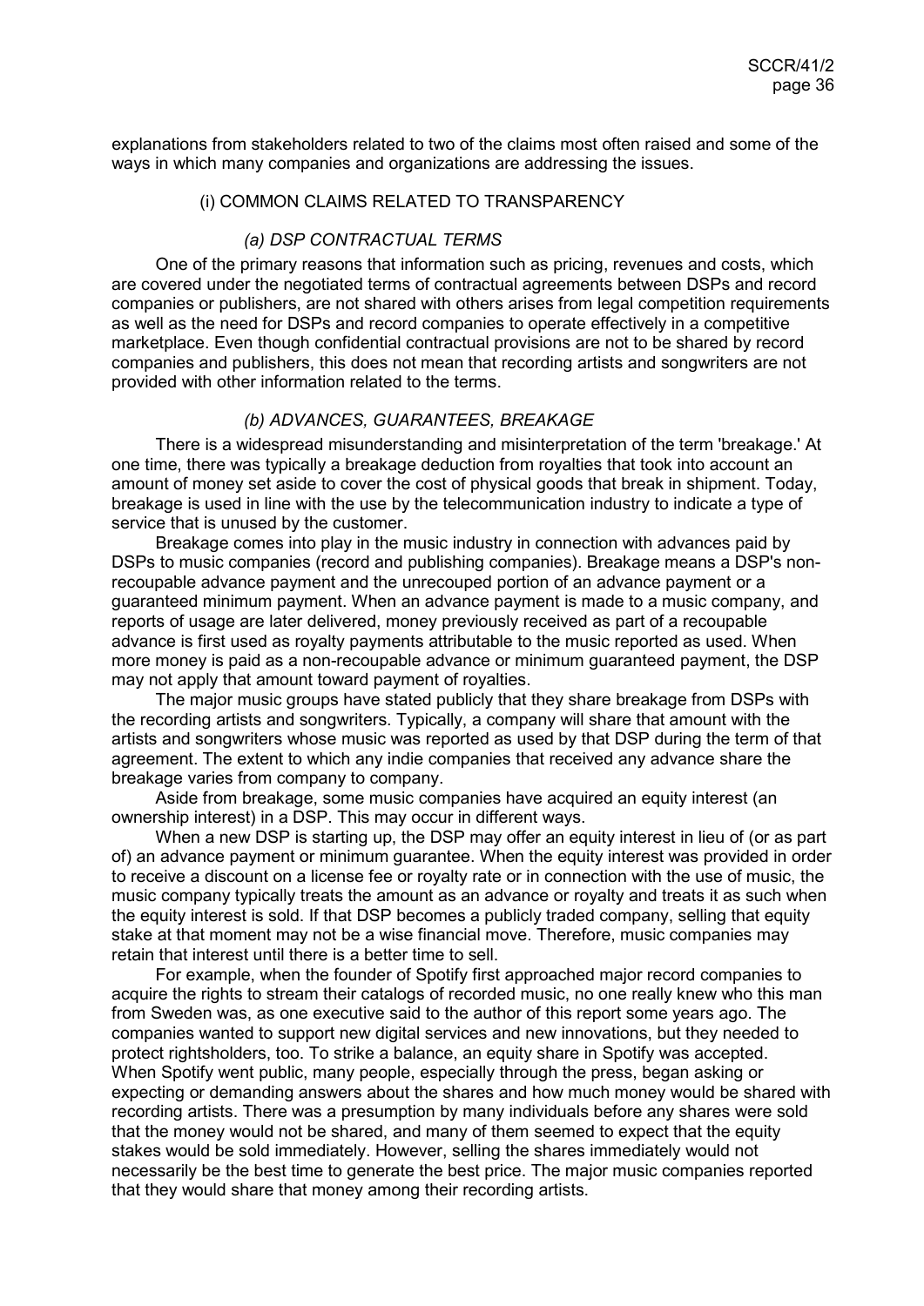explanations from stakeholders related to two of the claims most often raised and some of the ways in which many companies and organizations are addressing the issues.

### (i) COMMON CLAIMS RELATED TO TRANSPARENCY

#### *(a) DSP CONTRACTUAL TERMS*

One of the primary reasons that information such as pricing, revenues and costs, which are covered under the negotiated terms of contractual agreements between DSPs and record companies or publishers, are not shared with others arises from legal competition requirements as well as the need for DSPs and record companies to operate effectively in a competitive marketplace. Even though confidential contractual provisions are not to be shared by record companies and publishers, this does not mean that recording artists and songwriters are not provided with other information related to the terms.

#### *(b) ADVANCES, GUARANTEES, BREAKAGE*

There is a widespread misunderstanding and misinterpretation of the term 'breakage.' At one time, there was typically a breakage deduction from royalties that took into account an amount of money set aside to cover the cost of physical goods that break in shipment. Today, breakage is used in line with the use by the telecommunication industry to indicate a type of service that is unused by the customer.

Breakage comes into play in the music industry in connection with advances paid by DSPs to music companies (record and publishing companies). Breakage means a DSP's non-recoupable advance payment and the unrecouped portion of an advance payment or a guaranteed minimum payment. When an advance payment is made to a music company, and reports of usage are later delivered, money previously received as part of a recoupable advance is first used as royalty payments attributable to the music reported as used. When more money is paid as a non-recoupable advance or minimum guaranteed payment, the DSP may not apply that amount toward payment of royalties.

The major music groups have stated publicly that they share breakage from DSPs with the recording artists and songwriters. Typically, a company will share that amount with the artists and songwriters whose music was reported as used by that DSP during the term of that agreement. The extent to which any indie companies that received any advance share the breakage varies from company to company.

Aside from breakage, some music companies have acquired an equity interest (an ownership interest) in a DSP. This may occur in different ways.

When a new DSP is starting up, the DSP may offer an equity interest in lieu of (or as part of) an advance payment or minimum guarantee. When the equity interest was provided in order to receive a discount on a license fee or royalty rate or in connection with the use of music, the music company typically treats the amount as an advance or royalty and treats it as such when the equity interest is sold. If that DSP becomes a publicly traded company, selling that equity stake at that moment may not be a wise financial move. Therefore, music companies may retain that interest until there is a better time to sell.

For example, when the founder of Spotify first approached major record companies to acquire the rights to stream their catalogs of recorded music, no one really knew who this man from Sweden was, as one executive said to the author of this report some years ago. The companies wanted to support new digital services and new innovations, but they needed to protect rightsholders, too. To strike a balance, an equity share in Spotify was accepted. When Spotify went public, many people, especially through the press, began asking or expecting or demanding answers about the shares and how much money would be shared with recording artists. There was a presumption by many individuals before any shares were sold that the money would not be shared, and many of them seemed to expect that the equity stakes would be sold immediately. However, selling the shares immediately would not necessarily be the best time to generate the best price. The major music companies reported that they would share that money among their recording artists.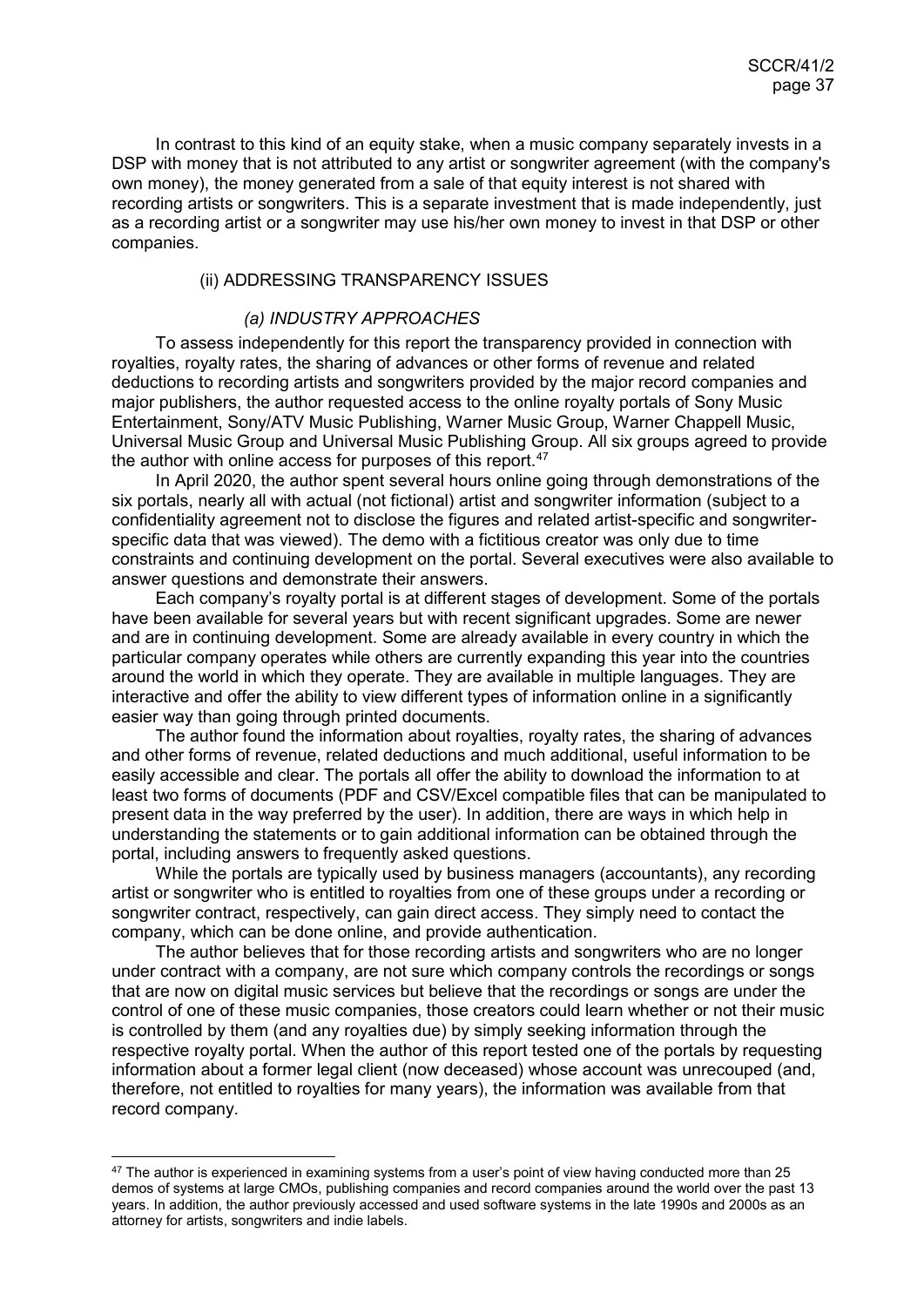In contrast to this kind of an equity stake, when a music company separately invests in a DSP with money that is not attributed to any artist or songwriter agreement (with the company's own money), the money generated from a sale of that equity interest is not shared with recording artists or songwriters. This is a separate investment that is made independently, just as a recording artist or a songwriter may use his/her own money to invest in that DSP or other companies.

### (ii) ADDRESSING TRANSPARENCY ISSUES

#### *(a) INDUSTRY APPROACHES*

To assess independently for this report the transparency provided in connection with royalties, royalty rates, the sharing of advances or other forms of revenue and related deductions to recording artists and songwriters provided by the major record companies and major publishers, the author requested access to the online royalty portals of Sony Music Entertainment, Sony/ATV Music Publishing, Warner Music Group, Warner Chappell Music, Universal Music Group and Universal Music Publishing Group. All six groups agreed to provide the author with online access for purposes of this report.[47]

In April 2020, the author spent several hours online going through demonstrations of the six portals, nearly all with actual (not fictional) artist and songwriter information (subject to a confidentiality agreement not to disclose the figures and related artist-specific and songwriter-specific data that was viewed). The demo with a fictitious creator was only due to time constraints and continuing development on the portal. Several executives were also available to answer questions and demonstrate their answers.

Each company's royalty portal is at different stages of development. Some of the portals have been available for several years but with recent significant upgrades. Some are newer and are in continuing development. Some are already available in every country in which the particular company operates while others are currently expanding this year into the countries around the world in which they operate. They are available in multiple languages. They are interactive and offer the ability to view different types of information online in a significantly easier way than going through printed documents.

The author found the information about royalties, royalty rates, the sharing of advances and other forms of revenue, related deductions and much additional, useful information to be easily accessible and clear. The portals all offer the ability to download the information to at least two forms of documents (PDF and CSV/Excel compatible files that can be manipulated to present data in the way preferred by the user). In addition, there are ways in which help in understanding the statements or to gain additional information can be obtained through the portal, including answers to frequently asked questions.

While the portals are typically used by business managers (accountants), any recording artist or songwriter who is entitled to royalties from one of these groups under a recording or songwriter contract, respectively, can gain direct access. They simply need to contact the company, which can be done online, and provide authentication.

The author believes that for those recording artists and songwriters who are no longer under contract with a company, are not sure which company controls the recordings or songs that are now on digital music services but believe that the recordings or songs are under the control of one of these music companies, those creators could learn whether or not their music is controlled by them (and any royalties due) by simply seeking information through the respective royalty portal. When the author of this report tested one of the portals by requesting information about a former legal client (now deceased) whose account was unrecouped (and, therefore, not entitled to royalties for many years), the information was available from that record company.

---

[47] The author is experienced in examining systems from a user's point of view having conducted more than 25 demos of systems at large CMOs, publishing companies and record companies around the world over the past 13 years. In addition, the author previously accessed and used software systems in the late 1990s and 2000s as an attorney for artists, songwriters and indie labels.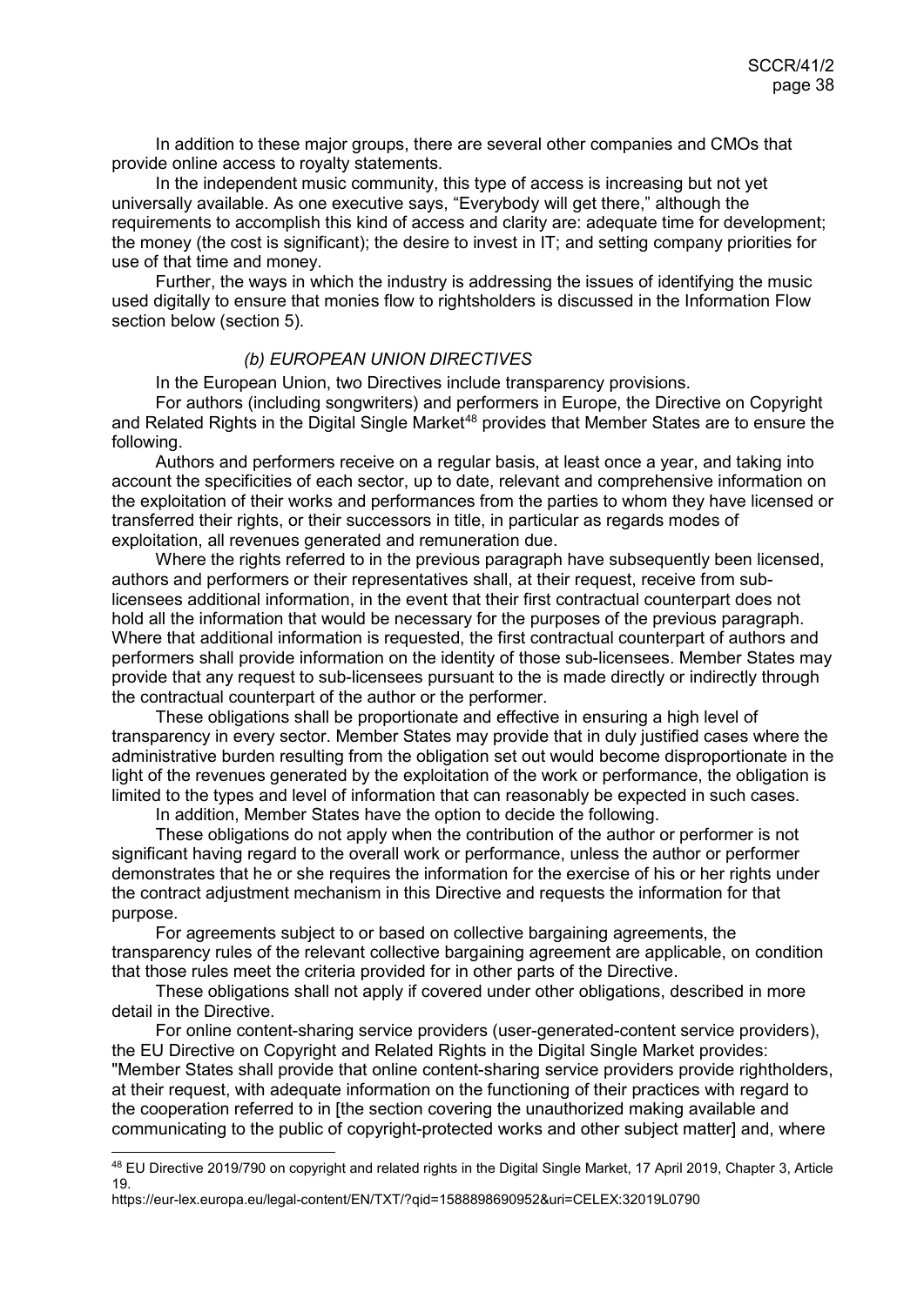In addition to these major groups, there are several other companies and CMOs that provide online access to royalty statements.

In the independent music community, this type of access is increasing but not yet universally available. As one executive says, "Everybody will get there," although the requirements to accomplish this kind of access and clarity are: adequate time for development; the money (the cost is significant); the desire to invest in IT; and setting company priorities for use of that time and money.

Further, the ways in which the industry is addressing the issues of identifying the music used digitally to ensure that monies flow to rightsholders is discussed in the Information Flow section below (section 5).

### *(b) EUROPEAN UNION DIRECTIVES*

In the European Union, two Directives include transparency provisions.

For authors (including songwriters) and performers in Europe, the Directive on Copyright and Related Rights in the Digital Single Market[48] provides that Member States are to ensure the following.

Authors and performers receive on a regular basis, at least once a year, and taking into account the specificities of each sector, up to date, relevant and comprehensive information on the exploitation of their works and performances from the parties to whom they have licensed or transferred their rights, or their successors in title, in particular as regards modes of exploitation, all revenues generated and remuneration due.

Where the rights referred to in the previous paragraph have subsequently been licensed, authors and performers or their representatives shall, at their request, receive from sub-licensees additional information, in the event that their first contractual counterpart does not hold all the information that would be necessary for the purposes of the previous paragraph. Where that additional information is requested, the first contractual counterpart of authors and performers shall provide information on the identity of those sub-licensees. Member States may provide that any request to sub-licensees pursuant to the is made directly or indirectly through the contractual counterpart of the author or the performer.

These obligations shall be proportionate and effective in ensuring a high level of transparency in every sector. Member States may provide that in duly justified cases where the administrative burden resulting from the obligation set out would become disproportionate in the light of the revenues generated by the exploitation of the work or performance, the obligation is limited to the types and level of information that can reasonably be expected in such cases.

In addition, Member States have the option to decide the following.

These obligations do not apply when the contribution of the author or performer is not significant having regard to the overall work or performance, unless the author or performer demonstrates that he or she requires the information for the exercise of his or her rights under the contract adjustment mechanism in this Directive and requests the information for that purpose.

For agreements subject to or based on collective bargaining agreements, the transparency rules of the relevant collective bargaining agreement are applicable, on condition that those rules meet the criteria provided for in other parts of the Directive.

These obligations shall not apply if covered under other obligations, described in more detail in the Directive.

For online content-sharing service providers (user-generated-content service providers), the EU Directive on Copyright and Related Rights in the Digital Single Market provides: "Member States shall provide that online content-sharing service providers provide rightholders, at their request, with adequate information on the functioning of their practices with regard to the cooperation referred to in [the section covering the unauthorized making available and communicating to the public of copyright-protected works and other subject matter] and, where

---

[48] EU Directive 2019/790 on copyright and related rights in the Digital Single Market, 17 April 2019, Chapter 3, Article 19.
https://eur-lex.europa.eu/legal-content/EN/TXT/?qid=1588898690952&uri=CELEX:32019L0790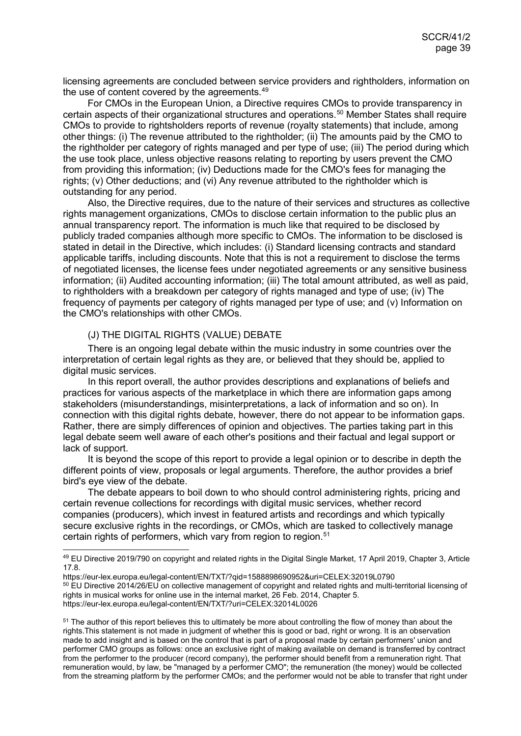licensing agreements are concluded between service providers and rightholders, information on the use of content covered by the agreements.[49]

For CMOs in the European Union, a Directive requires CMOs to provide transparency in certain aspects of their organizational structures and operations.[50] Member States shall require CMOs to provide to rightsholders reports of revenue (royalty statements) that include, among other things: (i) The revenue attributed to the rightholder; (ii) The amounts paid by the CMO to the rightholder per category of rights managed and per type of use; (iii) The period during which the use took place, unless objective reasons relating to reporting by users prevent the CMO from providing this information; (iv) Deductions made for the CMO's fees for managing the rights; (v) Other deductions; and (vi) Any revenue attributed to the rightholder which is outstanding for any period.

Also, the Directive requires, due to the nature of their services and structures as collective rights management organizations, CMOs to disclose certain information to the public plus an annual transparency report. The information is much like that required to be disclosed by publicly traded companies although more specific to CMOs. The information to be disclosed is stated in detail in the Directive, which includes: (i) Standard licensing contracts and standard applicable tariffs, including discounts. Note that this is not a requirement to disclose the terms of negotiated licenses, the license fees under negotiated agreements or any sensitive business information; (ii) Audited accounting information; (iii) The total amount attributed, as well as paid, to rightholders with a breakdown per category of rights managed and type of use; (iv) The frequency of payments per category of rights managed per type of use; and (v) Information on the CMO's relationships with other CMOs.

## (J) THE DIGITAL RIGHTS (VALUE) DEBATE

There is an ongoing legal debate within the music industry in some countries over the interpretation of certain legal rights as they are, or believed that they should be, applied to digital music services.

In this report overall, the author provides descriptions and explanations of beliefs and practices for various aspects of the marketplace in which there are information gaps among stakeholders (misunderstandings, misinterpretations, a lack of information and so on). In connection with this digital rights debate, however, there do not appear to be information gaps. Rather, there are simply differences of opinion and objectives. The parties taking part in this legal debate seem well aware of each other's positions and their factual and legal support or lack of support.

It is beyond the scope of this report to provide a legal opinion or to describe in depth the different points of view, proposals or legal arguments. Therefore, the author provides a brief bird's eye view of the debate.

The debate appears to boil down to who should control administering rights, pricing and certain revenue collections for recordings with digital music services, whether record companies (producers), which invest in featured artists and recordings and which typically secure exclusive rights in the recordings, or CMOs, which are tasked to collectively manage certain rights of performers, which vary from region to region.[51]

---

[49] EU Directive 2019/790 on copyright and related rights in the Digital Single Market, 17 April 2019, Chapter 3, Article 17.8.
https://eur-lex.europa.eu/legal-content/EN/TXT/?qid=1588898690952&uri=CELEX:32019L0790

[50] EU Directive 2014/26/EU on collective management of copyright and related rights and multi-territorial licensing of rights in musical works for online use in the internal market, 26 Feb. 2014, Chapter 5.
https://eur-lex.europa.eu/legal-content/EN/TXT/?uri=CELEX:32014L0026

[51] The author of this report believes this to ultimately be more about controlling the flow of money than about the rights.This statement is not made in judgment of whether this is good or bad, right or wrong. It is an observation made to add insight and is based on the control that is part of a proposal made by certain performers' union and performer CMO groups as follows: once an exclusive right of making available on demand is transferred by contract from the performer to the producer (record company), the performer should benefit from a remuneration right. That remuneration would, by law, be "managed by a performer CMO"; the remuneration (the money) would be collected from the streaming platform by the performer CMOs; and the performer would not be able to transfer that right under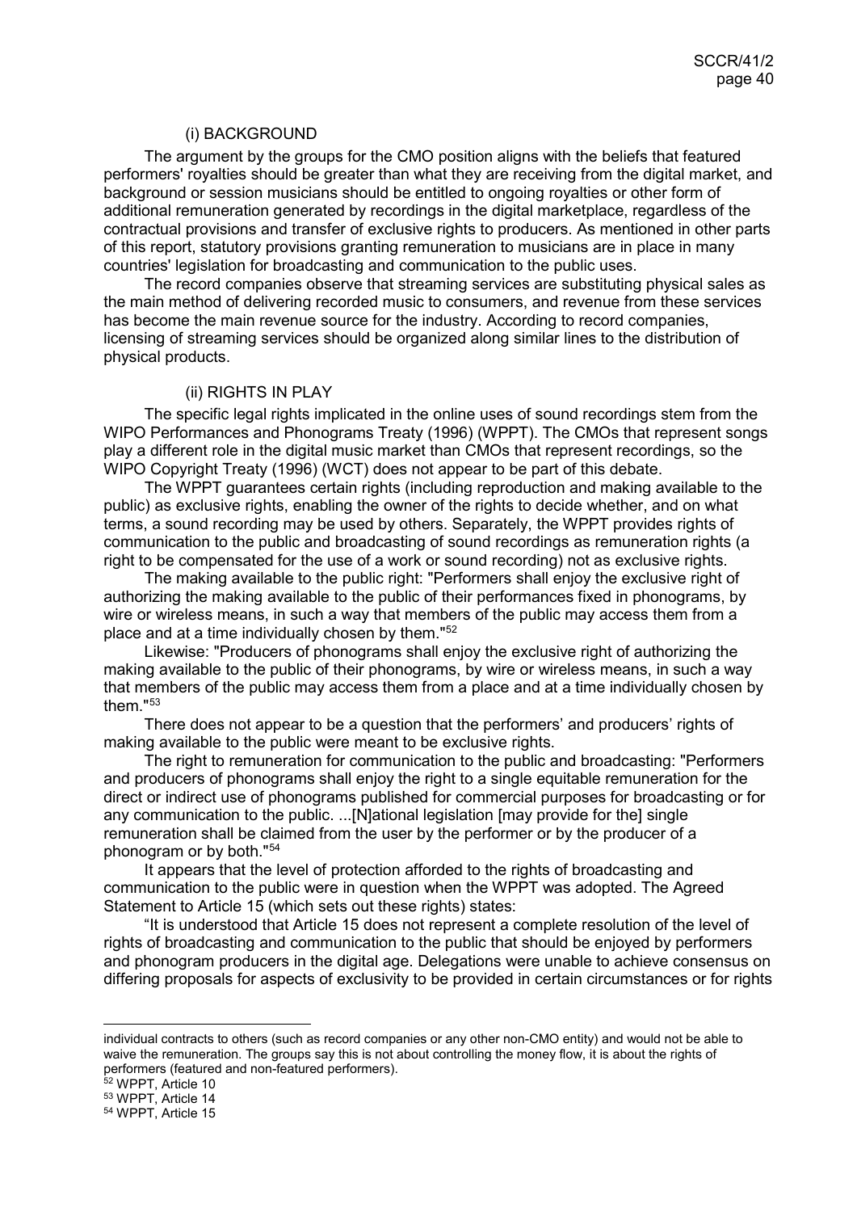(i) BACKGROUND

The argument by the groups for the CMO position aligns with the beliefs that featured performers' royalties should be greater than what they are receiving from the digital market, and background or session musicians should be entitled to ongoing royalties or other form of additional remuneration generated by recordings in the digital marketplace, regardless of the contractual provisions and transfer of exclusive rights to producers. As mentioned in other parts of this report, statutory provisions granting remuneration to musicians are in place in many countries' legislation for broadcasting and communication to the public uses.

The record companies observe that streaming services are substituting physical sales as the main method of delivering recorded music to consumers, and revenue from these services has become the main revenue source for the industry. According to record companies, licensing of streaming services should be organized along similar lines to the distribution of physical products.

(ii) RIGHTS IN PLAY

The specific legal rights implicated in the online uses of sound recordings stem from the WIPO Performances and Phonograms Treaty (1996) (WPPT). The CMOs that represent songs play a different role in the digital music market than CMOs that represent recordings, so the WIPO Copyright Treaty (1996) (WCT) does not appear to be part of this debate.

The WPPT guarantees certain rights (including reproduction and making available to the public) as exclusive rights, enabling the owner of the rights to decide whether, and on what terms, a sound recording may be used by others. Separately, the WPPT provides rights of communication to the public and broadcasting of sound recordings as remuneration rights (a right to be compensated for the use of a work or sound recording) not as exclusive rights.

The making available to the public right: "Performers shall enjoy the exclusive right of authorizing the making available to the public of their performances fixed in phonograms, by wire or wireless means, in such a way that members of the public may access them from a place and at a time individually chosen by them."[52]

Likewise: "Producers of phonograms shall enjoy the exclusive right of authorizing the making available to the public of their phonograms, by wire or wireless means, in such a way that members of the public may access them from a place and at a time individually chosen by them."[53]

There does not appear to be a question that the performers' and producers' rights of making available to the public were meant to be exclusive rights.

The right to remuneration for communication to the public and broadcasting: "Performers and producers of phonograms shall enjoy the right to a single equitable remuneration for the direct or indirect use of phonograms published for commercial purposes for broadcasting or for any communication to the public. ...[N]ational legislation [may provide for the] single remuneration shall be claimed from the user by the performer or by the producer of a phonogram or by both."[54]

It appears that the level of protection afforded to the rights of broadcasting and communication to the public were in question when the WPPT was adopted. The Agreed Statement to Article 15 (which sets out these rights) states:

"It is understood that Article 15 does not represent a complete resolution of the level of rights of broadcasting and communication to the public that should be enjoyed by performers and phonogram producers in the digital age. Delegations were unable to achieve consensus on differing proposals for aspects of exclusivity to be provided in certain circumstances or for rights

---

individual contracts to others (such as record companies or any other non-CMO entity) and would not be able to waive the remuneration. The groups say this is not about controlling the money flow, it is about the rights of performers (featured and non-featured performers).

[52] WPPT, Article 10

[53] WPPT, Article 14

[54] WPPT, Article 15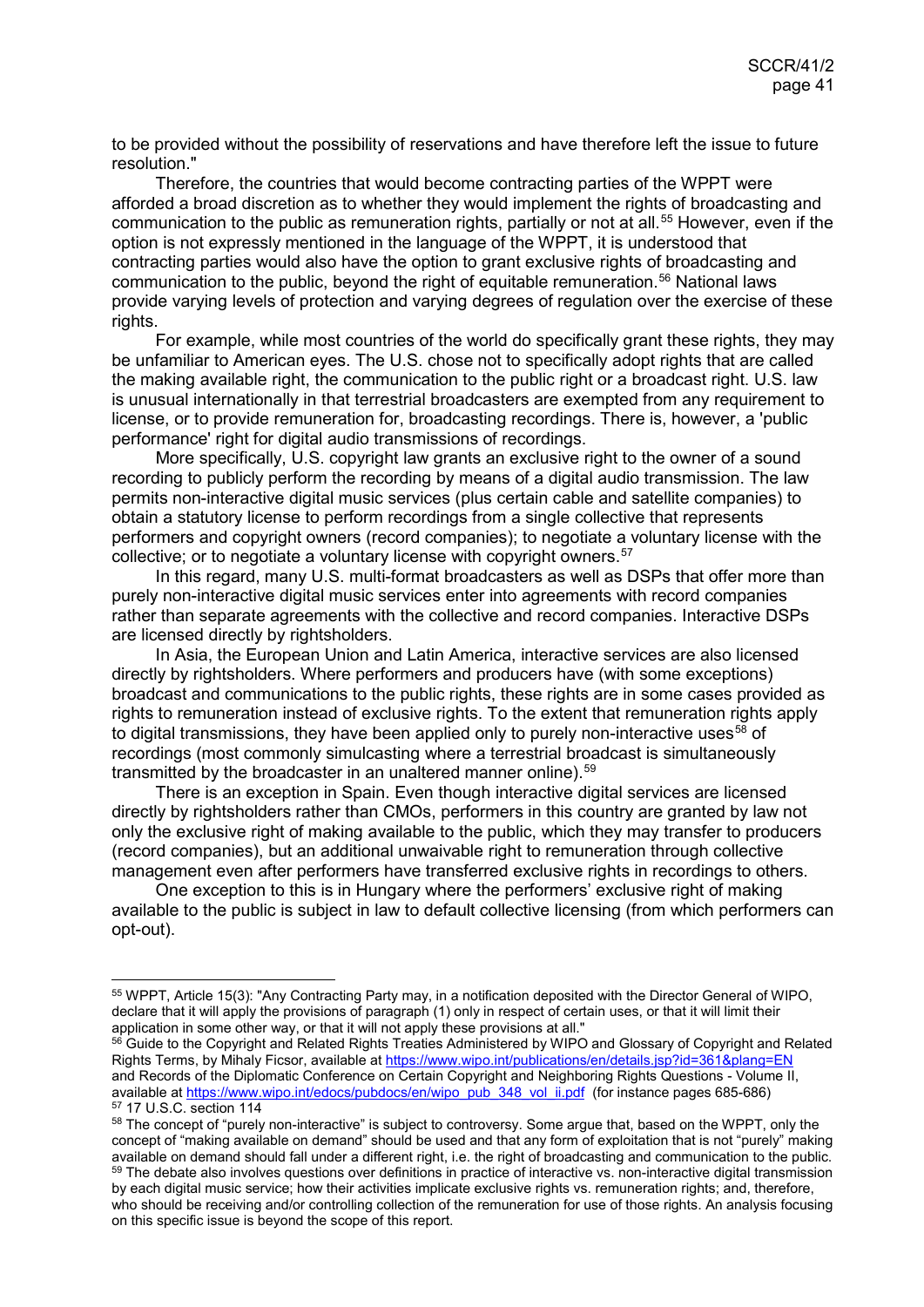to be provided without the possibility of reservations and have therefore left the issue to future resolution."

Therefore, the countries that would become contracting parties of the WPPT were afforded a broad discretion as to whether they would implement the rights of broadcasting and communication to the public as remuneration rights, partially or not at all.[55] However, even if the option is not expressly mentioned in the language of the WPPT, it is understood that contracting parties would also have the option to grant exclusive rights of broadcasting and communication to the public, beyond the right of equitable remuneration.[56] National laws provide varying levels of protection and varying degrees of regulation over the exercise of these rights.

For example, while most countries of the world do specifically grant these rights, they may be unfamiliar to American eyes. The U.S. chose not to specifically adopt rights that are called the making available right, the communication to the public right or a broadcast right. U.S. law is unusual internationally in that terrestrial broadcasters are exempted from any requirement to license, or to provide remuneration for, broadcasting recordings. There is, however, a 'public performance' right for digital audio transmissions of recordings.

More specifically, U.S. copyright law grants an exclusive right to the owner of a sound recording to publicly perform the recording by means of a digital audio transmission. The law permits non-interactive digital music services (plus certain cable and satellite companies) to obtain a statutory license to perform recordings from a single collective that represents performers and copyright owners (record companies); to negotiate a voluntary license with the collective; or to negotiate a voluntary license with copyright owners.[57]

In this regard, many U.S. multi-format broadcasters as well as DSPs that offer more than purely non-interactive digital music services enter into agreements with record companies rather than separate agreements with the collective and record companies. Interactive DSPs are licensed directly by rightsholders.

In Asia, the European Union and Latin America, interactive services are also licensed directly by rightsholders. Where performers and producers have (with some exceptions) broadcast and communications to the public rights, these rights are in some cases provided as rights to remuneration instead of exclusive rights. To the extent that remuneration rights apply to digital transmissions, they have been applied only to purely non-interactive uses[58] of recordings (most commonly simulcasting where a terrestrial broadcast is simultaneously transmitted by the broadcaster in an unaltered manner online).[59]

There is an exception in Spain. Even though interactive digital services are licensed directly by rightsholders rather than CMOs, performers in this country are granted by law not only the exclusive right of making available to the public, which they may transfer to producers (record companies), but an additional unwaivable right to remuneration through collective management even after performers have transferred exclusive rights in recordings to others.

One exception to this is in Hungary where the performers' exclusive right of making available to the public is subject in law to default collective licensing (from which performers can opt-out).

---

[55] WPPT, Article 15(3): "Any Contracting Party may, in a notification deposited with the Director General of WIPO, declare that it will apply the provisions of paragraph (1) only in respect of certain uses, or that it will limit their application in some other way, or that it will not apply these provisions at all."

[56] Guide to the Copyright and Related Rights Treaties Administered by WIPO and Glossary of Copyright and Related Rights Terms, by Mihaly Ficsor, available at https://www.wipo.int/publications/en/details.jsp?id=361&plang=EN and Records of the Diplomatic Conference on Certain Copyright and Neighboring Rights Questions - Volume II, available at https://www.wipo.int/edocs/pubdocs/en/wipo_pub_348_vol_ii.pdf (for instance pages 685-686)

[57] 17 U.S.C. section 114

[58] The concept of "purely non-interactive" is subject to controversy. Some argue that, based on the WPPT, only the concept of "making available on demand" should be used and that any form of exploitation that is not "purely" making available on demand should fall under a different right, i.e. the right of broadcasting and communication to the public.

[59] The debate also involves questions over definitions in practice of interactive vs. non-interactive digital transmission by each digital music service; how their activities implicate exclusive rights vs. remuneration rights; and, therefore, who should be receiving and/or controlling collection of the remuneration for use of those rights. An analysis focusing on this specific issue is beyond the scope of this report.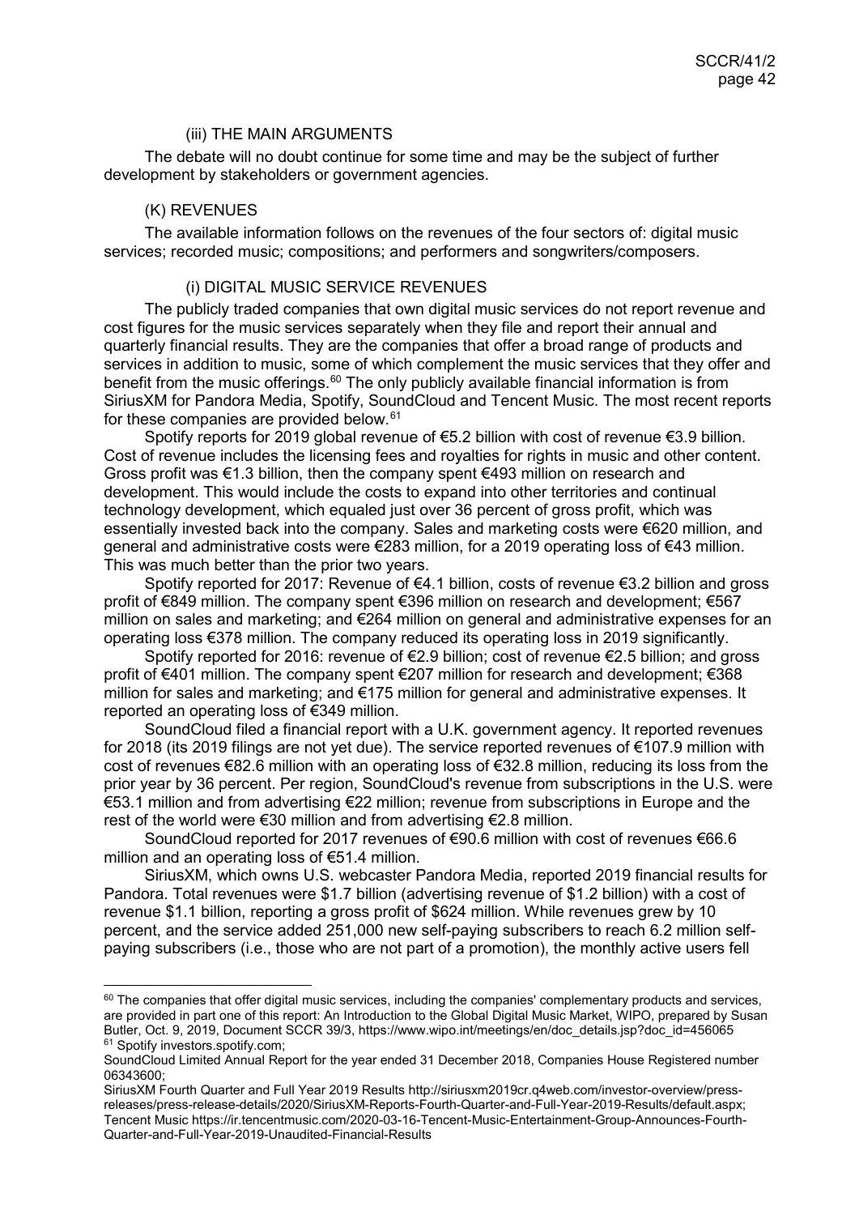### (iii) THE MAIN ARGUMENTS

The debate will no doubt continue for some time and may be the subject of further development by stakeholders or government agencies.

### (K) REVENUES

The available information follows on the revenues of the four sectors of: digital music services; recorded music; compositions; and performers and songwriters/composers.

#### (i) DIGITAL MUSIC SERVICE REVENUES

The publicly traded companies that own digital music services do not report revenue and cost figures for the music services separately when they file and report their annual and quarterly financial results. They are the companies that offer a broad range of products and services in addition to music, some of which complement the music services that they offer and benefit from the music offerings.[60] The only publicly available financial information is from SiriusXM for Pandora Media, Spotify, SoundCloud and Tencent Music. The most recent reports for these companies are provided below.[61]

Spotify reports for 2019 global revenue of €5.2 billion with cost of revenue €3.9 billion. Cost of revenue includes the licensing fees and royalties for rights in music and other content. Gross profit was €1.3 billion, then the company spent €493 million on research and development. This would include the costs to expand into other territories and continual technology development, which equaled just over 36 percent of gross profit, which was essentially invested back into the company. Sales and marketing costs were €620 million, and general and administrative costs were €283 million, for a 2019 operating loss of €43 million. This was much better than the prior two years.

Spotify reported for 2017: Revenue of €4.1 billion, costs of revenue €3.2 billion and gross profit of €849 million. The company spent €396 million on research and development; €567 million on sales and marketing; and €264 million on general and administrative expenses for an operating loss €378 million. The company reduced its operating loss in 2019 significantly.

Spotify reported for 2016: revenue of €2.9 billion; cost of revenue €2.5 billion; and gross profit of €401 million. The company spent €207 million for research and development; €368 million for sales and marketing; and €175 million for general and administrative expenses. It reported an operating loss of €349 million.

SoundCloud filed a financial report with a U.K. government agency. It reported revenues for 2018 (its 2019 filings are not yet due). The service reported revenues of €107.9 million with cost of revenues €82.6 million with an operating loss of €32.8 million, reducing its loss from the prior year by 36 percent. Per region, SoundCloud's revenue from subscriptions in the U.S. were €53.1 million and from advertising €22 million; revenue from subscriptions in Europe and the rest of the world were €30 million and from advertising €2.8 million.

SoundCloud reported for 2017 revenues of €90.6 million with cost of revenues €66.6 million and an operating loss of €51.4 million.

SiriusXM, which owns U.S. webcaster Pandora Media, reported 2019 financial results for Pandora. Total revenues were $1.7 billion (advertising revenue of $1.2 billion) with a cost of revenue $1.1 billion, reporting a gross profit of $624 million. While revenues grew by 10 percent, and the service added 251,000 new self-paying subscribers to reach 6.2 million self-paying subscribers (i.e., those who are not part of a promotion), the monthly active users fell

---

[60] The companies that offer digital music services, including the companies' complementary products and services, are provided in part one of this report: An Introduction to the Global Digital Music Market, WIPO, prepared by Susan Butler, Oct. 9, 2019, Document SCCR 39/3, https://www.wipo.int/meetings/en/doc_details.jsp?doc_id=456065

[61] Spotify investors.spotify.com;
SoundCloud Limited Annual Report for the year ended 31 December 2018, Companies House Registered number 06343600;
SiriusXM Fourth Quarter and Full Year 2019 Results http://siriusxm2019cr.q4web.com/investor-overview/press-releases/press-release-details/2020/SiriusXM-Reports-Fourth-Quarter-and-Full-Year-2019-Results/default.aspx;
Tencent Music https://ir.tencentmusic.com/2020-03-16-Tencent-Music-Entertainment-Group-Announces-Fourth-Quarter-and-Full-Year-2019-Unaudited-Financial-Results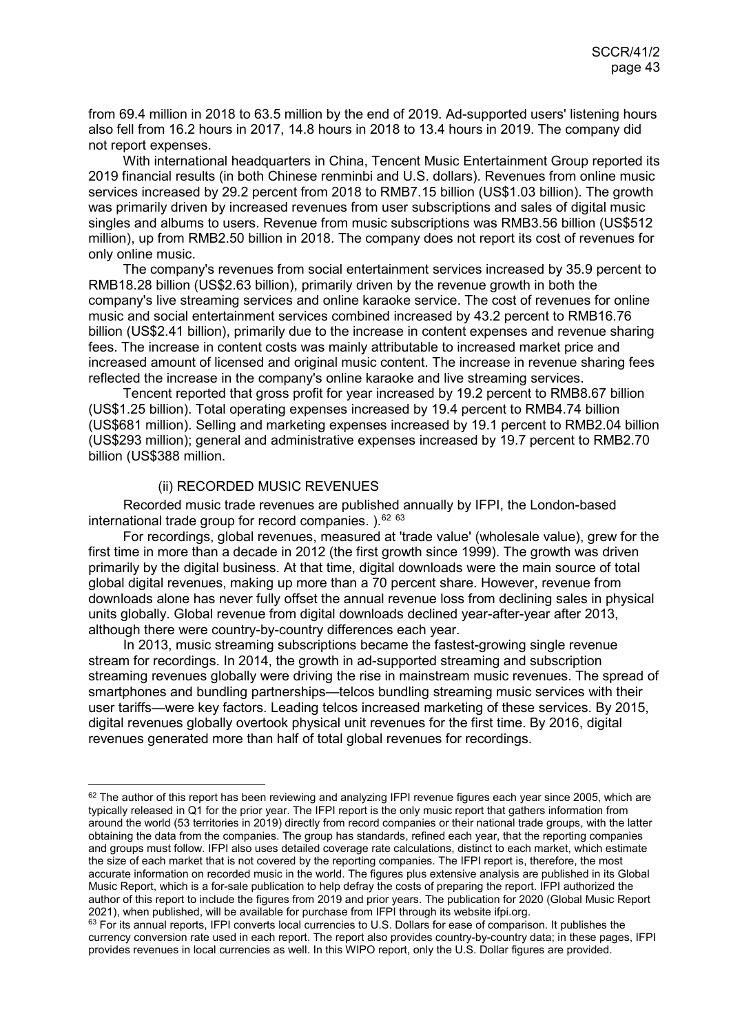from 69.4 million in 2018 to 63.5 million by the end of 2019. Ad-supported users' listening hours also fell from 16.2 hours in 2017, 14.8 hours in 2018 to 13.4 hours in 2019. The company did not report expenses.

With international headquarters in China, Tencent Music Entertainment Group reported its 2019 financial results (in both Chinese renminbi and U.S. dollars). Revenues from online music services increased by 29.2 percent from 2018 to RMB7.15 billion (US$1.03 billion). The growth was primarily driven by increased revenues from user subscriptions and sales of digital music singles and albums to users. Revenue from music subscriptions was RMB3.56 billion (US$512 million), up from RMB2.50 billion in 2018. The company does not report its cost of revenues for only online music.

The company's revenues from social entertainment services increased by 35.9 percent to RMB18.28 billion (US$2.63 billion), primarily driven by the revenue growth in both the company's live streaming services and online karaoke service. The cost of revenues for online music and social entertainment services combined increased by 43.2 percent to RMB16.76 billion (US$2.41 billion), primarily due to the increase in content expenses and revenue sharing fees. The increase in content costs was mainly attributable to increased market price and increased amount of licensed and original music content. The increase in revenue sharing fees reflected the increase in the company's online karaoke and live streaming services.

Tencent reported that gross profit for year increased by 19.2 percent to RMB8.67 billion (US$1.25 billion). Total operating expenses increased by 19.4 percent to RMB4.74 billion (US$681 million). Selling and marketing expenses increased by 19.1 percent to RMB2.04 billion (US$293 million); general and administrative expenses increased by 19.7 percent to RMB2.70 billion (US$388 million.

### (ii) RECORDED MUSIC REVENUES

Recorded music trade revenues are published annually by IFPI, the London-based international trade group for record companies. ).[62] [63]

For recordings, global revenues, measured at 'trade value' (wholesale value), grew for the first time in more than a decade in 2012 (the first growth since 1999). The growth was driven primarily by the digital business. At that time, digital downloads were the main source of total global digital revenues, making up more than a 70 percent share. However, revenue from downloads alone has never fully offset the annual revenue loss from declining sales in physical units globally. Global revenue from digital downloads declined year-after-year after 2013, although there were country-by-country differences each year.

In 2013, music streaming subscriptions became the fastest-growing single revenue stream for recordings. In 2014, the growth in ad-supported streaming and subscription streaming revenues globally were driving the rise in mainstream music revenues. The spread of smartphones and bundling partnerships—telcos bundling streaming music services with their user tariffs—were key factors. Leading telcos increased marketing of these services. By 2015, digital revenues globally overtook physical unit revenues for the first time. By 2016, digital revenues generated more than half of total global revenues for recordings.

---

[62] The author of this report has been reviewing and analyzing IFPI revenue figures each year since 2005, which are typically released in Q1 for the prior year. The IFPI report is the only music report that gathers information from around the world (53 territories in 2019) directly from record companies or their national trade groups, with the latter obtaining the data from the companies. The group has standards, refined each year, that the reporting companies and groups must follow. IFPI also uses detailed coverage rate calculations, distinct to each market, which estimate the size of each market that is not covered by the reporting companies. The IFPI report is, therefore, the most accurate information on recorded music in the world. The figures plus extensive analysis are published in its Global Music Report, which is a for-sale publication to help defray the costs of preparing the report. IFPI authorized the author of this report to include the figures from 2019 and prior years. The publication for 2020 (Global Music Report 2021), when published, will be available for purchase from IFPI through its website ifpi.org.

[63] For its annual reports, IFPI converts local currencies to U.S. Dollars for ease of comparison. It publishes the currency conversion rate used in each report. The report also provides country-by-country data; in these pages, IFPI provides revenues in local currencies as well. In this WIPO report, only the U.S. Dollar figures are provided.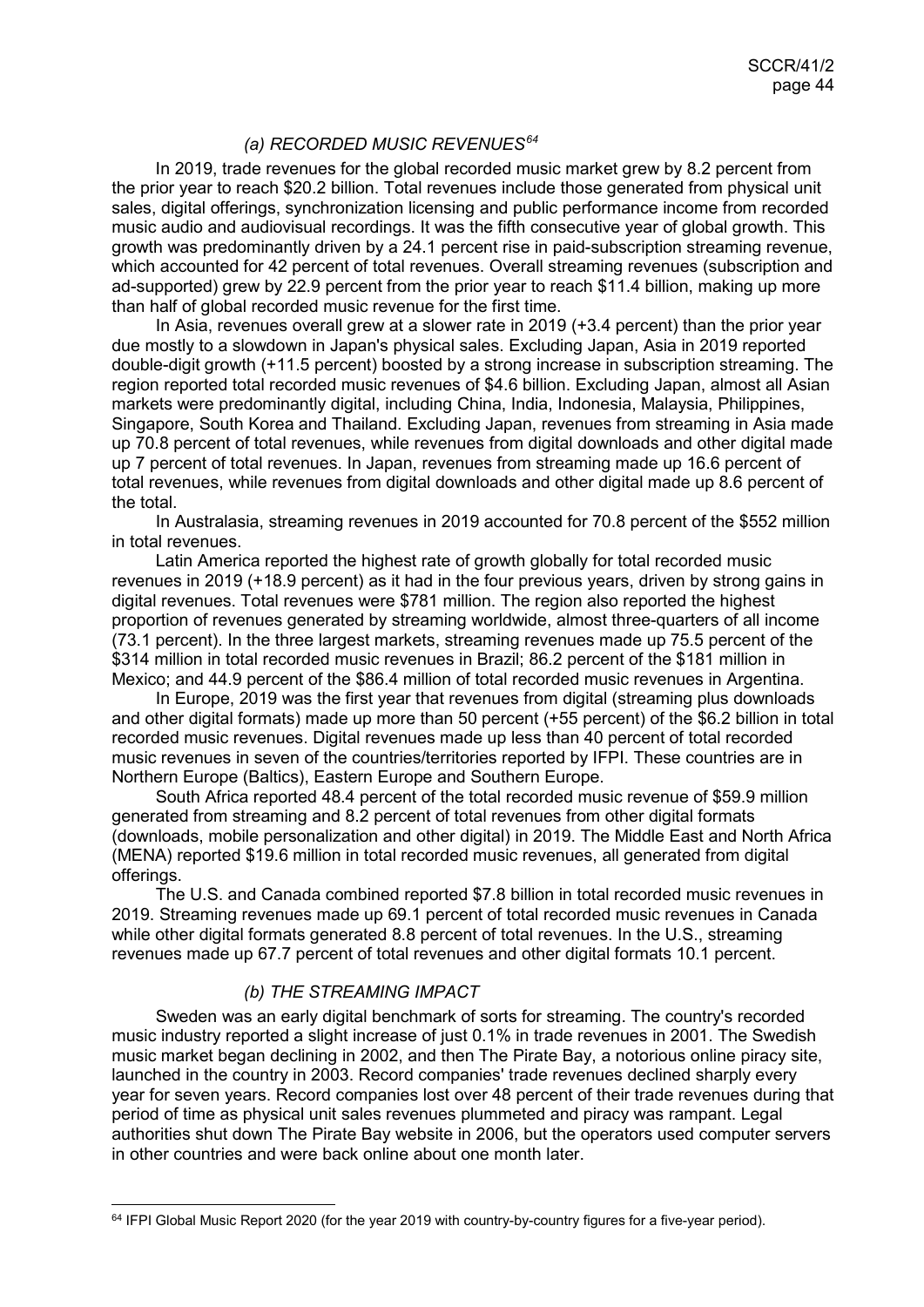### *(a) RECORDED MUSIC REVENUES*[64]

In 2019, trade revenues for the global recorded music market grew by 8.2 percent from the prior year to reach $20.2 billion. Total revenues include those generated from physical unit sales, digital offerings, synchronization licensing and public performance income from recorded music audio and audiovisual recordings. It was the fifth consecutive year of global growth. This growth was predominantly driven by a 24.1 percent rise in paid-subscription streaming revenue, which accounted for 42 percent of total revenues. Overall streaming revenues (subscription and ad-supported) grew by 22.9 percent from the prior year to reach $11.4 billion, making up more than half of global recorded music revenue for the first time.

In Asia, revenues overall grew at a slower rate in 2019 (+3.4 percent) than the prior year due mostly to a slowdown in Japan's physical sales. Excluding Japan, Asia in 2019 reported double-digit growth (+11.5 percent) boosted by a strong increase in subscription streaming. The region reported total recorded music revenues of $4.6 billion. Excluding Japan, almost all Asian markets were predominantly digital, including China, India, Indonesia, Malaysia, Philippines, Singapore, South Korea and Thailand. Excluding Japan, revenues from streaming in Asia made up 70.8 percent of total revenues, while revenues from digital downloads and other digital made up 7 percent of total revenues. In Japan, revenues from streaming made up 16.6 percent of total revenues, while revenues from digital downloads and other digital made up 8.6 percent of the total.

In Australasia, streaming revenues in 2019 accounted for 70.8 percent of the $552 million in total revenues.

Latin America reported the highest rate of growth globally for total recorded music revenues in 2019 (+18.9 percent) as it had in the four previous years, driven by strong gains in digital revenues. Total revenues were $781 million. The region also reported the highest proportion of revenues generated by streaming worldwide, almost three-quarters of all income (73.1 percent). In the three largest markets, streaming revenues made up 75.5 percent of the $314 million in total recorded music revenues in Brazil; 86.2 percent of the $181 million in Mexico; and 44.9 percent of the $86.4 million of total recorded music revenues in Argentina.

In Europe, 2019 was the first year that revenues from digital (streaming plus downloads and other digital formats) made up more than 50 percent (+55 percent) of the $6.2 billion in total recorded music revenues. Digital revenues made up less than 40 percent of total recorded music revenues in seven of the countries/territories reported by IFPI. These countries are in Northern Europe (Baltics), Eastern Europe and Southern Europe.

South Africa reported 48.4 percent of the total recorded music revenue of $59.9 million generated from streaming and 8.2 percent of total revenues from other digital formats (downloads, mobile personalization and other digital) in 2019. The Middle East and North Africa (MENA) reported $19.6 million in total recorded music revenues, all generated from digital offerings.

The U.S. and Canada combined reported $7.8 billion in total recorded music revenues in 2019. Streaming revenues made up 69.1 percent of total recorded music revenues in Canada while other digital formats generated 8.8 percent of total revenues. In the U.S., streaming revenues made up 67.7 percent of total revenues and other digital formats 10.1 percent.

### *(b) THE STREAMING IMPACT*

Sweden was an early digital benchmark of sorts for streaming. The country's recorded music industry reported a slight increase of just 0.1% in trade revenues in 2001. The Swedish music market began declining in 2002, and then The Pirate Bay, a notorious online piracy site, launched in the country in 2003. Record companies' trade revenues declined sharply every year for seven years. Record companies lost over 48 percent of their trade revenues during that period of time as physical unit sales revenues plummeted and piracy was rampant. Legal authorities shut down The Pirate Bay website in 2006, but the operators used computer servers in other countries and were back online about one month later.

---

[64] IFPI Global Music Report 2020 (for the year 2019 with country-by-country figures for a five-year period).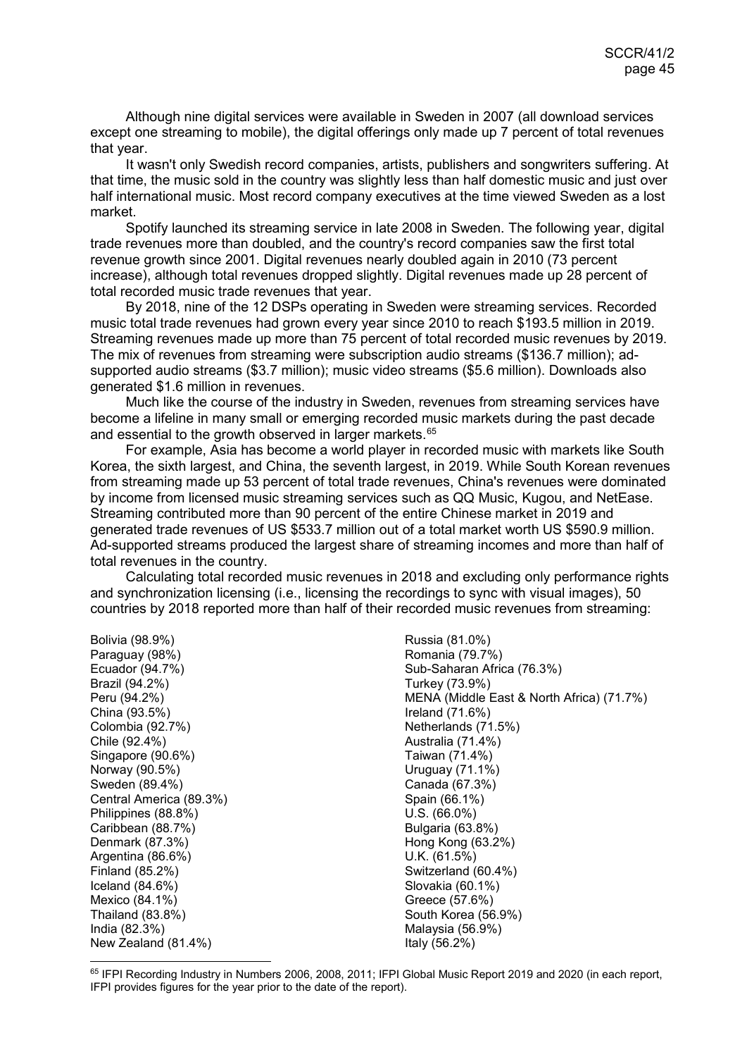Although nine digital services were available in Sweden in 2007 (all download services except one streaming to mobile), the digital offerings only made up 7 percent of total revenues that year.

It wasn't only Swedish record companies, artists, publishers and songwriters suffering. At that time, the music sold in the country was slightly less than half domestic music and just over half international music. Most record company executives at the time viewed Sweden as a lost market.

Spotify launched its streaming service in late 2008 in Sweden. The following year, digital trade revenues more than doubled, and the country's record companies saw the first total revenue growth since 2001. Digital revenues nearly doubled again in 2010 (73 percent increase), although total revenues dropped slightly. Digital revenues made up 28 percent of total recorded music trade revenues that year.

By 2018, nine of the 12 DSPs operating in Sweden were streaming services. Recorded music total trade revenues had grown every year since 2010 to reach $193.5 million in 2019. Streaming revenues made up more than 75 percent of total recorded music revenues by 2019. The mix of revenues from streaming were subscription audio streams ($136.7 million); ad-supported audio streams ($3.7 million); music video streams ($5.6 million). Downloads also generated $1.6 million in revenues.

Much like the course of the industry in Sweden, revenues from streaming services have become a lifeline in many small or emerging recorded music markets during the past decade and essential to the growth observed in larger markets.[65]

For example, Asia has become a world player in recorded music with markets like South Korea, the sixth largest, and China, the seventh largest, in 2019. While South Korean revenues from streaming made up 53 percent of total trade revenues, China's revenues were dominated by income from licensed music streaming services such as QQ Music, Kugou, and NetEase. Streaming contributed more than 90 percent of the entire Chinese market in 2019 and generated trade revenues of US $533.7 million out of a total market worth US $590.9 million. Ad-supported streams produced the largest share of streaming incomes and more than half of total revenues in the country.

Calculating total recorded music revenues in 2018 and excluding only performance rights and synchronization licensing (i.e., licensing the recordings to sync with visual images), 50 countries by 2018 reported more than half of their recorded music revenues from streaming:

Bolivia (98.9%)
Paraguay (98%)
Ecuador (94.7%)
Brazil (94.2%)
Peru (94.2%)
China (93.5%)
Colombia (92.7%)
Chile (92.4%)
Singapore (90.6%)
Norway (90.5%)
Sweden (89.4%)
Central America (89.3%)
Philippines (88.8%)
Caribbean (88.7%)
Denmark (87.3%)
Argentina (86.6%)
Finland (85.2%)
Iceland (84.6%)
Mexico (84.1%)
Thailand (83.8%)
India (82.3%)
New Zealand (81.4%)
Russia (81.0%)
Romania (79.7%)
Sub-Saharan Africa (76.3%)
Turkey (73.9%)
MENA (Middle East & North Africa) (71.7%)
Ireland (71.6%)
Netherlands (71.5%)
Australia (71.4%)
Taiwan (71.4%)
Uruguay (71.1%)
Canada (67.3%)
Spain (66.1%)
U.S. (66.0%)
Bulgaria (63.8%)
Hong Kong (63.2%)
U.K. (61.5%)
Switzerland (60.4%)
Slovakia (60.1%)
Greece (57.6%)
South Korea (56.9%)
Malaysia (56.9%)
Italy (56.2%)

[65] IFPI Recording Industry in Numbers 2006, 2008, 2011; IFPI Global Music Report 2019 and 2020 (in each report, IFPI provides figures for the year prior to the date of the report).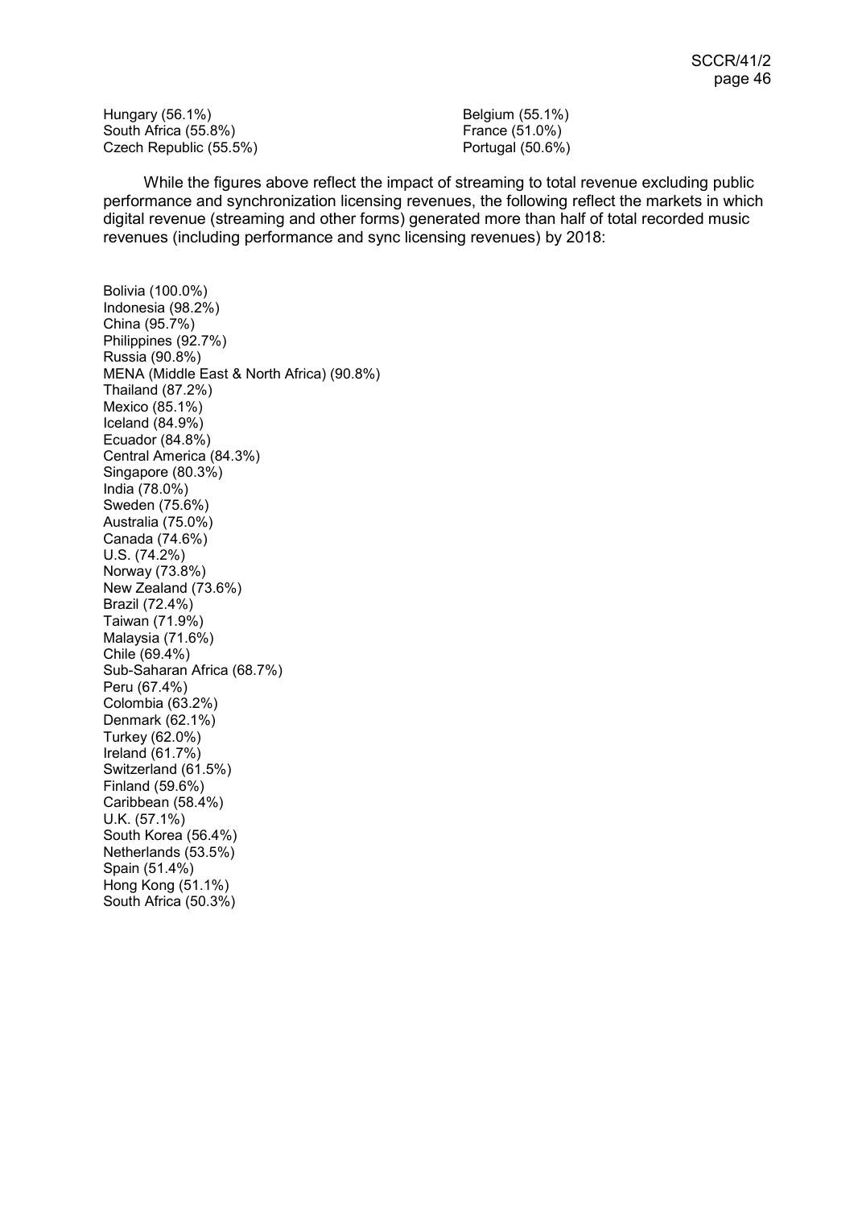Hungary (56.1%)
South Africa (55.8%)
Czech Republic (55.5%)
Belgium (55.1%)
France (51.0%)
Portugal (50.6%)

While the figures above reflect the impact of streaming to total revenue excluding public performance and synchronization licensing revenues, the following reflect the markets in which digital revenue (streaming and other forms) generated more than half of total recorded music revenues (including performance and sync licensing revenues) by 2018:

Bolivia (100.0%)
Indonesia (98.2%)
China (95.7%)
Philippines (92.7%)
Russia (90.8%)
MENA (Middle East & North Africa) (90.8%)
Thailand (87.2%)
Mexico (85.1%)
Iceland (84.9%)
Ecuador (84.8%)
Central America (84.3%)
Singapore (80.3%)
India (78.0%)
Sweden (75.6%)
Australia (75.0%)
Canada (74.6%)
U.S. (74.2%)
Norway (73.8%)
New Zealand (73.6%)
Brazil (72.4%)
Taiwan (71.9%)
Malaysia (71.6%)
Chile (69.4%)
Sub-Saharan Africa (68.7%)
Peru (67.4%)
Colombia (63.2%)
Denmark (62.1%)
Turkey (62.0%)
Ireland (61.7%)
Switzerland (61.5%)
Finland (59.6%)
Caribbean (58.4%)
U.K. (57.1%)
South Korea (56.4%)
Netherlands (53.5%)
Spain (51.4%)
Hong Kong (51.1%)
South Africa (50.3%)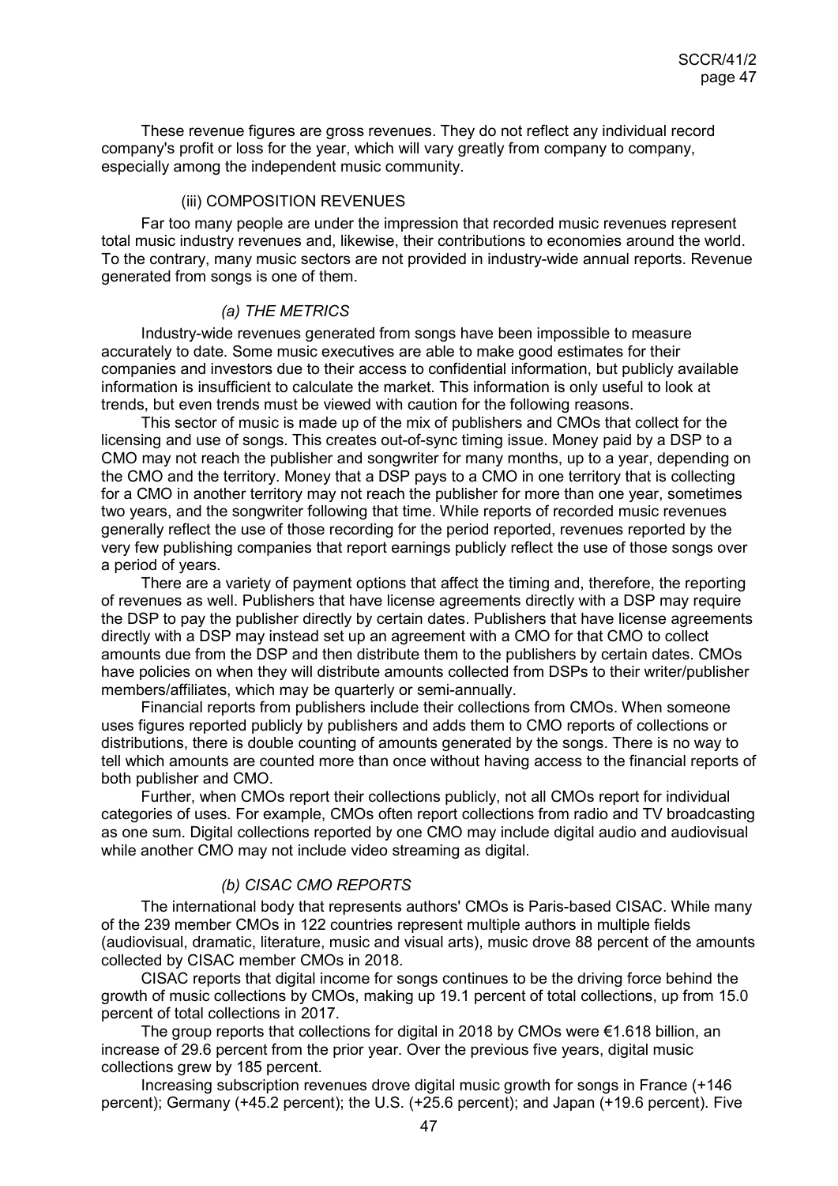These revenue figures are gross revenues. They do not reflect any individual record company's profit or loss for the year, which will vary greatly from company to company, especially among the independent music community.

### (iii) COMPOSITION REVENUES

Far too many people are under the impression that recorded music revenues represent total music industry revenues and, likewise, their contributions to economies around the world. To the contrary, many music sectors are not provided in industry-wide annual reports. Revenue generated from songs is one of them.

#### *(a) THE METRICS*

Industry-wide revenues generated from songs have been impossible to measure accurately to date. Some music executives are able to make good estimates for their companies and investors due to their access to confidential information, but publicly available information is insufficient to calculate the market. This information is only useful to look at trends, but even trends must be viewed with caution for the following reasons.

This sector of music is made up of the mix of publishers and CMOs that collect for the licensing and use of songs. This creates out-of-sync timing issue. Money paid by a DSP to a CMO may not reach the publisher and songwriter for many months, up to a year, depending on the CMO and the territory. Money that a DSP pays to a CMO in one territory that is collecting for a CMO in another territory may not reach the publisher for more than one year, sometimes two years, and the songwriter following that time. While reports of recorded music revenues generally reflect the use of those recording for the period reported, revenues reported by the very few publishing companies that report earnings publicly reflect the use of those songs over a period of years.

There are a variety of payment options that affect the timing and, therefore, the reporting of revenues as well. Publishers that have license agreements directly with a DSP may require the DSP to pay the publisher directly by certain dates. Publishers that have license agreements directly with a DSP may instead set up an agreement with a CMO for that CMO to collect amounts due from the DSP and then distribute them to the publishers by certain dates. CMOs have policies on when they will distribute amounts collected from DSPs to their writer/publisher members/affiliates, which may be quarterly or semi-annually.

Financial reports from publishers include their collections from CMOs. When someone uses figures reported publicly by publishers and adds them to CMO reports of collections or distributions, there is double counting of amounts generated by the songs. There is no way to tell which amounts are counted more than once without having access to the financial reports of both publisher and CMO.

Further, when CMOs report their collections publicly, not all CMOs report for individual categories of uses. For example, CMOs often report collections from radio and TV broadcasting as one sum. Digital collections reported by one CMO may include digital audio and audiovisual while another CMO may not include video streaming as digital.

#### *(b) CISAC CMO REPORTS*

The international body that represents authors' CMOs is Paris-based CISAC. While many of the 239 member CMOs in 122 countries represent multiple authors in multiple fields (audiovisual, dramatic, literature, music and visual arts), music drove 88 percent of the amounts collected by CISAC member CMOs in 2018.

CISAC reports that digital income for songs continues to be the driving force behind the growth of music collections by CMOs, making up 19.1 percent of total collections, up from 15.0 percent of total collections in 2017.

The group reports that collections for digital in 2018 by CMOs were €1.618 billion, an increase of 29.6 percent from the prior year. Over the previous five years, digital music collections grew by 185 percent.

Increasing subscription revenues drove digital music growth for songs in France (+146 percent); Germany (+45.2 percent); the U.S. (+25.6 percent); and Japan (+19.6 percent). Five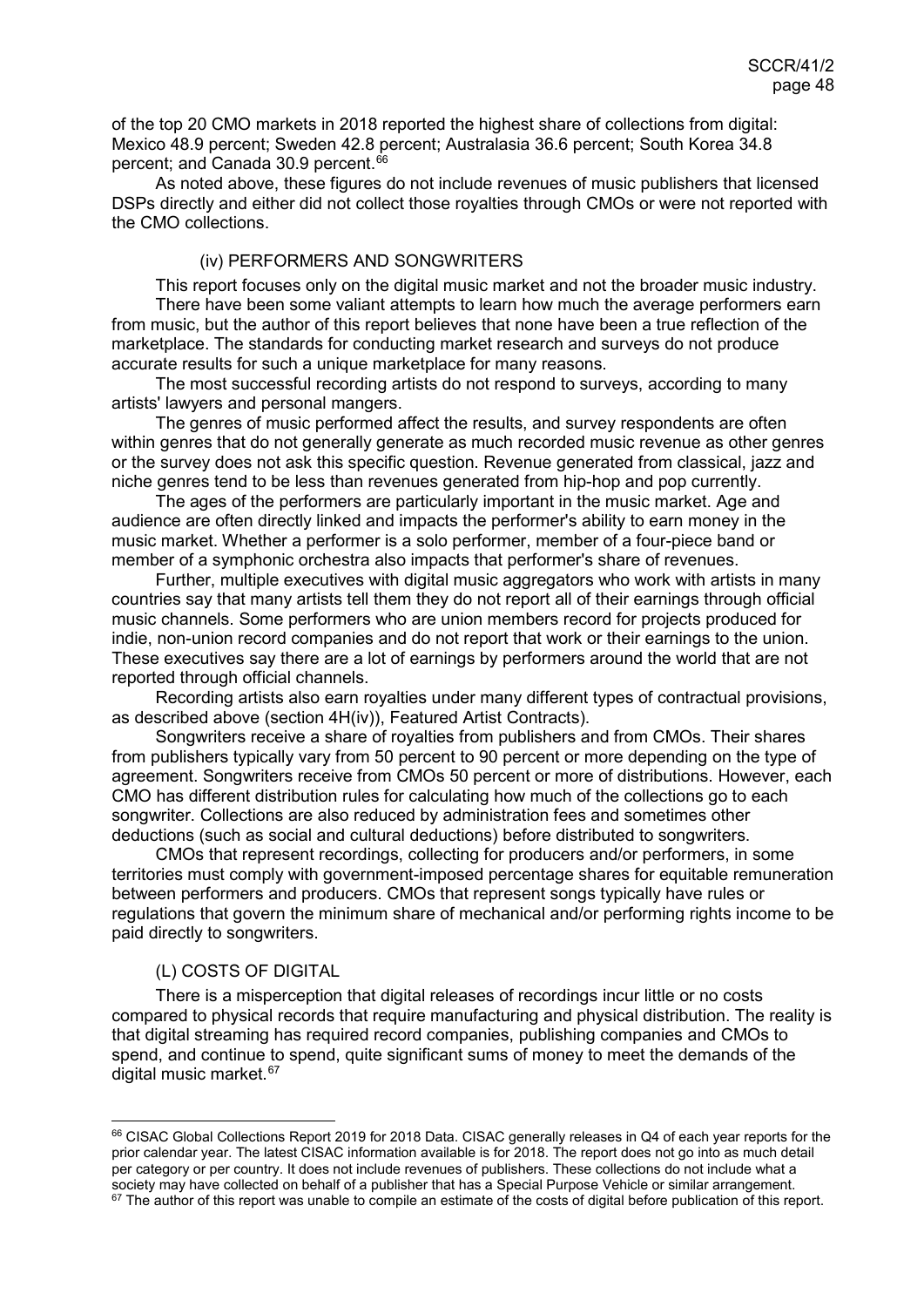of the top 20 CMO markets in 2018 reported the highest share of collections from digital: Mexico 48.9 percent; Sweden 42.8 percent; Australasia 36.6 percent; South Korea 34.8 percent; and Canada 30.9 percent.[66]

As noted above, these figures do not include revenues of music publishers that licensed DSPs directly and either did not collect those royalties through CMOs or were not reported with the CMO collections.

#### (iv) PERFORMERS AND SONGWRITERS

This report focuses only on the digital music market and not the broader music industry.

There have been some valiant attempts to learn how much the average performers earn from music, but the author of this report believes that none have been a true reflection of the marketplace. The standards for conducting market research and surveys do not produce accurate results for such a unique marketplace for many reasons.

The most successful recording artists do not respond to surveys, according to many artists' lawyers and personal mangers.

The genres of music performed affect the results, and survey respondents are often within genres that do not generally generate as much recorded music revenue as other genres or the survey does not ask this specific question. Revenue generated from classical, jazz and niche genres tend to be less than revenues generated from hip-hop and pop currently.

The ages of the performers are particularly important in the music market. Age and audience are often directly linked and impacts the performer's ability to earn money in the music market. Whether a performer is a solo performer, member of a four-piece band or member of a symphonic orchestra also impacts that performer's share of revenues.

Further, multiple executives with digital music aggregators who work with artists in many countries say that many artists tell them they do not report all of their earnings through official music channels. Some performers who are union members record for projects produced for indie, non-union record companies and do not report that work or their earnings to the union. These executives say there are a lot of earnings by performers around the world that are not reported through official channels.

Recording artists also earn royalties under many different types of contractual provisions, as described above (section 4H(iv)), Featured Artist Contracts).

Songwriters receive a share of royalties from publishers and from CMOs. Their shares from publishers typically vary from 50 percent to 90 percent or more depending on the type of agreement. Songwriters receive from CMOs 50 percent or more of distributions. However, each CMO has different distribution rules for calculating how much of the collections go to each songwriter. Collections are also reduced by administration fees and sometimes other deductions (such as social and cultural deductions) before distributed to songwriters.

CMOs that represent recordings, collecting for producers and/or performers, in some territories must comply with government-imposed percentage shares for equitable remuneration between performers and producers. CMOs that represent songs typically have rules or regulations that govern the minimum share of mechanical and/or performing rights income to be paid directly to songwriters.

### (L) COSTS OF DIGITAL

There is a misperception that digital releases of recordings incur little or no costs compared to physical records that require manufacturing and physical distribution. The reality is that digital streaming has required record companies, publishing companies and CMOs to spend, and continue to spend, quite significant sums of money to meet the demands of the digital music market.[67]

---

[66] CISAC Global Collections Report 2019 for 2018 Data. CISAC generally releases in Q4 of each year reports for the prior calendar year. The latest CISAC information available is for 2018. The report does not go into as much detail per category or per country. It does not include revenues of publishers. These collections do not include what a society may have collected on behalf of a publisher that has a Special Purpose Vehicle or similar arrangement.

[67] The author of this report was unable to compile an estimate of the costs of digital before publication of this report.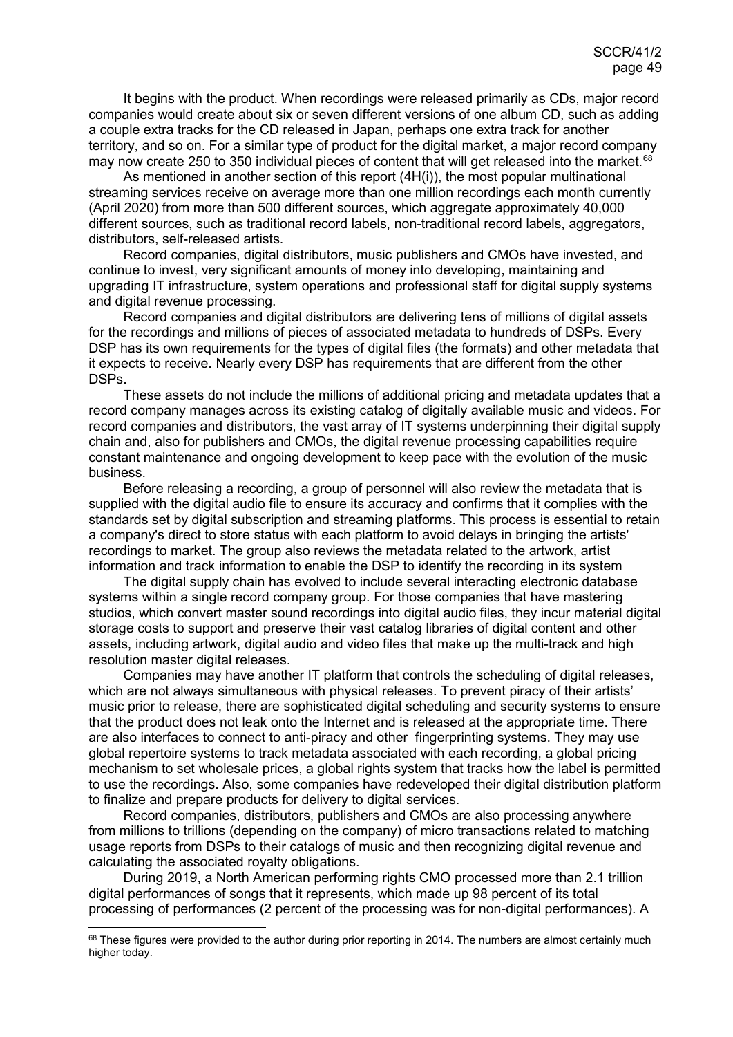It begins with the product. When recordings were released primarily as CDs, major record companies would create about six or seven different versions of one album CD, such as adding a couple extra tracks for the CD released in Japan, perhaps one extra track for another territory, and so on. For a similar type of product for the digital market, a major record company may now create 250 to 350 individual pieces of content that will get released into the market.[68]

As mentioned in another section of this report (4H(i)), the most popular multinational streaming services receive on average more than one million recordings each month currently (April 2020) from more than 500 different sources, which aggregate approximately 40,000 different sources, such as traditional record labels, non-traditional record labels, aggregators, distributors, self-released artists.

Record companies, digital distributors, music publishers and CMOs have invested, and continue to invest, very significant amounts of money into developing, maintaining and upgrading IT infrastructure, system operations and professional staff for digital supply systems and digital revenue processing.

Record companies and digital distributors are delivering tens of millions of digital assets for the recordings and millions of pieces of associated metadata to hundreds of DSPs. Every DSP has its own requirements for the types of digital files (the formats) and other metadata that it expects to receive. Nearly every DSP has requirements that are different from the other DSPs.

These assets do not include the millions of additional pricing and metadata updates that a record company manages across its existing catalog of digitally available music and videos. For record companies and distributors, the vast array of IT systems underpinning their digital supply chain and, also for publishers and CMOs, the digital revenue processing capabilities require constant maintenance and ongoing development to keep pace with the evolution of the music business.

Before releasing a recording, a group of personnel will also review the metadata that is supplied with the digital audio file to ensure its accuracy and confirms that it complies with the standards set by digital subscription and streaming platforms. This process is essential to retain a company's direct to store status with each platform to avoid delays in bringing the artists' recordings to market. The group also reviews the metadata related to the artwork, artist information and track information to enable the DSP to identify the recording in its system

The digital supply chain has evolved to include several interacting electronic database systems within a single record company group. For those companies that have mastering studios, which convert master sound recordings into digital audio files, they incur material digital storage costs to support and preserve their vast catalog libraries of digital content and other assets, including artwork, digital audio and video files that make up the multi-track and high resolution master digital releases.

Companies may have another IT platform that controls the scheduling of digital releases, which are not always simultaneous with physical releases. To prevent piracy of their artists' music prior to release, there are sophisticated digital scheduling and security systems to ensure that the product does not leak onto the Internet and is released at the appropriate time. There are also interfaces to connect to anti-piracy and other fingerprinting systems. They may use global repertoire systems to track metadata associated with each recording, a global pricing mechanism to set wholesale prices, a global rights system that tracks how the label is permitted to use the recordings. Also, some companies have redeveloped their digital distribution platform to finalize and prepare products for delivery to digital services.

Record companies, distributors, publishers and CMOs are also processing anywhere from millions to trillions (depending on the company) of micro transactions related to matching usage reports from DSPs to their catalogs of music and then recognizing digital revenue and calculating the associated royalty obligations.

During 2019, a North American performing rights CMO processed more than 2.1 trillion digital performances of songs that it represents, which made up 98 percent of its total processing of performances (2 percent of the processing was for non-digital performances). A

[68] These figures were provided to the author during prior reporting in 2014. The numbers are almost certainly much higher today.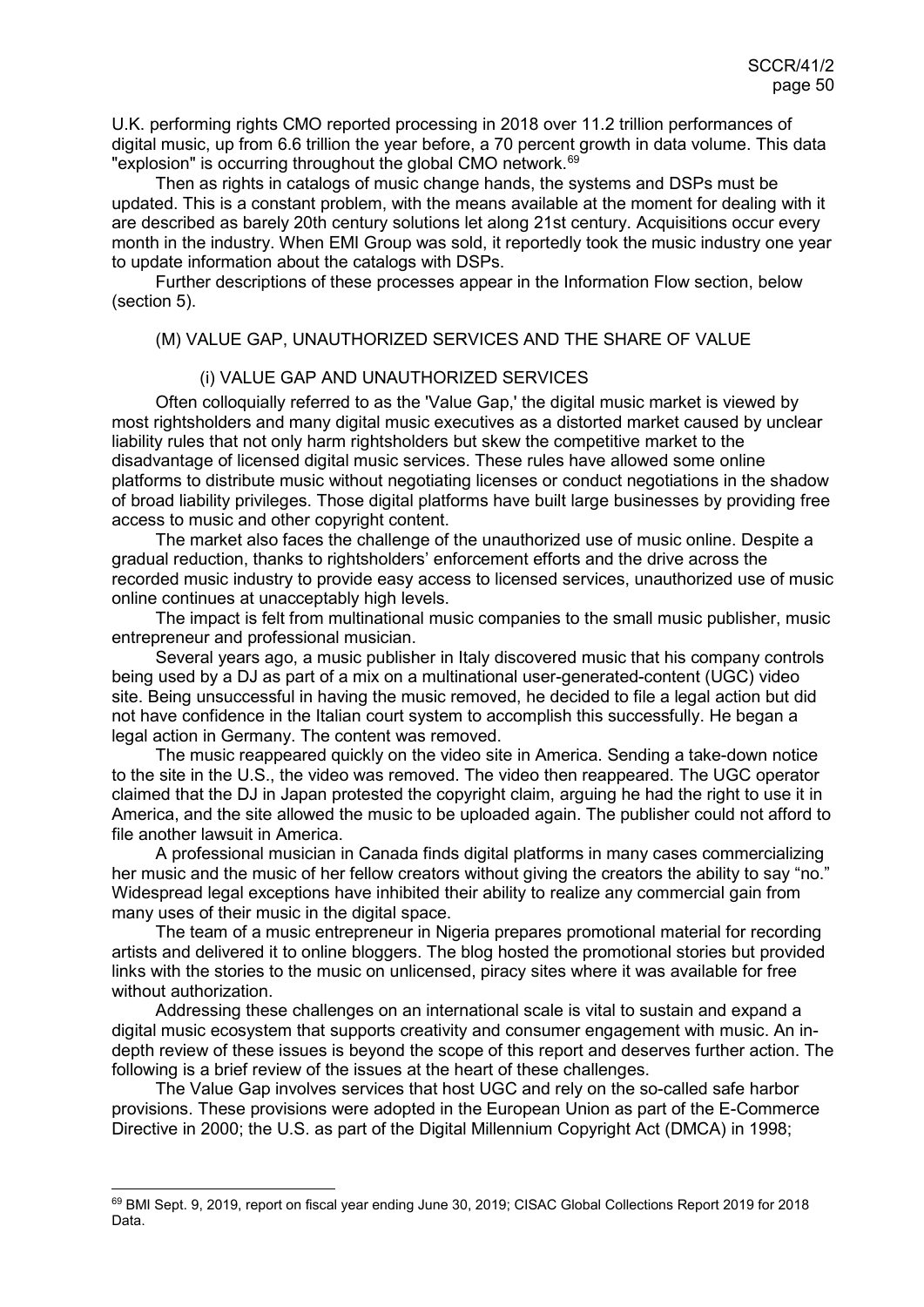U.K. performing rights CMO reported processing in 2018 over 11.2 trillion performances of digital music, up from 6.6 trillion the year before, a 70 percent growth in data volume. This data "explosion" is occurring throughout the global CMO network.[69]

Then as rights in catalogs of music change hands, the systems and DSPs must be updated. This is a constant problem, with the means available at the moment for dealing with it are described as barely 20th century solutions let along 21st century. Acquisitions occur every month in the industry. When EMI Group was sold, it reportedly took the music industry one year to update information about the catalogs with DSPs.

Further descriptions of these processes appear in the Information Flow section, below (section 5).

## (M) VALUE GAP, UNAUTHORIZED SERVICES AND THE SHARE OF VALUE

### (i) VALUE GAP AND UNAUTHORIZED SERVICES

Often colloquially referred to as the 'Value Gap,' the digital music market is viewed by most rightsholders and many digital music executives as a distorted market caused by unclear liability rules that not only harm rightsholders but skew the competitive market to the disadvantage of licensed digital music services. These rules have allowed some online platforms to distribute music without negotiating licenses or conduct negotiations in the shadow of broad liability privileges. Those digital platforms have built large businesses by providing free access to music and other copyright content.

The market also faces the challenge of the unauthorized use of music online. Despite a gradual reduction, thanks to rightsholders' enforcement efforts and the drive across the recorded music industry to provide easy access to licensed services, unauthorized use of music online continues at unacceptably high levels.

The impact is felt from multinational music companies to the small music publisher, music entrepreneur and professional musician.

Several years ago, a music publisher in Italy discovered music that his company controls being used by a DJ as part of a mix on a multinational user-generated-content (UGC) video site. Being unsuccessful in having the music removed, he decided to file a legal action but did not have confidence in the Italian court system to accomplish this successfully. He began a legal action in Germany. The content was removed.

The music reappeared quickly on the video site in America. Sending a take-down notice to the site in the U.S., the video was removed. The video then reappeared. The UGC operator claimed that the DJ in Japan protested the copyright claim, arguing he had the right to use it in America, and the site allowed the music to be uploaded again. The publisher could not afford to file another lawsuit in America.

A professional musician in Canada finds digital platforms in many cases commercializing her music and the music of her fellow creators without giving the creators the ability to say "no." Widespread legal exceptions have inhibited their ability to realize any commercial gain from many uses of their music in the digital space.

The team of a music entrepreneur in Nigeria prepares promotional material for recording artists and delivered it to online bloggers. The blog hosted the promotional stories but provided links with the stories to the music on unlicensed, piracy sites where it was available for free without authorization.

Addressing these challenges on an international scale is vital to sustain and expand a digital music ecosystem that supports creativity and consumer engagement with music. An in-depth review of these issues is beyond the scope of this report and deserves further action. The following is a brief review of the issues at the heart of these challenges.

The Value Gap involves services that host UGC and rely on the so-called safe harbor provisions. These provisions were adopted in the European Union as part of the E-Commerce Directive in 2000; the U.S. as part of the Digital Millennium Copyright Act (DMCA) in 1998;

[69] BMI Sept. 9, 2019, report on fiscal year ending June 30, 2019; CISAC Global Collections Report 2019 for 2018 Data.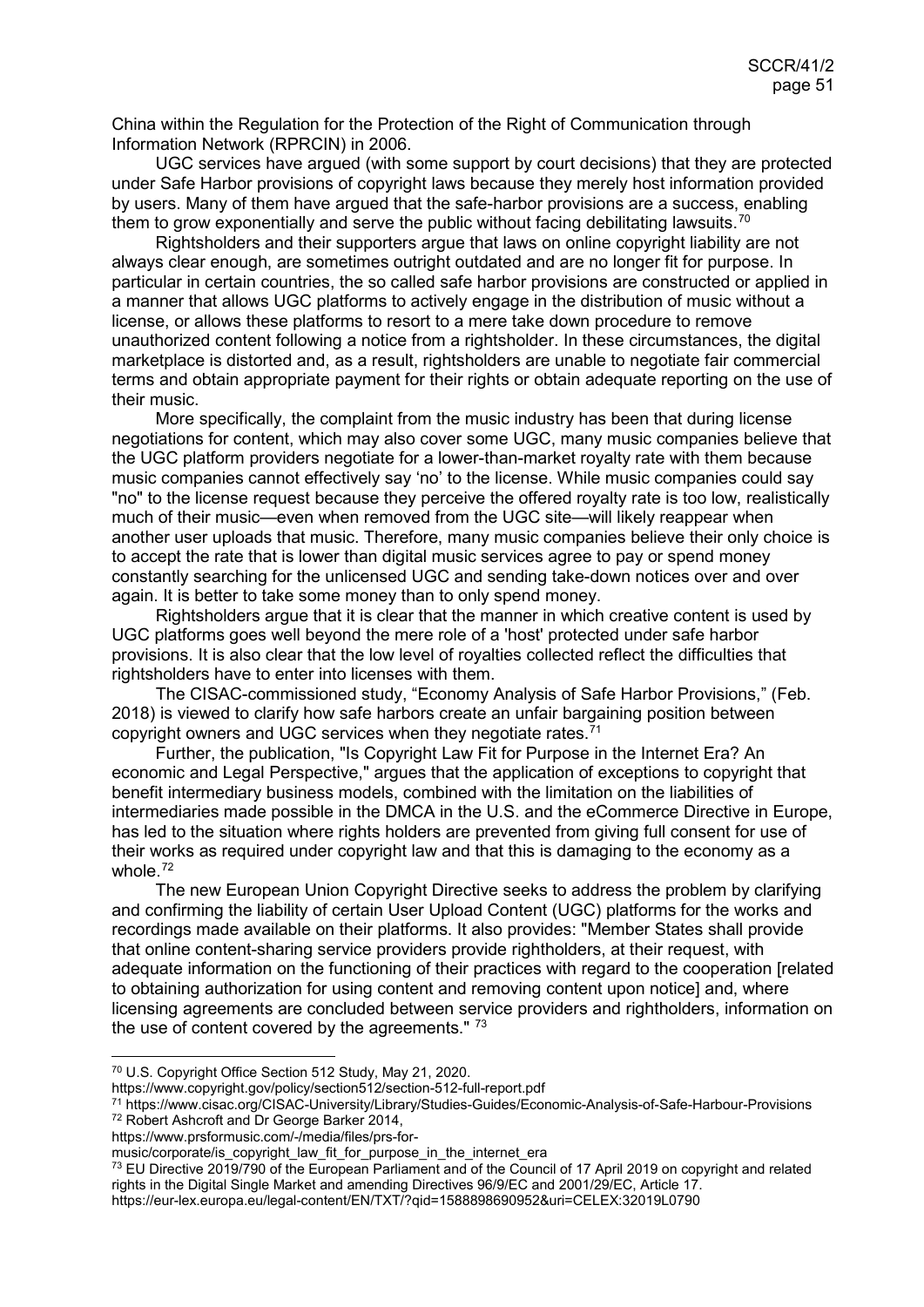China within the Regulation for the Protection of the Right of Communication through Information Network (RPRCIN) in 2006.

UGC services have argued (with some support by court decisions) that they are protected under Safe Harbor provisions of copyright laws because they merely host information provided by users. Many of them have argued that the safe-harbor provisions are a success, enabling them to grow exponentially and serve the public without facing debilitating lawsuits.[70]

Rightsholders and their supporters argue that laws on online copyright liability are not always clear enough, are sometimes outright outdated and are no longer fit for purpose. In particular in certain countries, the so called safe harbor provisions are constructed or applied in a manner that allows UGC platforms to actively engage in the distribution of music without a license, or allows these platforms to resort to a mere take down procedure to remove unauthorized content following a notice from a rightsholder. In these circumstances, the digital marketplace is distorted and, as a result, rightsholders are unable to negotiate fair commercial terms and obtain appropriate payment for their rights or obtain adequate reporting on the use of their music.

More specifically, the complaint from the music industry has been that during license negotiations for content, which may also cover some UGC, many music companies believe that the UGC platform providers negotiate for a lower-than-market royalty rate with them because music companies cannot effectively say 'no' to the license. While music companies could say "no" to the license request because they perceive the offered royalty rate is too low, realistically much of their music—even when removed from the UGC site—will likely reappear when another user uploads that music. Therefore, many music companies believe their only choice is to accept the rate that is lower than digital music services agree to pay or spend money constantly searching for the unlicensed UGC and sending take-down notices over and over again. It is better to take some money than to only spend money.

Rightsholders argue that it is clear that the manner in which creative content is used by UGC platforms goes well beyond the mere role of a 'host' protected under safe harbor provisions. It is also clear that the low level of royalties collected reflect the difficulties that rightsholders have to enter into licenses with them.

The CISAC-commissioned study, "Economy Analysis of Safe Harbor Provisions," (Feb. 2018) is viewed to clarify how safe harbors create an unfair bargaining position between copyright owners and UGC services when they negotiate rates.[71]

Further, the publication, "Is Copyright Law Fit for Purpose in the Internet Era? An economic and Legal Perspective," argues that the application of exceptions to copyright that benefit intermediary business models, combined with the limitation on the liabilities of intermediaries made possible in the DMCA in the U.S. and the eCommerce Directive in Europe, has led to the situation where rights holders are prevented from giving full consent for use of their works as required under copyright law and that this is damaging to the economy as a whole.[72]

The new European Union Copyright Directive seeks to address the problem by clarifying and confirming the liability of certain User Upload Content (UGC) platforms for the works and recordings made available on their platforms. It also provides: "Member States shall provide that online content-sharing service providers provide rightholders, at their request, with adequate information on the functioning of their practices with regard to the cooperation [related to obtaining authorization for using content and removing content upon notice] and, where licensing agreements are concluded between service providers and rightholders, information on the use of content covered by the agreements." [73]

---

[70] U.S. Copyright Office Section 512 Study, May 21, 2020.
https://www.copyright.gov/policy/section512/section-512-full-report.pdf

[71] https://www.cisac.org/CISAC-University/Library/Studies-Guides/Economic-Analysis-of-Safe-Harbour-Provisions

[72] Robert Ashcroft and Dr George Barker 2014,
https://www.prsformusic.com/-/media/files/prs-for-music/corporate/is_copyright_law_fit_for_purpose_in_the_internet_era

[73] EU Directive 2019/790 of the European Parliament and of the Council of 17 April 2019 on copyright and related rights in the Digital Single Market and amending Directives 96/9/EC and 2001/29/EC, Article 17.
https://eur-lex.europa.eu/legal-content/EN/TXT/?qid=1588898690952&uri=CELEX:32019L0790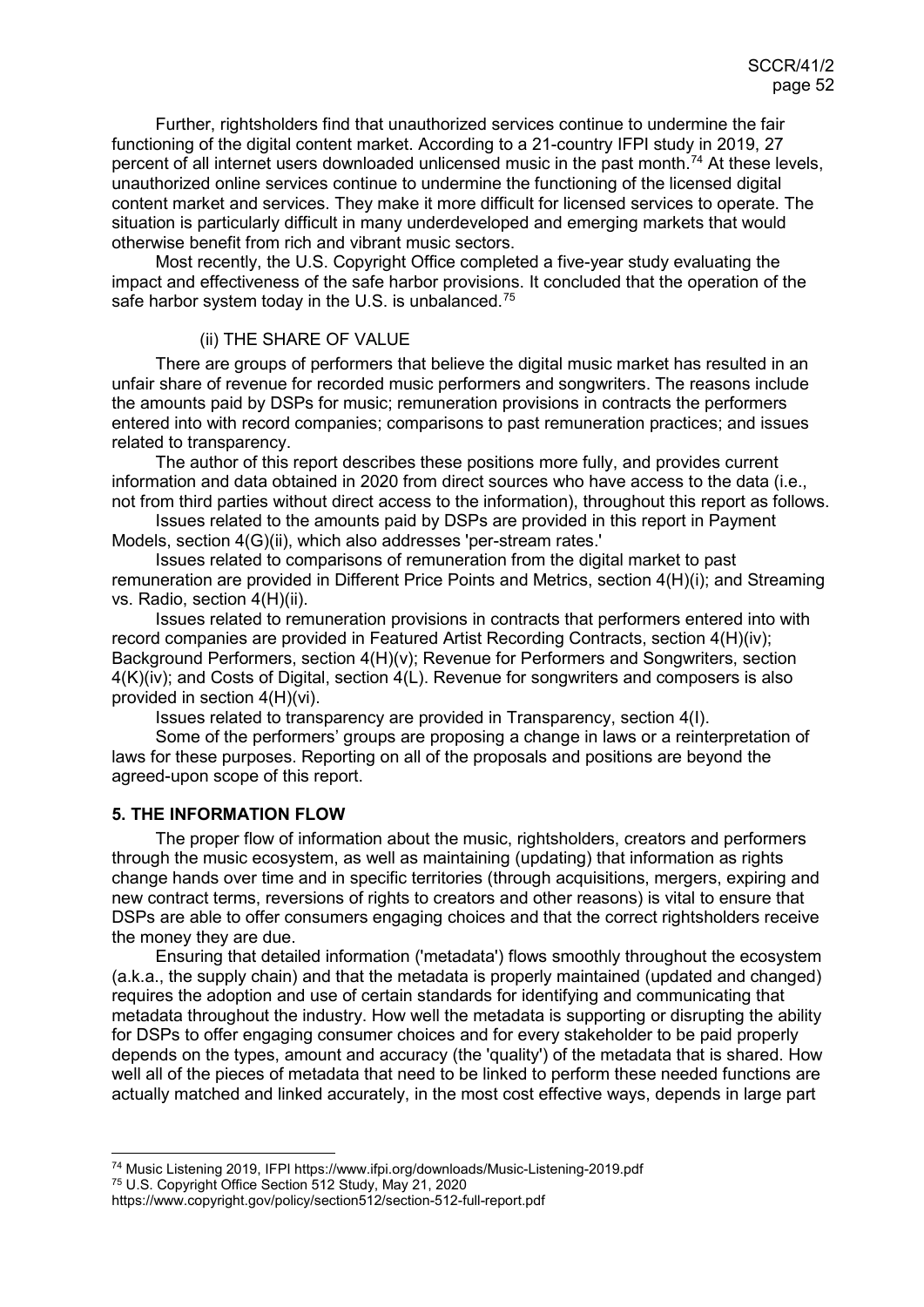Further, rightsholders find that unauthorized services continue to undermine the fair functioning of the digital content market. According to a 21-country IFPI study in 2019, 27 percent of all internet users downloaded unlicensed music in the past month.[74] At these levels, unauthorized online services continue to undermine the functioning of the licensed digital content market and services. They make it more difficult for licensed services to operate. The situation is particularly difficult in many underdeveloped and emerging markets that would otherwise benefit from rich and vibrant music sectors.

Most recently, the U.S. Copyright Office completed a five-year study evaluating the impact and effectiveness of the safe harbor provisions. It concluded that the operation of the safe harbor system today in the U.S. is unbalanced.[75]

(ii) THE SHARE OF VALUE

There are groups of performers that believe the digital music market has resulted in an unfair share of revenue for recorded music performers and songwriters. The reasons include the amounts paid by DSPs for music; remuneration provisions in contracts the performers entered into with record companies; comparisons to past remuneration practices; and issues related to transparency.

The author of this report describes these positions more fully, and provides current information and data obtained in 2020 from direct sources who have access to the data (i.e., not from third parties without direct access to the information), throughout this report as follows.

Issues related to the amounts paid by DSPs are provided in this report in Payment Models, section 4(G)(ii), which also addresses 'per-stream rates.'

Issues related to comparisons of remuneration from the digital market to past remuneration are provided in Different Price Points and Metrics, section 4(H)(i); and Streaming vs. Radio, section 4(H)(ii).

Issues related to remuneration provisions in contracts that performers entered into with record companies are provided in Featured Artist Recording Contracts, section 4(H)(iv); Background Performers, section 4(H)(v); Revenue for Performers and Songwriters, section 4(K)(iv); and Costs of Digital, section 4(L). Revenue for songwriters and composers is also provided in section 4(H)(vi).

Issues related to transparency are provided in Transparency, section 4(I).

Some of the performers' groups are proposing a change in laws or a reinterpretation of laws for these purposes. Reporting on all of the proposals and positions are beyond the agreed-upon scope of this report.

## 5. THE INFORMATION FLOW

The proper flow of information about the music, rightsholders, creators and performers through the music ecosystem, as well as maintaining (updating) that information as rights change hands over time and in specific territories (through acquisitions, mergers, expiring and new contract terms, reversions of rights to creators and other reasons) is vital to ensure that DSPs are able to offer consumers engaging choices and that the correct rightsholders receive the money they are due.

Ensuring that detailed information ('metadata') flows smoothly throughout the ecosystem (a.k.a., the supply chain) and that the metadata is properly maintained (updated and changed) requires the adoption and use of certain standards for identifying and communicating that metadata throughout the industry. How well the metadata is supporting or disrupting the ability for DSPs to offer engaging consumer choices and for every stakeholder to be paid properly depends on the types, amount and accuracy (the 'quality') of the metadata that is shared. How well all of the pieces of metadata that need to be linked to perform these needed functions are actually matched and linked accurately, in the most cost effective ways, depends in large part

---

[74] Music Listening 2019, IFPI https://www.ifpi.org/downloads/Music-Listening-2019.pdf

[75] U.S. Copyright Office Section 512 Study, May 21, 2020 https://www.copyright.gov/policy/section512/section-512-full-report.pdf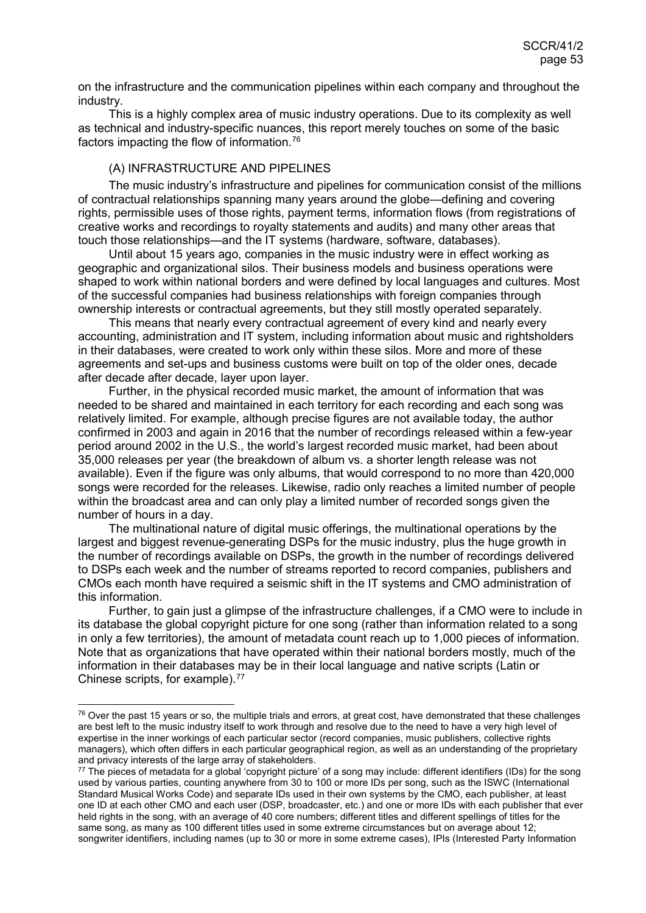on the infrastructure and the communication pipelines within each company and throughout the industry.

This is a highly complex area of music industry operations. Due to its complexity as well as technical and industry-specific nuances, this report merely touches on some of the basic factors impacting the flow of information.[76]

(A) INFRASTRUCTURE AND PIPELINES

The music industry's infrastructure and pipelines for communication consist of the millions of contractual relationships spanning many years around the globe—defining and covering rights, permissible uses of those rights, payment terms, information flows (from registrations of creative works and recordings to royalty statements and audits) and many other areas that touch those relationships—and the IT systems (hardware, software, databases).

Until about 15 years ago, companies in the music industry were in effect working as geographic and organizational silos. Their business models and business operations were shaped to work within national borders and were defined by local languages and cultures. Most of the successful companies had business relationships with foreign companies through ownership interests or contractual agreements, but they still mostly operated separately.

This means that nearly every contractual agreement of every kind and nearly every accounting, administration and IT system, including information about music and rightsholders in their databases, were created to work only within these silos. More and more of these agreements and set-ups and business customs were built on top of the older ones, decade after decade after decade, layer upon layer.

Further, in the physical recorded music market, the amount of information that was needed to be shared and maintained in each territory for each recording and each song was relatively limited. For example, although precise figures are not available today, the author confirmed in 2003 and again in 2016 that the number of recordings released within a few-year period around 2002 in the U.S., the world's largest recorded music market, had been about 35,000 releases per year (the breakdown of album vs. a shorter length release was not available). Even if the figure was only albums, that would correspond to no more than 420,000 songs were recorded for the releases. Likewise, radio only reaches a limited number of people within the broadcast area and can only play a limited number of recorded songs given the number of hours in a day.

The multinational nature of digital music offerings, the multinational operations by the largest and biggest revenue-generating DSPs for the music industry, plus the huge growth in the number of recordings available on DSPs, the growth in the number of recordings delivered to DSPs each week and the number of streams reported to record companies, publishers and CMOs each month have required a seismic shift in the IT systems and CMO administration of this information.

Further, to gain just a glimpse of the infrastructure challenges, if a CMO were to include in its database the global copyright picture for one song (rather than information related to a song in only a few territories), the amount of metadata count reach up to 1,000 pieces of information. Note that as organizations that have operated within their national borders mostly, much of the information in their databases may be in their local language and native scripts (Latin or Chinese scripts, for example).[77]

---

[76] Over the past 15 years or so, the multiple trials and errors, at great cost, have demonstrated that these challenges are best left to the music industry itself to work through and resolve due to the need to have a very high level of expertise in the inner workings of each particular sector (record companies, music publishers, collective rights managers), which often differs in each particular geographical region, as well as an understanding of the proprietary and privacy interests of the large array of stakeholders.

[77] The pieces of metadata for a global 'copyright picture' of a song may include: different identifiers (IDs) for the song used by various parties, counting anywhere from 30 to 100 or more IDs per song, such as the ISWC (International Standard Musical Works Code) and separate IDs used in their own systems by the CMO, each publisher, at least one ID at each other CMO and each user (DSP, broadcaster, etc.) and one or more IDs with each publisher that ever held rights in the song, with an average of 40 core numbers; different titles and different spellings of titles for the same song, as many as 100 different titles used in some extreme circumstances but on average about 12; songwriter identifiers, including names (up to 30 or more in some extreme cases), IPIs (Interested Party Information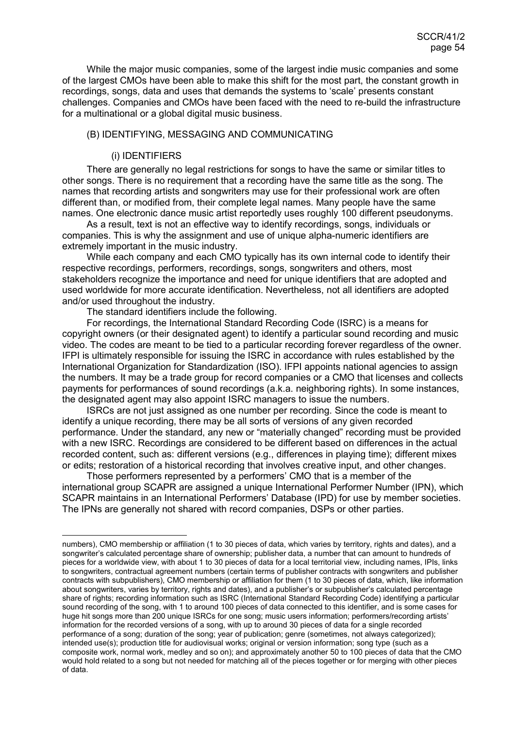While the major music companies, some of the largest indie music companies and some of the largest CMOs have been able to make this shift for the most part, the constant growth in recordings, songs, data and uses that demands the systems to 'scale' presents constant challenges. Companies and CMOs have been faced with the need to re-build the infrastructure for a multinational or a global digital music business.

## (B) IDENTIFYING, MESSAGING AND COMMUNICATING

### (i) IDENTIFIERS

There are generally no legal restrictions for songs to have the same or similar titles to other songs. There is no requirement that a recording have the same title as the song. The names that recording artists and songwriters may use for their professional work are often different than, or modified from, their complete legal names. Many people have the same names. One electronic dance music artist reportedly uses roughly 100 different pseudonyms.

As a result, text is not an effective way to identify recordings, songs, individuals or companies. This is why the assignment and use of unique alpha-numeric identifiers are extremely important in the music industry.

While each company and each CMO typically has its own internal code to identify their respective recordings, performers, recordings, songs, songwriters and others, most stakeholders recognize the importance and need for unique identifiers that are adopted and used worldwide for more accurate identification. Nevertheless, not all identifiers are adopted and/or used throughout the industry.

The standard identifiers include the following.

For recordings, the International Standard Recording Code (ISRC) is a means for copyright owners (or their designated agent) to identify a particular sound recording and music video. The codes are meant to be tied to a particular recording forever regardless of the owner. IFPI is ultimately responsible for issuing the ISRC in accordance with rules established by the International Organization for Standardization (ISO). IFPI appoints national agencies to assign the numbers. It may be a trade group for record companies or a CMO that licenses and collects payments for performances of sound recordings (a.k.a. neighboring rights). In some instances, the designated agent may also appoint ISRC managers to issue the numbers.

ISRCs are not just assigned as one number per recording. Since the code is meant to identify a unique recording, there may be all sorts of versions of any given recorded performance. Under the standard, any new or "materially changed" recording must be provided with a new ISRC. Recordings are considered to be different based on differences in the actual recorded content, such as: different versions (e.g., differences in playing time); different mixes or edits; restoration of a historical recording that involves creative input, and other changes.

Those performers represented by a performers' CMO that is a member of the international group SCAPR are assigned a unique International Performer Number (IPN), which SCAPR maintains in an International Performers' Database (IPD) for use by member societies. The IPNs are generally not shared with record companies, DSPs or other parties.

---

numbers), CMO membership or affiliation (1 to 30 pieces of data, which varies by territory, rights and dates), and a songwriter's calculated percentage share of ownership; publisher data, a number that can amount to hundreds of pieces for a worldwide view, with about 1 to 30 pieces of data for a local territorial view, including names, IPIs, links to songwriters, contractual agreement numbers (certain terms of publisher contracts with songwriters and publisher contracts with subpublishers), CMO membership or affiliation for them (1 to 30 pieces of data, which, like information about songwriters, varies by territory, rights and dates), and a publisher's or subpublisher's calculated percentage share of rights; recording information such as ISRC (International Standard Recording Code) identifying a particular sound recording of the song, with 1 to around 100 pieces of data connected to this identifier, and is some cases for huge hit songs more than 200 unique ISRCs for one song; music users information; performers/recording artists' information for the recorded versions of a song, with up to around 30 pieces of data for a single recorded performance of a song; duration of the song; year of publication; genre (sometimes, not always categorized); intended use(s); production title for audiovisual works; original or version information; song type (such as a composite work, normal work, medley and so on); and approximately another 50 to 100 pieces of data that the CMO would hold related to a song but not needed for matching all of the pieces together or for merging with other pieces of data.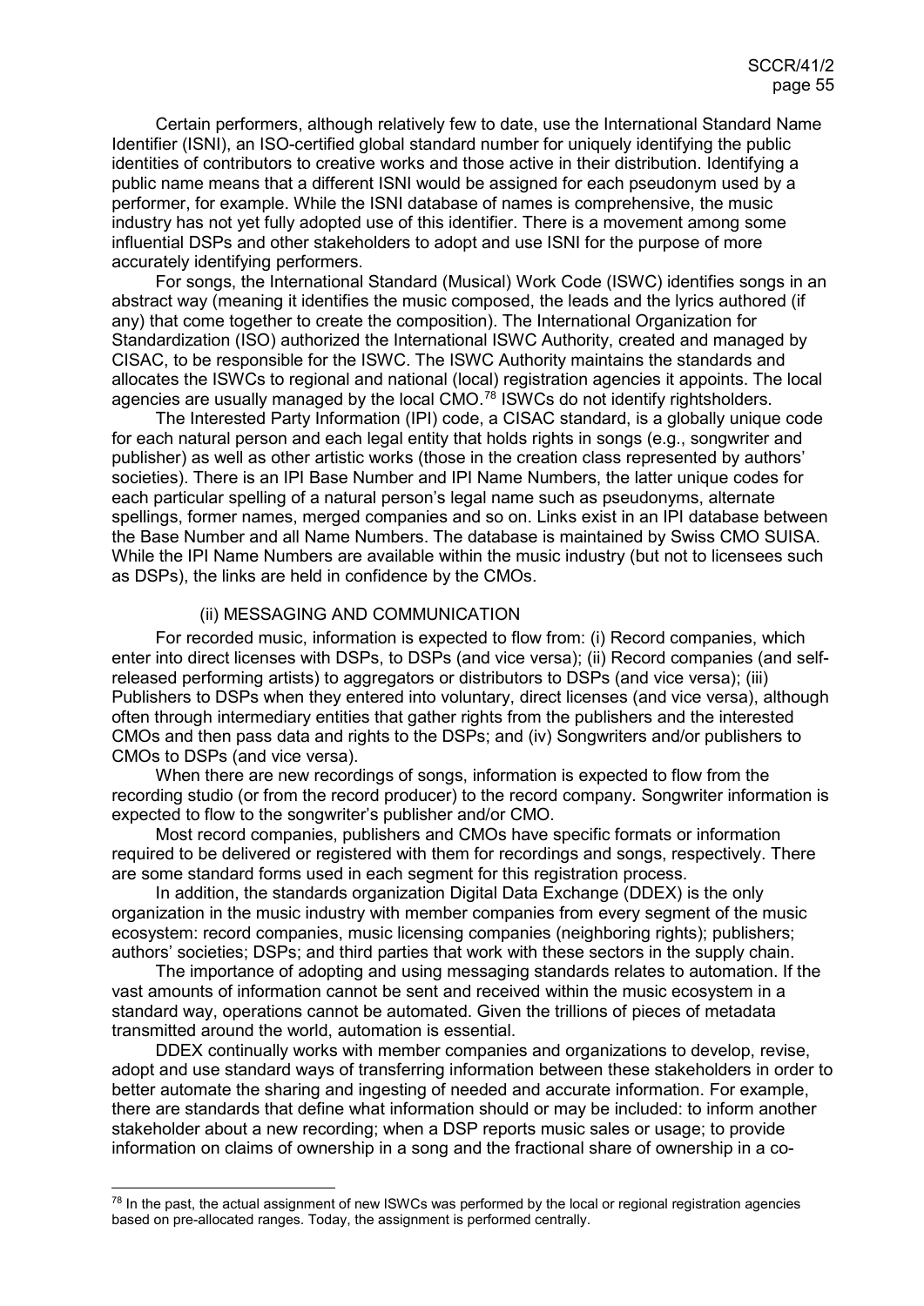Certain performers, although relatively few to date, use the International Standard Name Identifier (ISNI), an ISO-certified global standard number for uniquely identifying the public identities of contributors to creative works and those active in their distribution. Identifying a public name means that a different ISNI would be assigned for each pseudonym used by a performer, for example. While the ISNI database of names is comprehensive, the music industry has not yet fully adopted use of this identifier. There is a movement among some influential DSPs and other stakeholders to adopt and use ISNI for the purpose of more accurately identifying performers.

For songs, the International Standard (Musical) Work Code (ISWC) identifies songs in an abstract way (meaning it identifies the music composed, the leads and the lyrics authored (if any) that come together to create the composition). The International Organization for Standardization (ISO) authorized the International ISWC Authority, created and managed by CISAC, to be responsible for the ISWC. The ISWC Authority maintains the standards and allocates the ISWCs to regional and national (local) registration agencies it appoints. The local agencies are usually managed by the local CMO.[78] ISWCs do not identify rightsholders.

The Interested Party Information (IPI) code, a CISAC standard, is a globally unique code for each natural person and each legal entity that holds rights in songs (e.g., songwriter and publisher) as well as other artistic works (those in the creation class represented by authors' societies). There is an IPI Base Number and IPI Name Numbers, the latter unique codes for each particular spelling of a natural person's legal name such as pseudonyms, alternate spellings, former names, merged companies and so on. Links exist in an IPI database between the Base Number and all Name Numbers. The database is maintained by Swiss CMO SUISA. While the IPI Name Numbers are available within the music industry (but not to licensees such as DSPs), the links are held in confidence by the CMOs.

(ii) MESSAGING AND COMMUNICATION

For recorded music, information is expected to flow from: (i) Record companies, which enter into direct licenses with DSPs, to DSPs (and vice versa); (ii) Record companies (and self-released performing artists) to aggregators or distributors to DSPs (and vice versa); (iii) Publishers to DSPs when they entered into voluntary, direct licenses (and vice versa), although often through intermediary entities that gather rights from the publishers and the interested CMOs and then pass data and rights to the DSPs; and (iv) Songwriters and/or publishers to CMOs to DSPs (and vice versa).

When there are new recordings of songs, information is expected to flow from the recording studio (or from the record producer) to the record company. Songwriter information is expected to flow to the songwriter's publisher and/or CMO.

Most record companies, publishers and CMOs have specific formats or information required to be delivered or registered with them for recordings and songs, respectively. There are some standard forms used in each segment for this registration process.

In addition, the standards organization Digital Data Exchange (DDEX) is the only organization in the music industry with member companies from every segment of the music ecosystem: record companies, music licensing companies (neighboring rights); publishers; authors' societies; DSPs; and third parties that work with these sectors in the supply chain.

The importance of adopting and using messaging standards relates to automation. If the vast amounts of information cannot be sent and received within the music ecosystem in a standard way, operations cannot be automated. Given the trillions of pieces of metadata transmitted around the world, automation is essential.

DDEX continually works with member companies and organizations to develop, revise, adopt and use standard ways of transferring information between these stakeholders in order to better automate the sharing and ingesting of needed and accurate information. For example, there are standards that define what information should or may be included: to inform another stakeholder about a new recording; when a DSP reports music sales or usage; to provide information on claims of ownership in a song and the fractional share of ownership in a co-

[78] In the past, the actual assignment of new ISWCs was performed by the local or regional registration agencies based on pre-allocated ranges. Today, the assignment is performed centrally.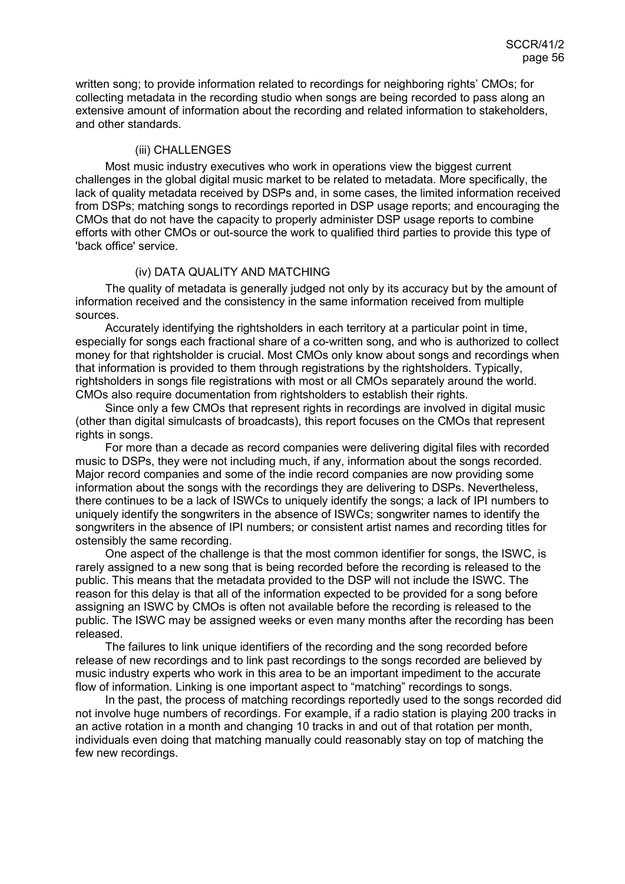written song; to provide information related to recordings for neighboring rights' CMOs; for collecting metadata in the recording studio when songs are being recorded to pass along an extensive amount of information about the recording and related information to stakeholders, and other standards.

### (iii) CHALLENGES

Most music industry executives who work in operations view the biggest current challenges in the global digital music market to be related to metadata. More specifically, the lack of quality metadata received by DSPs and, in some cases, the limited information received from DSPs; matching songs to recordings reported in DSP usage reports; and encouraging the CMOs that do not have the capacity to properly administer DSP usage reports to combine efforts with other CMOs or out-source the work to qualified third parties to provide this type of 'back office' service.

### (iv) DATA QUALITY AND MATCHING

The quality of metadata is generally judged not only by its accuracy but by the amount of information received and the consistency in the same information received from multiple sources.

Accurately identifying the rightsholders in each territory at a particular point in time, especially for songs each fractional share of a co-written song, and who is authorized to collect money for that rightsholder is crucial. Most CMOs only know about songs and recordings when that information is provided to them through registrations by the rightsholders. Typically, rightsholders in songs file registrations with most or all CMOs separately around the world. CMOs also require documentation from rightsholders to establish their rights.

Since only a few CMOs that represent rights in recordings are involved in digital music (other than digital simulcasts of broadcasts), this report focuses on the CMOs that represent rights in songs.

For more than a decade as record companies were delivering digital files with recorded music to DSPs, they were not including much, if any, information about the songs recorded. Major record companies and some of the indie record companies are now providing some information about the songs with the recordings they are delivering to DSPs. Nevertheless, there continues to be a lack of ISWCs to uniquely identify the songs; a lack of IPI numbers to uniquely identify the songwriters in the absence of ISWCs; songwriter names to identify the songwriters in the absence of IPI numbers; or consistent artist names and recording titles for ostensibly the same recording.

One aspect of the challenge is that the most common identifier for songs, the ISWC, is rarely assigned to a new song that is being recorded before the recording is released to the public. This means that the metadata provided to the DSP will not include the ISWC. The reason for this delay is that all of the information expected to be provided for a song before assigning an ISWC by CMOs is often not available before the recording is released to the public. The ISWC may be assigned weeks or even many months after the recording has been released.

The failures to link unique identifiers of the recording and the song recorded before release of new recordings and to link past recordings to the songs recorded are believed by music industry experts who work in this area to be an important impediment to the accurate flow of information. Linking is one important aspect to "matching" recordings to songs.

In the past, the process of matching recordings reportedly used to the songs recorded did not involve huge numbers of recordings. For example, if a radio station is playing 200 tracks in an active rotation in a month and changing 10 tracks in and out of that rotation per month, individuals even doing that matching manually could reasonably stay on top of matching the few new recordings.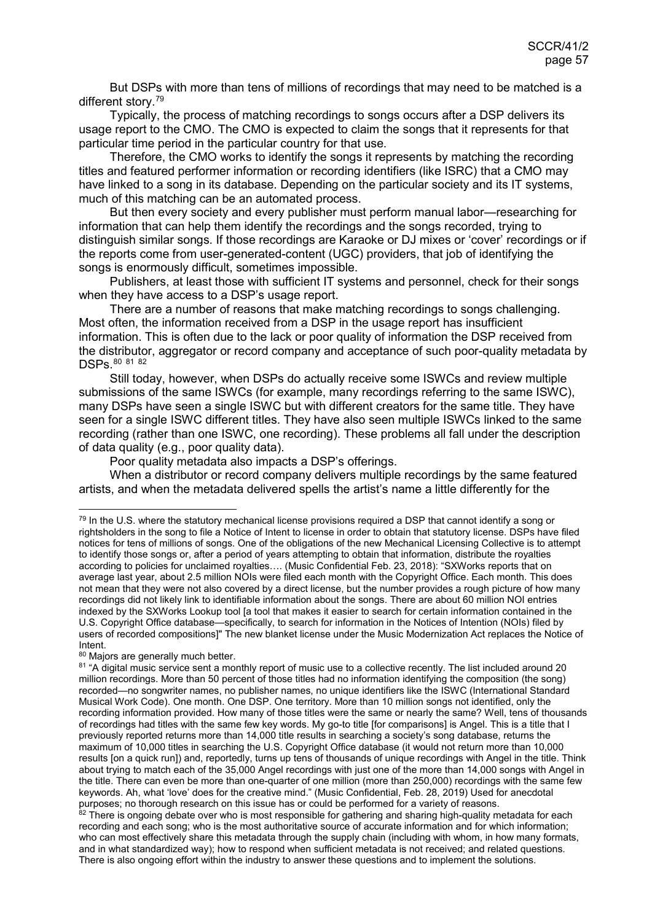But DSPs with more than tens of millions of recordings that may need to be matched is a different story.[79]

Typically, the process of matching recordings to songs occurs after a DSP delivers its usage report to the CMO. The CMO is expected to claim the songs that it represents for that particular time period in the particular country for that use.

Therefore, the CMO works to identify the songs it represents by matching the recording titles and featured performer information or recording identifiers (like ISRC) that a CMO may have linked to a song in its database. Depending on the particular society and its IT systems, much of this matching can be an automated process.

But then every society and every publisher must perform manual labor—researching for information that can help them identify the recordings and the songs recorded, trying to distinguish similar songs. If those recordings are Karaoke or DJ mixes or 'cover' recordings or if the reports come from user-generated-content (UGC) providers, that job of identifying the songs is enormously difficult, sometimes impossible.

Publishers, at least those with sufficient IT systems and personnel, check for their songs when they have access to a DSP's usage report.

There are a number of reasons that make matching recordings to songs challenging. Most often, the information received from a DSP in the usage report has insufficient information. This is often due to the lack or poor quality of information the DSP received from the distributor, aggregator or record company and acceptance of such poor-quality metadata by DSPs.[80] [81] [82]

Still today, however, when DSPs do actually receive some ISWCs and review multiple submissions of the same ISWCs (for example, many recordings referring to the same ISWC), many DSPs have seen a single ISWC but with different creators for the same title. They have seen for a single ISWC different titles. They have also seen multiple ISWCs linked to the same recording (rather than one ISWC, one recording). These problems all fall under the description of data quality (e.g., poor quality data).

Poor quality metadata also impacts a DSP's offerings.

When a distributor or record company delivers multiple recordings by the same featured artists, and when the metadata delivered spells the artist's name a little differently for the

---

[79] In the U.S. where the statutory mechanical license provisions required a DSP that cannot identify a song or rightsholders in the song to file a Notice of Intent to license in order to obtain that statutory license. DSPs have filed notices for tens of millions of songs. One of the obligations of the new Mechanical Licensing Collective is to attempt to identify those songs or, after a period of years attempting to obtain that information, distribute the royalties according to policies for unclaimed royalties…. (Music Confidential Feb. 23, 2018): "SXWorks reports that on average last year, about 2.5 million NOIs were filed each month with the Copyright Office. Each month. This does not mean that they were not also covered by a direct license, but the number provides a rough picture of how many recordings did not likely link to identifiable information about the songs. There are about 60 million NOI entries indexed by the SXWorks Lookup tool [a tool that makes it easier to search for certain information contained in the U.S. Copyright Office database—specifically, to search for information in the Notices of Intention (NOIs) filed by users of recorded compositions]" The new blanket license under the Music Modernization Act replaces the Notice of Intent.

[80] Majors are generally much better.

[81] "A digital music service sent a monthly report of music use to a collective recently. The list included around 20 million recordings. More than 50 percent of those titles had no information identifying the composition (the song) recorded—no songwriter names, no publisher names, no unique identifiers like the ISWC (International Standard Musical Work Code). One month. One DSP. One territory. More than 10 million songs not identified, only the recording information provided. How many of those titles were the same or nearly the same? Well, tens of thousands of recordings had titles with the same few key words. My go-to title [for comparisons] is Angel. This is a title that I previously reported returns more than 14,000 title results in searching a society's song database, returns the maximum of 10,000 titles in searching the U.S. Copyright Office database (it would not return more than 10,000 results [on a quick run]) and, reportedly, turns up tens of thousands of unique recordings with Angel in the title. Think about trying to match each of the 35,000 Angel recordings with just one of the more than 14,000 songs with Angel in the title. There can even be more than one-quarter of one million (more than 250,000) recordings with the same few keywords. Ah, what 'love' does for the creative mind." (Music Confidential, Feb. 28, 2019) Used for anecdotal purposes; no thorough research on this issue has or could be performed for a variety of reasons.

[82] There is ongoing debate over who is most responsible for gathering and sharing high-quality metadata for each recording and each song; who is the most authoritative source of accurate information and for which information; who can most effectively share this metadata through the supply chain (including with whom, in how many formats, and in what standardized way); how to respond when sufficient metadata is not received; and related questions. There is also ongoing effort within the industry to answer these questions and to implement the solutions.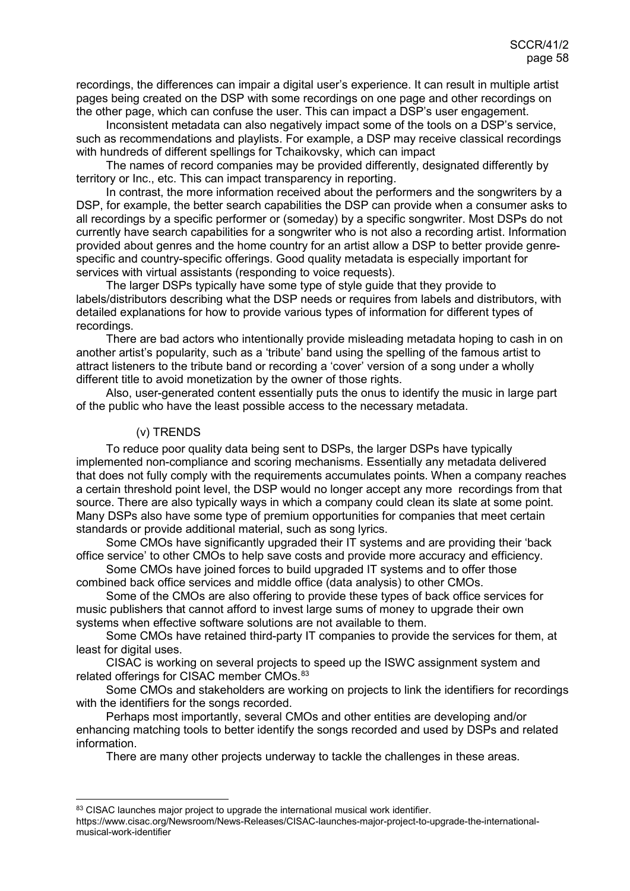recordings, the differences can impair a digital user's experience. It can result in multiple artist pages being created on the DSP with some recordings on one page and other recordings on the other page, which can confuse the user. This can impact a DSP's user engagement.

Inconsistent metadata can also negatively impact some of the tools on a DSP's service, such as recommendations and playlists. For example, a DSP may receive classical recordings with hundreds of different spellings for Tchaikovsky, which can impact

The names of record companies may be provided differently, designated differently by territory or Inc., etc. This can impact transparency in reporting.

In contrast, the more information received about the performers and the songwriters by a DSP, for example, the better search capabilities the DSP can provide when a consumer asks to all recordings by a specific performer or (someday) by a specific songwriter. Most DSPs do not currently have search capabilities for a songwriter who is not also a recording artist. Information provided about genres and the home country for an artist allow a DSP to better provide genre-specific and country-specific offerings. Good quality metadata is especially important for services with virtual assistants (responding to voice requests).

The larger DSPs typically have some type of style guide that they provide to labels/distributors describing what the DSP needs or requires from labels and distributors, with detailed explanations for how to provide various types of information for different types of recordings.

There are bad actors who intentionally provide misleading metadata hoping to cash in on another artist's popularity, such as a 'tribute' band using the spelling of the famous artist to attract listeners to the tribute band or recording a 'cover' version of a song under a wholly different title to avoid monetization by the owner of those rights.

Also, user-generated content essentially puts the onus to identify the music in large part of the public who have the least possible access to the necessary metadata.

(v) TRENDS

To reduce poor quality data being sent to DSPs, the larger DSPs have typically implemented non-compliance and scoring mechanisms. Essentially any metadata delivered that does not fully comply with the requirements accumulates points. When a company reaches a certain threshold point level, the DSP would no longer accept any more recordings from that source. There are also typically ways in which a company could clean its slate at some point. Many DSPs also have some type of premium opportunities for companies that meet certain standards or provide additional material, such as song lyrics.

Some CMOs have significantly upgraded their IT systems and are providing their 'back office service' to other CMOs to help save costs and provide more accuracy and efficiency.

Some CMOs have joined forces to build upgraded IT systems and to offer those combined back office services and middle office (data analysis) to other CMOs.

Some of the CMOs are also offering to provide these types of back office services for music publishers that cannot afford to invest large sums of money to upgrade their own systems when effective software solutions are not available to them.

Some CMOs have retained third-party IT companies to provide the services for them, at least for digital uses.

CISAC is working on several projects to speed up the ISWC assignment system and related offerings for CISAC member CMOs.[83]

Some CMOs and stakeholders are working on projects to link the identifiers for recordings with the identifiers for the songs recorded.

Perhaps most importantly, several CMOs and other entities are developing and/or enhancing matching tools to better identify the songs recorded and used by DSPs and related information.

There are many other projects underway to tackle the challenges in these areas.

---

[83] CISAC launches major project to upgrade the international musical work identifier. https://www.cisac.org/Newsroom/News-Releases/CISAC-launches-major-project-to-upgrade-the-international-musical-work-identifier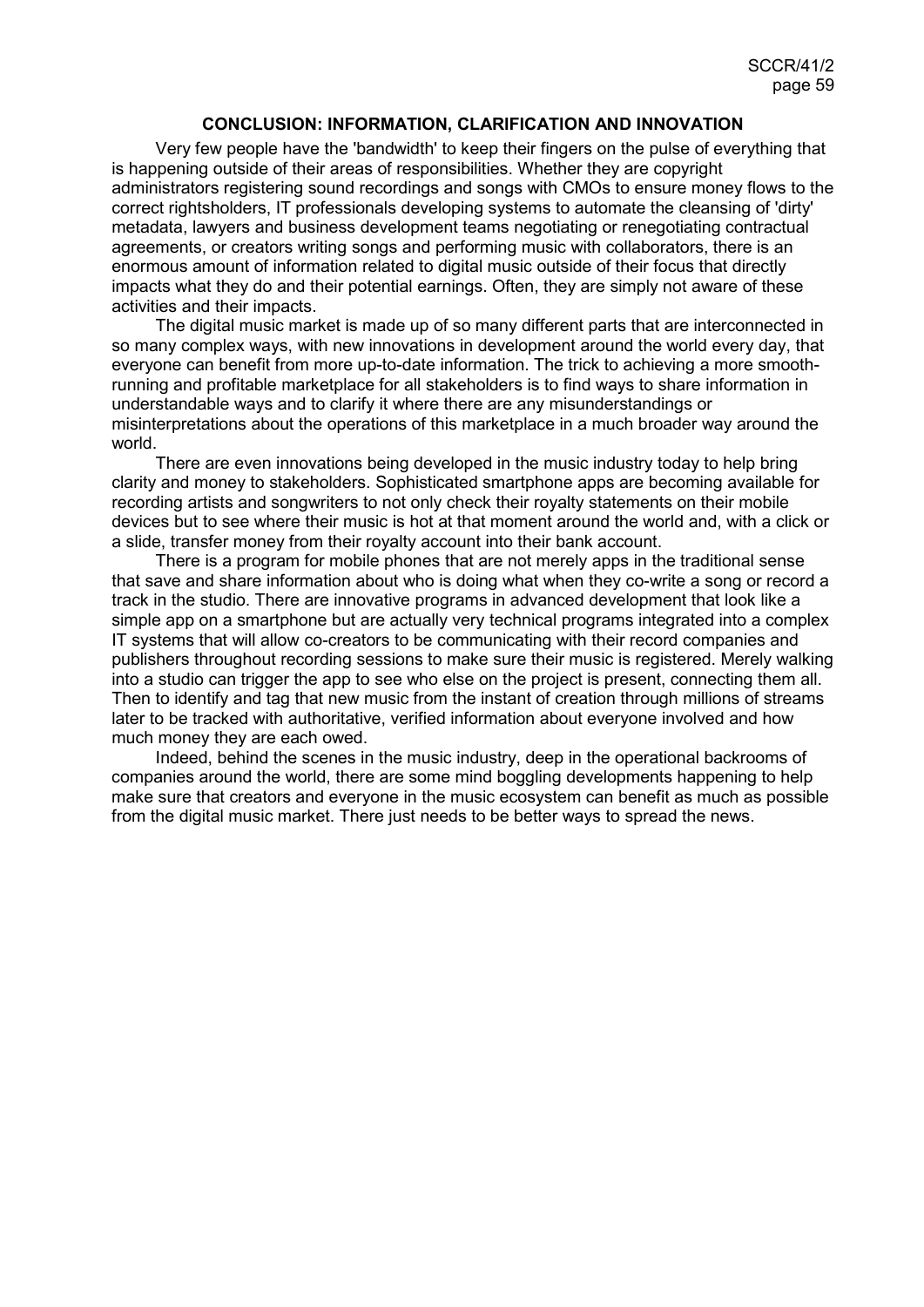**CONCLUSION: INFORMATION, CLARIFICATION AND INNOVATION**

Very few people have the 'bandwidth' to keep their fingers on the pulse of everything that is happening outside of their areas of responsibilities. Whether they are copyright administrators registering sound recordings and songs with CMOs to ensure money flows to the correct rightsholders, IT professionals developing systems to automate the cleansing of 'dirty' metadata, lawyers and business development teams negotiating or renegotiating contractual agreements, or creators writing songs and performing music with collaborators, there is an enormous amount of information related to digital music outside of their focus that directly impacts what they do and their potential earnings. Often, they are simply not aware of these activities and their impacts.

The digital music market is made up of so many different parts that are interconnected in so many complex ways, with new innovations in development around the world every day, that everyone can benefit from more up-to-date information. The trick to achieving a more smooth-running and profitable marketplace for all stakeholders is to find ways to share information in understandable ways and to clarify it where there are any misunderstandings or misinterpretations about the operations of this marketplace in a much broader way around the world.

There are even innovations being developed in the music industry today to help bring clarity and money to stakeholders. Sophisticated smartphone apps are becoming available for recording artists and songwriters to not only check their royalty statements on their mobile devices but to see where their music is hot at that moment around the world and, with a click or a slide, transfer money from their royalty account into their bank account.

There is a program for mobile phones that are not merely apps in the traditional sense that save and share information about who is doing what when they co-write a song or record a track in the studio. There are innovative programs in advanced development that look like a simple app on a smartphone but are actually very technical programs integrated into a complex IT systems that will allow co-creators to be communicating with their record companies and publishers throughout recording sessions to make sure their music is registered. Merely walking into a studio can trigger the app to see who else on the project is present, connecting them all. Then to identify and tag that new music from the instant of creation through millions of streams later to be tracked with authoritative, verified information about everyone involved and how much money they are each owed.

Indeed, behind the scenes in the music industry, deep in the operational backrooms of companies around the world, there are some mind boggling developments happening to help make sure that creators and everyone in the music ecosystem can benefit as much as possible from the digital music market. There just needs to be better ways to spread the news.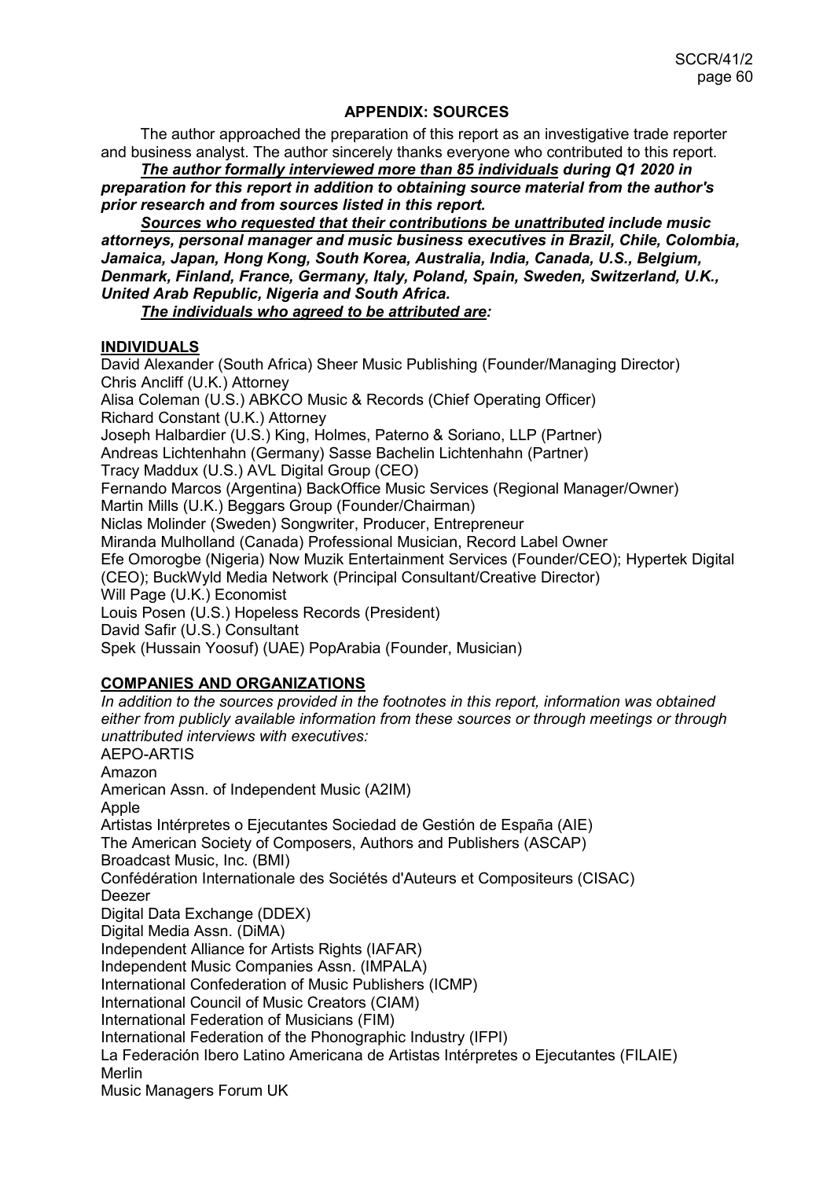## APPENDIX: SOURCES

The author approached the preparation of this report as an investigative trade reporter and business analyst. The author sincerely thanks everyone who contributed to this report.

***The author formally interviewed more than 85 individuals** during Q1 2020 in preparation for this report in addition to obtaining source material from the author's prior research and from sources listed in this report.*

***Sources who requested that their contributions be unattributed** include music attorneys, personal manager and music business executives in Brazil, Chile, Colombia, Jamaica, Japan, Hong Kong, South Korea, Australia, India, Canada, U.S., Belgium, Denmark, Finland, France, Germany, Italy, Poland, Spain, Sweden, Switzerland, U.K., United Arab Republic, Nigeria and South Africa.*

***The individuals who agreed to be attributed are:***

### INDIVIDUALS

David Alexander (South Africa) Sheer Music Publishing (Founder/Managing Director)
Chris Ancliff (U.K.) Attorney
Alisa Coleman (U.S.) ABKCO Music & Records (Chief Operating Officer)
Richard Constant (U.K.) Attorney
Joseph Halbardier (U.S.) King, Holmes, Paterno & Soriano, LLP (Partner)
Andreas Lichtenhahn (Germany) Sasse Bachelin Lichtenhahn (Partner)
Tracy Maddux (U.S.) AVL Digital Group (CEO)
Fernando Marcos (Argentina) BackOffice Music Services (Regional Manager/Owner)
Martin Mills (U.K.) Beggars Group (Founder/Chairman)
Niclas Molinder (Sweden) Songwriter, Producer, Entrepreneur
Miranda Mulholland (Canada) Professional Musician, Record Label Owner
Efe Omorogbe (Nigeria) Now Muzik Entertainment Services (Founder/CEO); Hypertek Digital (CEO); BuckWyld Media Network (Principal Consultant/Creative Director)
Will Page (U.K.) Economist
Louis Posen (U.S.) Hopeless Records (President)
David Safir (U.S.) Consultant
Spek (Hussain Yoosuf) (UAE) PopArabia (Founder, Musician)

### COMPANIES AND ORGANIZATIONS

*In addition to the sources provided in the footnotes in this report, information was obtained either from publicly available information from these sources or through meetings or through unattributed interviews with executives:*

AEPO-ARTIS
Amazon
American Assn. of Independent Music (A2IM)
Apple
Artistas Intérpretes o Ejecutantes Sociedad de Gestión de España (AIE)
The American Society of Composers, Authors and Publishers (ASCAP)
Broadcast Music, Inc. (BMI)
Confédération Internationale des Sociétés d'Auteurs et Compositeurs (CISAC)
Deezer
Digital Data Exchange (DDEX)
Digital Media Assn. (DiMA)
Independent Alliance for Artists Rights (IAFAR)
Independent Music Companies Assn. (IMPALA)
International Confederation of Music Publishers (ICMP)
International Council of Music Creators (CIAM)
International Federation of Musicians (FIM)
International Federation of the Phonographic Industry (IFPI)
La Federación Ibero Latino Americana de Artistas Intérpretes o Ejecutantes (FILAIE)
Merlin
Music Managers Forum UK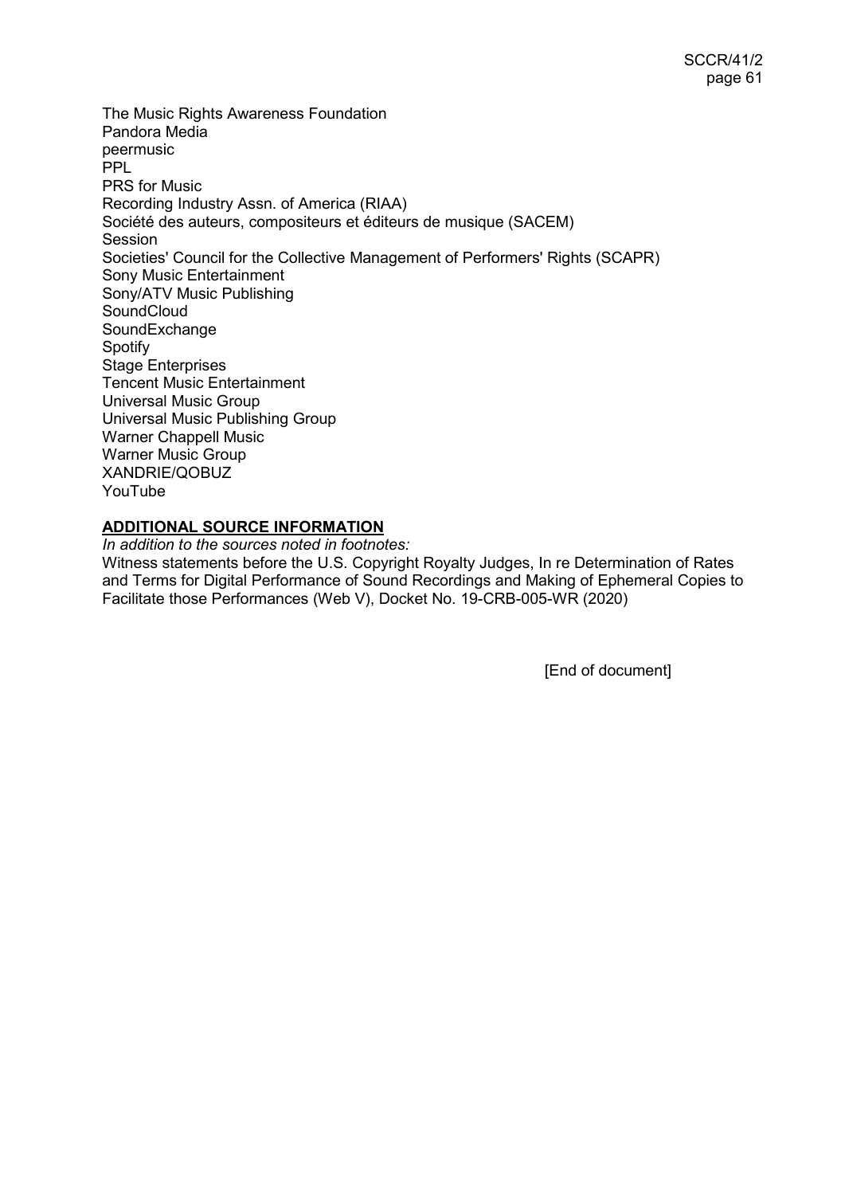The Music Rights Awareness Foundation
Pandora Media
peermusic
PPL
PRS for Music
Recording Industry Assn. of America (RIAA)
Société des auteurs, compositeurs et éditeurs de musique (SACEM)
Session
Societies' Council for the Collective Management of Performers' Rights (SCAPR)
Sony Music Entertainment
Sony/ATV Music Publishing
SoundCloud
SoundExchange
Spotify
Stage Enterprises
Tencent Music Entertainment
Universal Music Group
Universal Music Publishing Group
Warner Chappell Music
Warner Music Group
XANDRIE/QOBUZ
YouTube

**ADDITIONAL SOURCE INFORMATION**

*In addition to the sources noted in footnotes:*

Witness statements before the U.S. Copyright Royalty Judges, In re Determination of Rates and Terms for Digital Performance of Sound Recordings and Making of Ephemeral Copies to Facilitate those Performances (Web V), Docket No. 19-CRB-005-WR (2020)

[End of document]